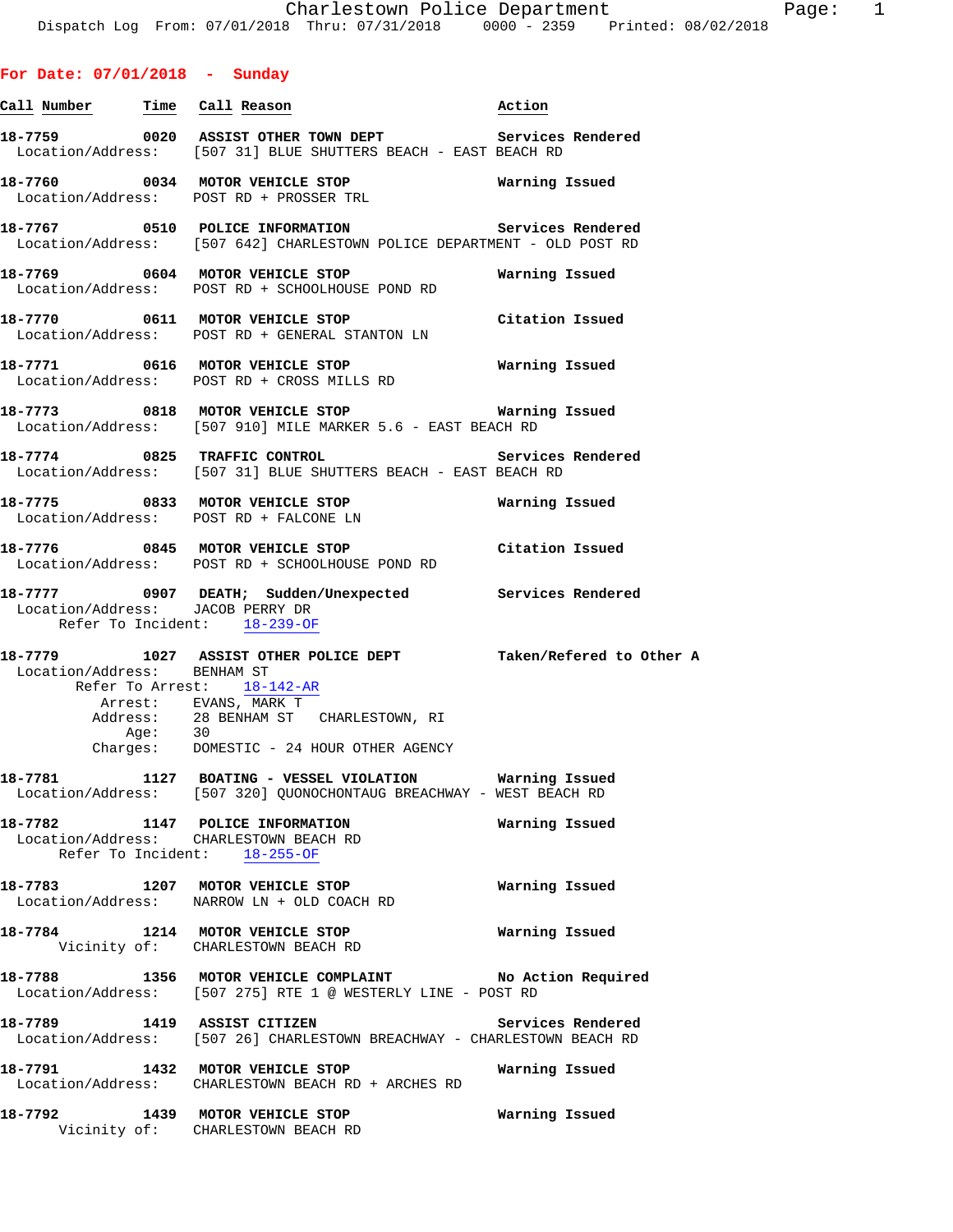Charlestown Police Department

Dispatch Log From: 07/01/2018 Thru: 07/31/2018 0000 - 2359 Printed: 08/02/2018

## For Date: 07/01/2018 - Sunday

| Call Number | Time | Call Reason | Action |
|---|---|---|---|
| 18-7759 | 0020 | ASSIST OTHER TOWN DEPT | Services Rendered |

Location/Address: [507 31] BLUE SHUTTERS BEACH - EAST BEACH RD

| Call Number | Time | Call Reason | Action |
|---|---|---|---|
| 18-7760 | 0034 | MOTOR VEHICLE STOP | Warning Issued |

Location/Address: POST RD + PROSSER TRL

| Call Number | Time | Call Reason | Action |
|---|---|---|---|
| 18-7767 | 0510 | POLICE INFORMATION | Services Rendered |

Location/Address: [507 642] CHARLESTOWN POLICE DEPARTMENT - OLD POST RD

| Call Number | Time | Call Reason | Action |
|---|---|---|---|
| 18-7769 | 0604 | MOTOR VEHICLE STOP | Warning Issued |

Location/Address: POST RD + SCHOOLHOUSE POND RD

| Call Number | Time | Call Reason | Action |
|---|---|---|---|
| 18-7770 | 0611 | MOTOR VEHICLE STOP | Citation Issued |

Location/Address: POST RD + GENERAL STANTON LN

| Call Number | Time | Call Reason | Action |
|---|---|---|---|
| 18-7771 | 0616 | MOTOR VEHICLE STOP | Warning Issued |

Location/Address: POST RD + CROSS MILLS RD

| Call Number | Time | Call Reason | Action |
|---|---|---|---|
| 18-7773 | 0818 | MOTOR VEHICLE STOP | Warning Issued |

Location/Address: [507 910] MILE MARKER 5.6 - EAST BEACH RD

| Call Number | Time | Call Reason | Action |
|---|---|---|---|
| 18-7774 | 0825 | TRAFFIC CONTROL | Services Rendered |

Location/Address: [507 31] BLUE SHUTTERS BEACH - EAST BEACH RD

| Call Number | Time | Call Reason | Action |
|---|---|---|---|
| 18-7775 | 0833 | MOTOR VEHICLE STOP | Warning Issued |

Location/Address: POST RD + FALCONE LN

| Call Number | Time | Call Reason | Action |
|---|---|---|---|
| 18-7776 | 0845 | MOTOR VEHICLE STOP | Citation Issued |

Location/Address: POST RD + SCHOOLHOUSE POND RD

| Call Number | Time | Call Reason | Action |
|---|---|---|---|
| 18-7777 | 0907 | DEATH; Sudden/Unexpected | Services Rendered |

Location/Address: JACOB PERRY DR
Refer To Incident: 18-239-OF

| Call Number | Time | Call Reason | Action |
|---|---|---|---|
| 18-7779 | 1027 | ASSIST OTHER POLICE DEPT | Taken/Refered to Other A |

Location/Address: BENHAM ST
Refer To Arrest: 18-142-AR
Arrest: EVANS, MARK T
Address: 28 BENHAM ST CHARLESTOWN, RI
Age: 30
Charges: DOMESTIC - 24 HOUR OTHER AGENCY

| Call Number | Time | Call Reason | Action |
|---|---|---|---|
| 18-7781 | 1127 | BOATING - VESSEL VIOLATION | Warning Issued |

Location/Address: [507 320] QUONOCHONTAUG BREACHWAY - WEST BEACH RD

| Call Number | Time | Call Reason | Action |
|---|---|---|---|
| 18-7782 | 1147 | POLICE INFORMATION | Warning Issued |

Location/Address: CHARLESTOWN BEACH RD
Refer To Incident: 18-255-OF

| Call Number | Time | Call Reason | Action |
|---|---|---|---|
| 18-7783 | 1207 | MOTOR VEHICLE STOP | Warning Issued |

Location/Address: NARROW LN + OLD COACH RD

| Call Number | Time | Call Reason | Action |
|---|---|---|---|
| 18-7784 | 1214 | MOTOR VEHICLE STOP | Warning Issued |

Vicinity of: CHARLESTOWN BEACH RD

| Call Number | Time | Call Reason | Action |
|---|---|---|---|
| 18-7788 | 1356 | MOTOR VEHICLE COMPLAINT | No Action Required |

Location/Address: [507 275] RTE 1 @ WESTERLY LINE - POST RD

| Call Number | Time | Call Reason | Action |
|---|---|---|---|
| 18-7789 | 1419 | ASSIST CITIZEN | Services Rendered |

Location/Address: [507 26] CHARLESTOWN BREACHWAY - CHARLESTOWN BEACH RD

| Call Number | Time | Call Reason | Action |
|---|---|---|---|
| 18-7791 | 1432 | MOTOR VEHICLE STOP | Warning Issued |

Location/Address: CHARLESTOWN BEACH RD + ARCHES RD

| Call Number | Time | Call Reason | Action |
|---|---|---|---|
| 18-7792 | 1439 | MOTOR VEHICLE STOP | Warning Issued |

Vicinity of: CHARLESTOWN BEACH RD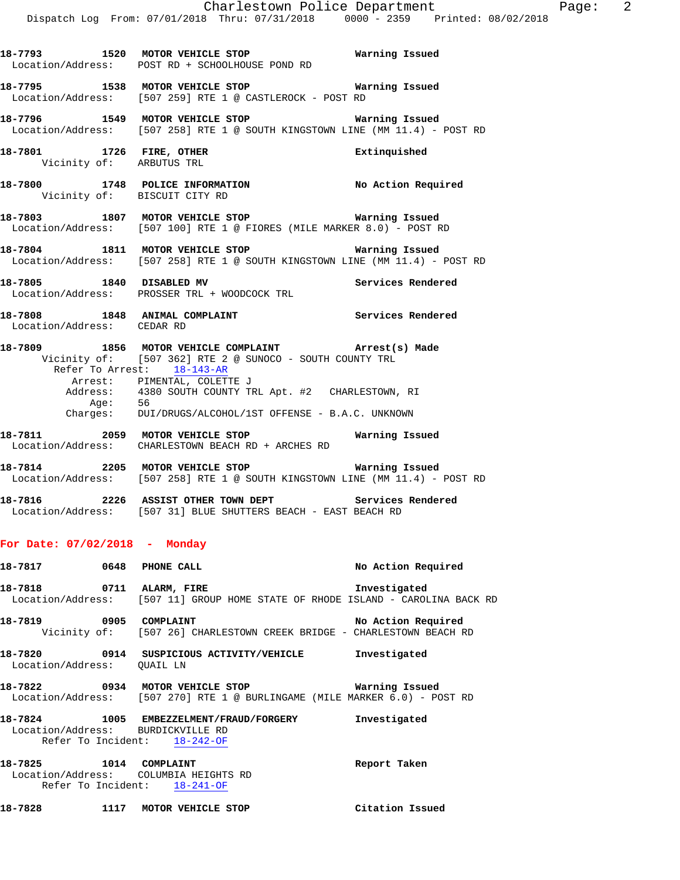**18-7793** 1520 **MOTOR VEHICLE STOP** **Warning Issued**
Location/Address: POST RD + SCHOOLHOUSE POND RD

**18-7795** 1538 **MOTOR VEHICLE STOP** **Warning Issued**
Location/Address: [507 259] RTE 1 @ CASTLEROCK - POST RD

**18-7796** 1549 **MOTOR VEHICLE STOP** **Warning Issued**
Location/Address: [507 258] RTE 1 @ SOUTH KINGSTOWN LINE (MM 11.4) - POST RD

**18-7801** 1726 **FIRE, OTHER** **Extinquished**
Vicinity of: ARBUTUS TRL

**18-7800** 1748 **POLICE INFORMATION** **No Action Required**
Vicinity of: BISCUIT CITY RD

**18-7803** 1807 **MOTOR VEHICLE STOP** **Warning Issued**
Location/Address: [507 100] RTE 1 @ FIORES (MILE MARKER 8.0) - POST RD

**18-7804** 1811 **MOTOR VEHICLE STOP** **Warning Issued**
Location/Address: [507 258] RTE 1 @ SOUTH KINGSTOWN LINE (MM 11.4) - POST RD

**18-7805** 1840 **DISABLED MV** **Services Rendered**
Location/Address: PROSSER TRL + WOODCOCK TRL

**18-7808** 1848 **ANIMAL COMPLAINT** **Services Rendered**
Location/Address: CEDAR RD

**18-7809** 1856 **MOTOR VEHICLE COMPLAINT** **Arrest(s) Made**
Vicinity of: [507 362] RTE 2 @ SUNOCO - SOUTH COUNTY TRL
Refer To Arrest: 18-143-AR
Arrest: PIMENTAL, COLETTE J
Address: 4380 SOUTH COUNTY TRL Apt. #2 CHARLESTOWN, RI
Age: 56
Charges: DUI/DRUGS/ALCOHOL/1ST OFFENSE - B.A.C. UNKNOWN

**18-7811** 2059 **MOTOR VEHICLE STOP** **Warning Issued**
Location/Address: CHARLESTOWN BEACH RD + ARCHES RD

**18-7814** 2205 **MOTOR VEHICLE STOP** **Warning Issued**
Location/Address: [507 258] RTE 1 @ SOUTH KINGSTOWN LINE (MM 11.4) - POST RD

**18-7816** 2226 **ASSIST OTHER TOWN DEPT** **Services Rendered**
Location/Address: [507 31] BLUE SHUTTERS BEACH - EAST BEACH RD

## For Date: 07/02/2018 - Monday

**18-7817** 0648 **PHONE CALL** **No Action Required**

**18-7818** 0711 **ALARM, FIRE** **Investigated**
Location/Address: [507 11] GROUP HOME STATE OF RHODE ISLAND - CAROLINA BACK RD

**18-7819** 0905 **COMPLAINT** **No Action Required**
Vicinity of: [507 26] CHARLESTOWN CREEK BRIDGE - CHARLESTOWN BEACH RD

**18-7820** 0914 **SUSPICIOUS ACTIVITY/VEHICLE** **Investigated**
Location/Address: QUAIL LN

**18-7822** 0934 **MOTOR VEHICLE STOP** **Warning Issued**
Location/Address: [507 270] RTE 1 @ BURLINGAME (MILE MARKER 6.0) - POST RD

**18-7824** 1005 **EMBEZZELMENT/FRAUD/FORGERY** **Investigated**
Location/Address: BURDICKVILLE RD
Refer To Incident: 18-242-OF

**18-7825** 1014 **COMPLAINT** **Report Taken**
Location/Address: COLUMBIA HEIGHTS RD
Refer To Incident: 18-241-OF

**18-7828** 1117 **MOTOR VEHICLE STOP** **Citation Issued**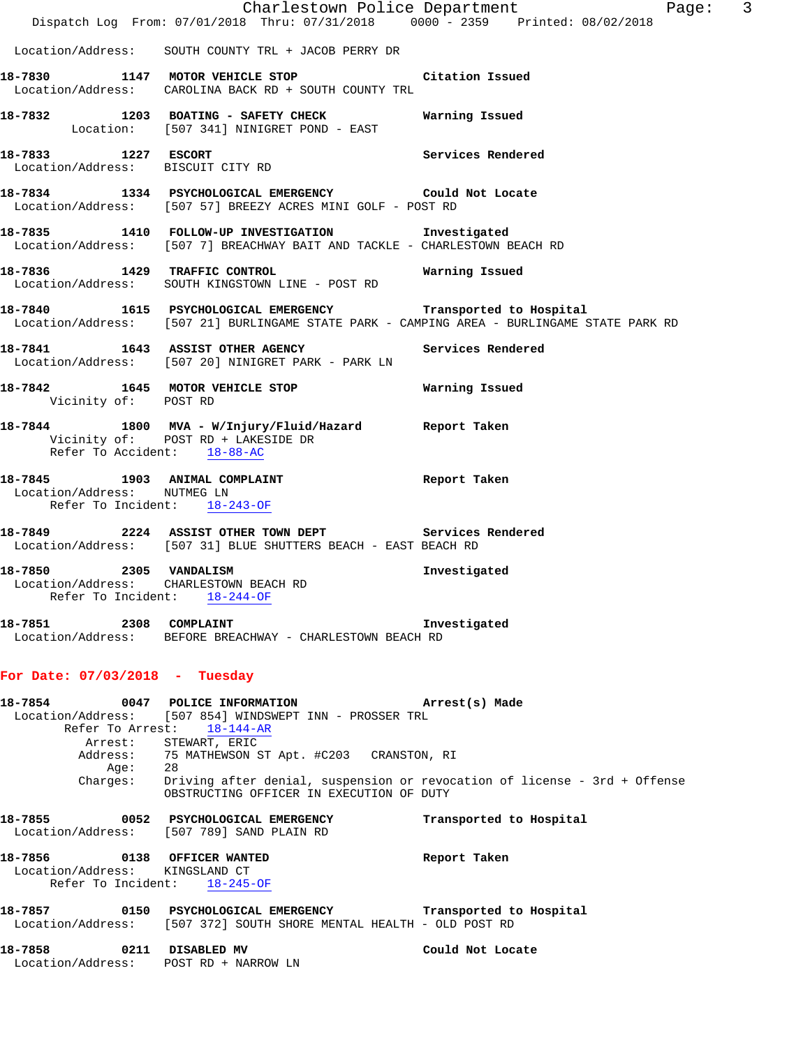Location/Address: SOUTH COUNTY TRL + JACOB PERRY DR

**18-7830 1147 MOTOR VEHICLE STOP** Citation Issued
Location/Address: CAROLINA BACK RD + SOUTH COUNTY TRL

**18-7832 1203 BOATING - SAFETY CHECK** Warning Issued
Location: [507 341] NINIGRET POND - EAST

**18-7833 1227 ESCORT** Services Rendered
Location/Address: BISCUIT CITY RD

**18-7834 1334 PSYCHOLOGICAL EMERGENCY** Could Not Locate
Location/Address: [507 57] BREEZY ACRES MINI GOLF - POST RD

**18-7835 1410 FOLLOW-UP INVESTIGATION** Investigated
Location/Address: [507 7] BREACHWAY BAIT AND TACKLE - CHARLESTOWN BEACH RD

**18-7836 1429 TRAFFIC CONTROL** Warning Issued
Location/Address: SOUTH KINGSTOWN LINE - POST RD

**18-7840 1615 PSYCHOLOGICAL EMERGENCY** Transported to Hospital
Location/Address: [507 21] BURLINGAME STATE PARK - CAMPING AREA - BURLINGAME STATE PARK RD

**18-7841 1643 ASSIST OTHER AGENCY** Services Rendered
Location/Address: [507 20] NINIGRET PARK - PARK LN

**18-7842 1645 MOTOR VEHICLE STOP** Warning Issued
Vicinity of: POST RD

**18-7844 1800 MVA - W/Injury/Fluid/Hazard** Report Taken
Vicinity of: POST RD + LAKESIDE DR
Refer To Accident: 18-88-AC

**18-7845 1903 ANIMAL COMPLAINT** Report Taken
Location/Address: NUTMEG LN
Refer To Incident: 18-243-OF

**18-7849 2224 ASSIST OTHER TOWN DEPT** Services Rendered
Location/Address: [507 31] BLUE SHUTTERS BEACH - EAST BEACH RD

**18-7850 2305 VANDALISM** Investigated
Location/Address: CHARLESTOWN BEACH RD
Refer To Incident: 18-244-OF

**18-7851 2308 COMPLAINT** Investigated
Location/Address: BEFORE BREACHWAY - CHARLESTOWN BEACH RD

## For Date: 07/03/2018 - Tuesday

**18-7854 0047 POLICE INFORMATION** Arrest(s) Made
Location/Address: [507 854] WINDSWEPT INN - PROSSER TRL
Refer To Arrest: 18-144-AR
Arrest: STEWART, ERIC
Address: 75 MATHEWSON ST Apt. #C203 CRANSTON, RI
Age: 28
Charges: Driving after denial, suspension or revocation of license - 3rd + Offense
OBSTRUCTING OFFICER IN EXECUTION OF DUTY

**18-7855 0052 PSYCHOLOGICAL EMERGENCY** Transported to Hospital
Location/Address: [507 789] SAND PLAIN RD

**18-7856 0138 OFFICER WANTED** Report Taken
Location/Address: KINGSLAND CT
Refer To Incident: 18-245-OF

**18-7857 0150 PSYCHOLOGICAL EMERGENCY** Transported to Hospital
Location/Address: [507 372] SOUTH SHORE MENTAL HEALTH - OLD POST RD

**18-7858 0211 DISABLED MV** Could Not Locate
Location/Address: POST RD + NARROW LN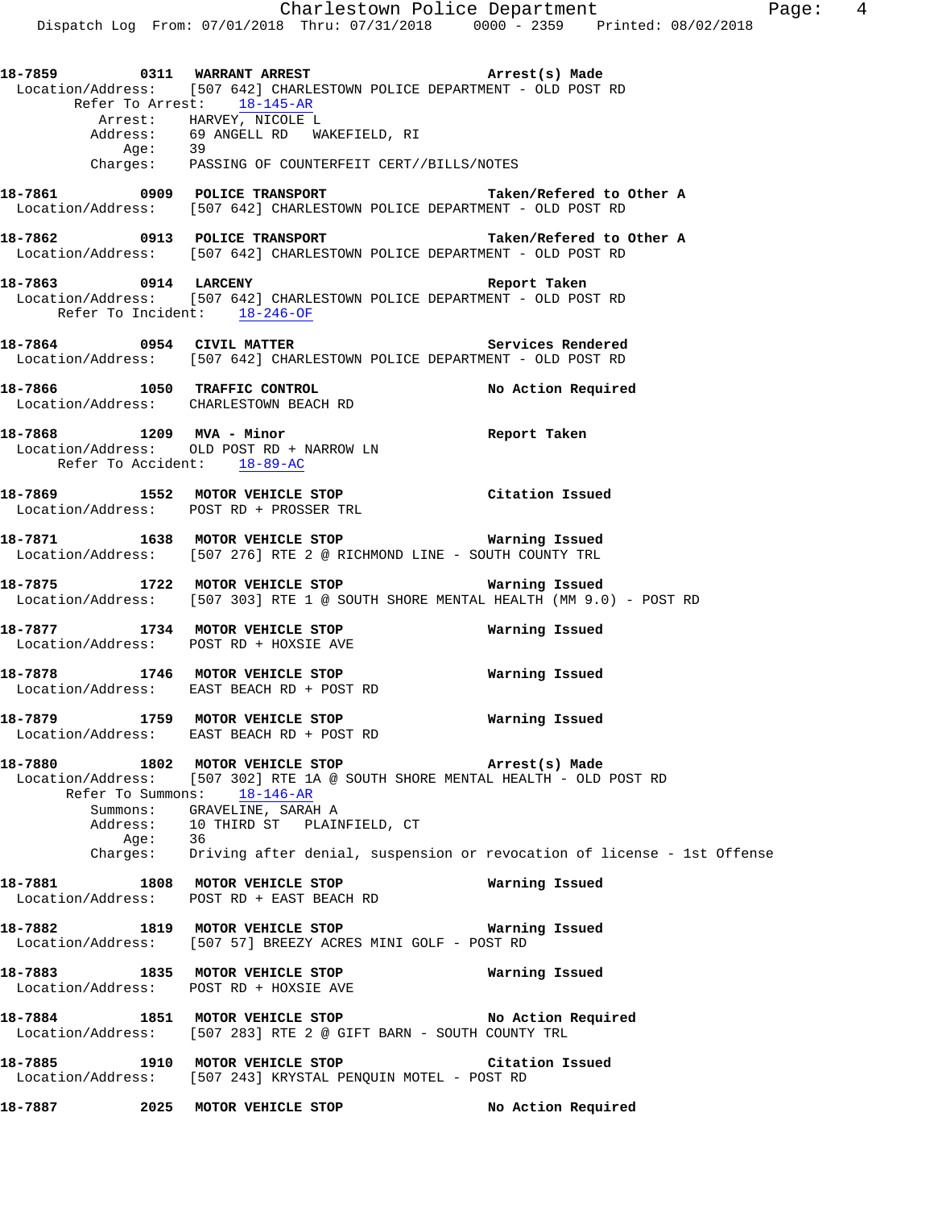18-7859 0311 **WARRANT ARREST** Arrest(s) Made
Location/Address: [507 642] CHARLESTOWN POLICE DEPARTMENT - OLD POST RD
Refer To Arrest: 18-145-AR
Arrest: HARVEY, NICOLE L
Address: 69 ANGELL RD WAKEFIELD, RI
Age: 39
Charges: PASSING OF COUNTERFEIT CERT//BILLS/NOTES

18-7861 0909 **POLICE TRANSPORT** Taken/Refered to Other A
Location/Address: [507 642] CHARLESTOWN POLICE DEPARTMENT - OLD POST RD

18-7862 0913 **POLICE TRANSPORT** Taken/Refered to Other A
Location/Address: [507 642] CHARLESTOWN POLICE DEPARTMENT - OLD POST RD

18-7863 0914 **LARCENY** Report Taken
Location/Address: [507 642] CHARLESTOWN POLICE DEPARTMENT - OLD POST RD
Refer To Incident: 18-246-OF

18-7864 0954 **CIVIL MATTER** Services Rendered
Location/Address: [507 642] CHARLESTOWN POLICE DEPARTMENT - OLD POST RD

18-7866 1050 **TRAFFIC CONTROL** No Action Required
Location/Address: CHARLESTOWN BEACH RD

18-7868 1209 **MVA - Minor** Report Taken
Location/Address: OLD POST RD + NARROW LN
Refer To Accident: 18-89-AC

18-7869 1552 **MOTOR VEHICLE STOP** Citation Issued
Location/Address: POST RD + PROSSER TRL

18-7871 1638 **MOTOR VEHICLE STOP** Warning Issued
Location/Address: [507 276] RTE 2 @ RICHMOND LINE - SOUTH COUNTY TRL

18-7875 1722 **MOTOR VEHICLE STOP** Warning Issued
Location/Address: [507 303] RTE 1 @ SOUTH SHORE MENTAL HEALTH (MM 9.0) - POST RD

18-7877 1734 **MOTOR VEHICLE STOP** Warning Issued
Location/Address: POST RD + HOXSIE AVE

18-7878 1746 **MOTOR VEHICLE STOP** Warning Issued
Location/Address: EAST BEACH RD + POST RD

18-7879 1759 **MOTOR VEHICLE STOP** Warning Issued
Location/Address: EAST BEACH RD + POST RD

18-7880 1802 **MOTOR VEHICLE STOP** Arrest(s) Made
Location/Address: [507 302] RTE 1A @ SOUTH SHORE MENTAL HEALTH - OLD POST RD
Refer To Summons: 18-146-AR
Summons: GRAVELINE, SARAH A
Address: 10 THIRD ST PLAINFIELD, CT
Age: 36
Charges: Driving after denial, suspension or revocation of license - 1st Offense

18-7881 1808 **MOTOR VEHICLE STOP** Warning Issued
Location/Address: POST RD + EAST BEACH RD

18-7882 1819 **MOTOR VEHICLE STOP** Warning Issued
Location/Address: [507 57] BREEZY ACRES MINI GOLF - POST RD

18-7883 1835 **MOTOR VEHICLE STOP** Warning Issued
Location/Address: POST RD + HOXSIE AVE

18-7884 1851 **MOTOR VEHICLE STOP** No Action Required
Location/Address: [507 283] RTE 2 @ GIFT BARN - SOUTH COUNTY TRL

18-7885 1910 **MOTOR VEHICLE STOP** Citation Issued
Location/Address: [507 243] KRYSTAL PENQUIN MOTEL - POST RD

18-7887 2025 **MOTOR VEHICLE STOP** No Action Required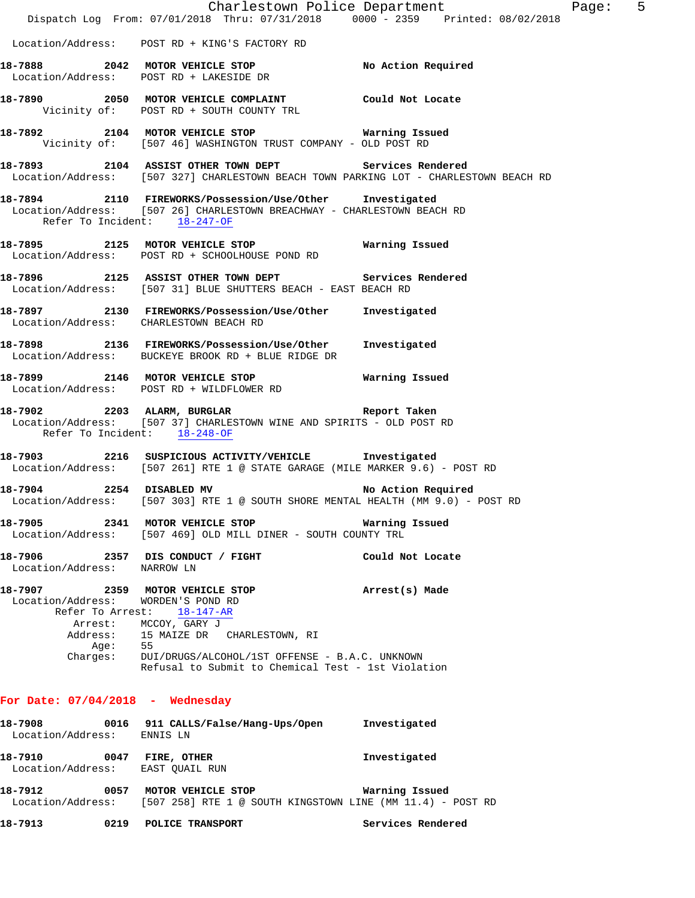Location/Address: POST RD + KING'S FACTORY RD

**18-7888 2042 MOTOR VEHICLE STOP** No Action Required
Location/Address: POST RD + LAKESIDE DR

**18-7890 2050 MOTOR VEHICLE COMPLAINT** Could Not Locate
Vicinity of: POST RD + SOUTH COUNTY TRL

**18-7892 2104 MOTOR VEHICLE STOP** Warning Issued
Vicinity of: [507 46] WASHINGTON TRUST COMPANY - OLD POST RD

**18-7893 2104 ASSIST OTHER TOWN DEPT** Services Rendered
Location/Address: [507 327] CHARLESTOWN BEACH TOWN PARKING LOT - CHARLESTOWN BEACH RD

**18-7894 2110 FIREWORKS/Possession/Use/Other** Investigated
Location/Address: [507 26] CHARLESTOWN BREACHWAY - CHARLESTOWN BEACH RD
Refer To Incident: 18-247-OF

**18-7895 2125 MOTOR VEHICLE STOP** Warning Issued
Location/Address: POST RD + SCHOOLHOUSE POND RD

**18-7896 2125 ASSIST OTHER TOWN DEPT** Services Rendered
Location/Address: [507 31] BLUE SHUTTERS BEACH - EAST BEACH RD

**18-7897 2130 FIREWORKS/Possession/Use/Other** Investigated
Location/Address: CHARLESTOWN BEACH RD

**18-7898 2136 FIREWORKS/Possession/Use/Other** Investigated
Location/Address: BUCKEYE BROOK RD + BLUE RIDGE DR

**18-7899 2146 MOTOR VEHICLE STOP** Warning Issued
Location/Address: POST RD + WILDFLOWER RD

**18-7902 2203 ALARM, BURGLAR** Report Taken
Location/Address: [507 37] CHARLESTOWN WINE AND SPIRITS - OLD POST RD
Refer To Incident: 18-248-OF

**18-7903 2216 SUSPICIOUS ACTIVITY/VEHICLE** Investigated
Location/Address: [507 261] RTE 1 @ STATE GARAGE (MILE MARKER 9.6) - POST RD

**18-7904 2254 DISABLED MV** No Action Required
Location/Address: [507 303] RTE 1 @ SOUTH SHORE MENTAL HEALTH (MM 9.0) - POST RD

**18-7905 2341 MOTOR VEHICLE STOP** Warning Issued
Location/Address: [507 469] OLD MILL DINER - SOUTH COUNTY TRL

**18-7906 2357 DIS CONDUCT / FIGHT** Could Not Locate
Location/Address: NARROW LN

**18-7907 2359 MOTOR VEHICLE STOP** Arrest(s) Made
Location/Address: WORDEN'S POND RD
Refer To Arrest: 18-147-AR
Arrest: MCCOY, GARY J
Address: 15 MAIZE DR CHARLESTOWN, RI
Age: 55
Charges: DUI/DRUGS/ALCOHOL/1ST OFFENSE - B.A.C. UNKNOWN
Refusal to Submit to Chemical Test - 1st Violation

## For Date: 07/04/2018 - Wednesday

**18-7908 0016 911 CALLS/False/Hang-Ups/Open** Investigated
Location/Address: ENNIS LN

**18-7910 0047 FIRE, OTHER** Investigated
Location/Address: EAST QUAIL RUN

**18-7912 0057 MOTOR VEHICLE STOP** Warning Issued
Location/Address: [507 258] RTE 1 @ SOUTH KINGSTOWN LINE (MM 11.4) - POST RD

**18-7913 0219 POLICE TRANSPORT** Services Rendered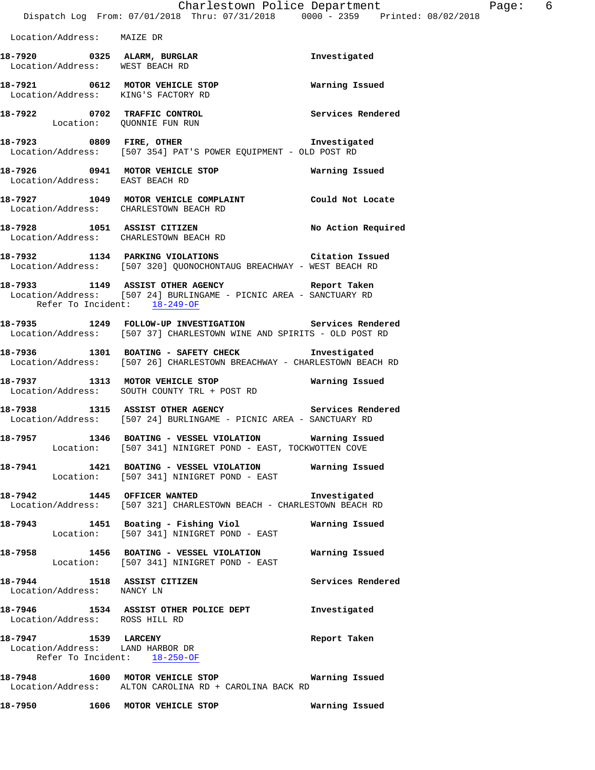Location/Address: MAIZE DR

**18-7920 0325 ALARM, BURGLAR** Investigated
Location/Address: WEST BEACH RD

**18-7921 0612 MOTOR VEHICLE STOP** Warning Issued
Location/Address: KING'S FACTORY RD

**18-7922 0702 TRAFFIC CONTROL** Services Rendered
Location: QUONNIE FUN RUN

**18-7923 0809 FIRE, OTHER** Investigated
Location/Address: [507 354] PAT'S POWER EQUIPMENT - OLD POST RD

**18-7926 0941 MOTOR VEHICLE STOP** Warning Issued
Location/Address: EAST BEACH RD

**18-7927 1049 MOTOR VEHICLE COMPLAINT** Could Not Locate
Location/Address: CHARLESTOWN BEACH RD

**18-7928 1051 ASSIST CITIZEN** No Action Required
Location/Address: CHARLESTOWN BEACH RD

**18-7932 1134 PARKING VIOLATIONS** Citation Issued
Location/Address: [507 320] QUONOCHONTAUG BREACHWAY - WEST BEACH RD

**18-7933 1149 ASSIST OTHER AGENCY** Report Taken
Location/Address: [507 24] BURLINGAME - PICNIC AREA - SANCTUARY RD
Refer To Incident: 18-249-OF

**18-7935 1249 FOLLOW-UP INVESTIGATION** Services Rendered
Location/Address: [507 37] CHARLESTOWN WINE AND SPIRITS - OLD POST RD

**18-7936 1301 BOATING - SAFETY CHECK** Investigated
Location/Address: [507 26] CHARLESTOWN BREACHWAY - CHARLESTOWN BEACH RD

**18-7937 1313 MOTOR VEHICLE STOP** Warning Issued
Location/Address: SOUTH COUNTY TRL + POST RD

**18-7938 1315 ASSIST OTHER AGENCY** Services Rendered
Location/Address: [507 24] BURLINGAME - PICNIC AREA - SANCTUARY RD

**18-7957 1346 BOATING - VESSEL VIOLATION** Warning Issued
Location: [507 341] NINIGRET POND - EAST, TOCKWOTTEN COVE

**18-7941 1421 BOATING - VESSEL VIOLATION** Warning Issued
Location: [507 341] NINIGRET POND - EAST

**18-7942 1445 OFFICER WANTED** Investigated
Location/Address: [507 321] CHARLESTOWN BEACH - CHARLESTOWN BEACH RD

**18-7943 1451 Boating - Fishing Viol** Warning Issued
Location: [507 341] NINIGRET POND - EAST

**18-7958 1456 BOATING - VESSEL VIOLATION** Warning Issued
Location: [507 341] NINIGRET POND - EAST

**18-7944 1518 ASSIST CITIZEN** Services Rendered
Location/Address: NANCY LN

**18-7946 1534 ASSIST OTHER POLICE DEPT** Investigated
Location/Address: ROSS HILL RD

**18-7947 1539 LARCENY** Report Taken
Location/Address: LAND HARBOR DR
Refer To Incident: 18-250-OF

**18-7948 1600 MOTOR VEHICLE STOP** Warning Issued
Location/Address: ALTON CAROLINA RD + CAROLINA BACK RD

**18-7950 1606 MOTOR VEHICLE STOP** Warning Issued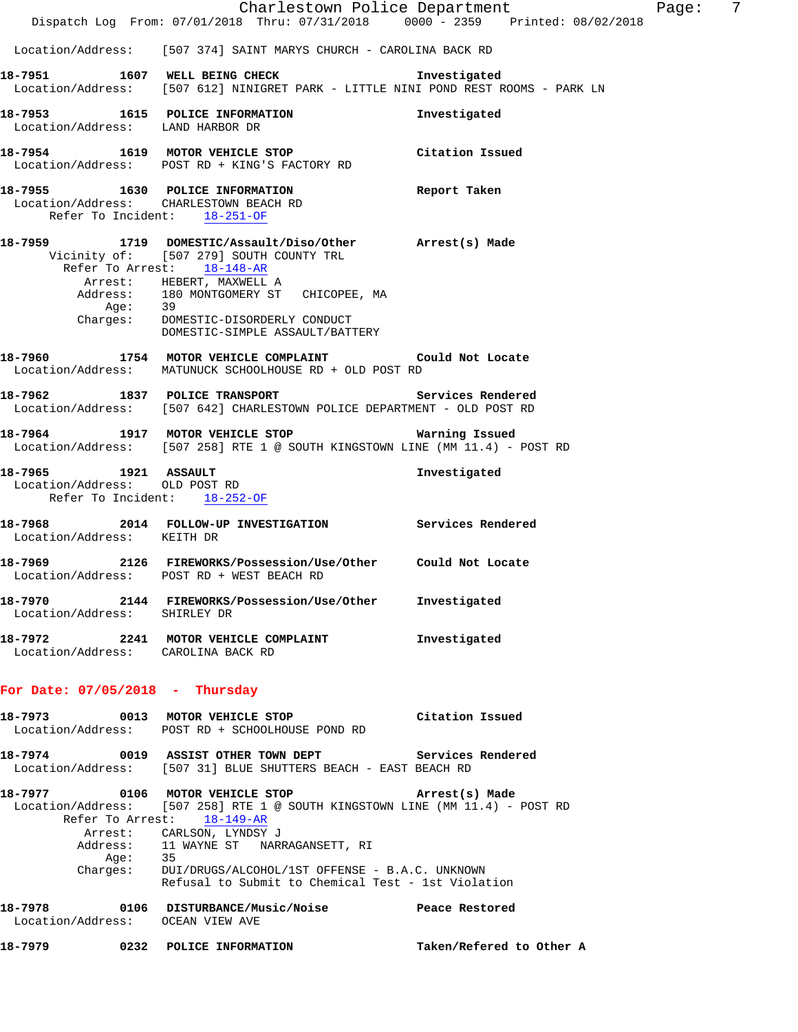Location/Address: [507 374] SAINT MARYS CHURCH - CAROLINA BACK RD

**18-7951** 1607 **WELL BEING CHECK** Investigated
Location/Address: [507 612] NINIGRET PARK - LITTLE NINI POND REST ROOMS - PARK LN

**18-7953** 1615 **POLICE INFORMATION** Investigated
Location/Address: LAND HARBOR DR

**18-7954** 1619 **MOTOR VEHICLE STOP** Citation Issued
Location/Address: POST RD + KING'S FACTORY RD

**18-7955** 1630 **POLICE INFORMATION** Report Taken
Location/Address: CHARLESTOWN BEACH RD
Refer To Incident: 18-251-OF

**18-7959** 1719 **DOMESTIC/Assault/Diso/Other** Arrest(s) Made
Vicinity of: [507 279] SOUTH COUNTY TRL
Refer To Arrest: 18-148-AR
Arrest: HEBERT, MAXWELL A
Address: 180 MONTGOMERY ST CHICOPEE, MA
Age: 39
Charges: DOMESTIC-DISORDERLY CONDUCT
DOMESTIC-SIMPLE ASSAULT/BATTERY

**18-7960** 1754 **MOTOR VEHICLE COMPLAINT** Could Not Locate
Location/Address: MATUNUCK SCHOOLHOUSE RD + OLD POST RD

**18-7962** 1837 **POLICE TRANSPORT** Services Rendered
Location/Address: [507 642] CHARLESTOWN POLICE DEPARTMENT - OLD POST RD

**18-7964** 1917 **MOTOR VEHICLE STOP** Warning Issued
Location/Address: [507 258] RTE 1 @ SOUTH KINGSTOWN LINE (MM 11.4) - POST RD

**18-7965** 1921 **ASSAULT** Investigated
Location/Address: OLD POST RD
Refer To Incident: 18-252-OF

**18-7968** 2014 **FOLLOW-UP INVESTIGATION** Services Rendered
Location/Address: KEITH DR

**18-7969** 2126 **FIREWORKS/Possession/Use/Other** Could Not Locate
Location/Address: POST RD + WEST BEACH RD

**18-7970** 2144 **FIREWORKS/Possession/Use/Other** Investigated
Location/Address: SHIRLEY DR

**18-7972** 2241 **MOTOR VEHICLE COMPLAINT** Investigated
Location/Address: CAROLINA BACK RD

## For Date: 07/05/2018 - Thursday

**18-7973** 0013 **MOTOR VEHICLE STOP** Citation Issued
Location/Address: POST RD + SCHOOLHOUSE POND RD

**18-7974** 0019 **ASSIST OTHER TOWN DEPT** Services Rendered
Location/Address: [507 31] BLUE SHUTTERS BEACH - EAST BEACH RD

**18-7977** 0106 **MOTOR VEHICLE STOP** Arrest(s) Made
Location/Address: [507 258] RTE 1 @ SOUTH KINGSTOWN LINE (MM 11.4) - POST RD
Refer To Arrest: 18-149-AR
Arrest: CARLSON, LYNDSY J
Address: 11 WAYNE ST NARRAGANSETT, RI
Age: 35
Charges: DUI/DRUGS/ALCOHOL/1ST OFFENSE - B.A.C. UNKNOWN
Refusal to Submit to Chemical Test - 1st Violation

**18-7978** 0106 **DISTURBANCE/Music/Noise** Peace Restored
Location/Address: OCEAN VIEW AVE

**18-7979** 0232 **POLICE INFORMATION** Taken/Refered to Other A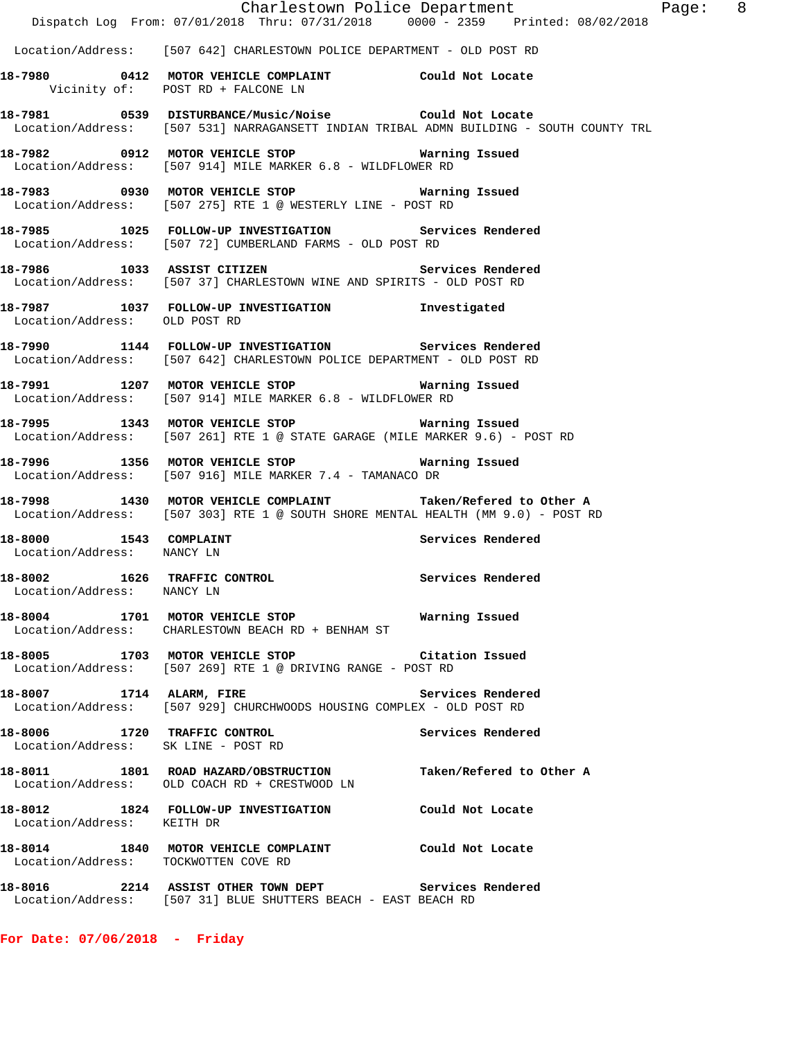Location/Address: [507 642] CHARLESTOWN POLICE DEPARTMENT - OLD POST RD

**18-7980 0412 MOTOR VEHICLE COMPLAINT Could Not Locate**
Vicinity of: POST RD + FALCONE LN

**18-7981 0539 DISTURBANCE/Music/Noise Could Not Locate**
Location/Address: [507 531] NARRAGANSETT INDIAN TRIBAL ADMN BUILDING - SOUTH COUNTY TRL

**18-7982 0912 MOTOR VEHICLE STOP Warning Issued**
Location/Address: [507 914] MILE MARKER 6.8 - WILDFLOWER RD

**18-7983 0930 MOTOR VEHICLE STOP Warning Issued**
Location/Address: [507 275] RTE 1 @ WESTERLY LINE - POST RD

**18-7985 1025 FOLLOW-UP INVESTIGATION Services Rendered**
Location/Address: [507 72] CUMBERLAND FARMS - OLD POST RD

**18-7986 1033 ASSIST CITIZEN Services Rendered**
Location/Address: [507 37] CHARLESTOWN WINE AND SPIRITS - OLD POST RD

**18-7987 1037 FOLLOW-UP INVESTIGATION Investigated**
Location/Address: OLD POST RD

**18-7990 1144 FOLLOW-UP INVESTIGATION Services Rendered**
Location/Address: [507 642] CHARLESTOWN POLICE DEPARTMENT - OLD POST RD

**18-7991 1207 MOTOR VEHICLE STOP Warning Issued**
Location/Address: [507 914] MILE MARKER 6.8 - WILDFLOWER RD

**18-7995 1343 MOTOR VEHICLE STOP Warning Issued**
Location/Address: [507 261] RTE 1 @ STATE GARAGE (MILE MARKER 9.6) - POST RD

**18-7996 1356 MOTOR VEHICLE STOP Warning Issued**
Location/Address: [507 916] MILE MARKER 7.4 - TAMANACO DR

**18-7998 1430 MOTOR VEHICLE COMPLAINT Taken/Refered to Other A**
Location/Address: [507 303] RTE 1 @ SOUTH SHORE MENTAL HEALTH (MM 9.0) - POST RD

**18-8000 1543 COMPLAINT Services Rendered**
Location/Address: NANCY LN

**18-8002 1626 TRAFFIC CONTROL Services Rendered**
Location/Address: NANCY LN

**18-8004 1701 MOTOR VEHICLE STOP Warning Issued**
Location/Address: CHARLESTOWN BEACH RD + BENHAM ST

**18-8005 1703 MOTOR VEHICLE STOP Citation Issued**
Location/Address: [507 269] RTE 1 @ DRIVING RANGE - POST RD

**18-8007 1714 ALARM, FIRE Services Rendered**
Location/Address: [507 929] CHURCHWOODS HOUSING COMPLEX - OLD POST RD

**18-8006 1720 TRAFFIC CONTROL Services Rendered**
Location/Address: SK LINE - POST RD

**18-8011 1801 ROAD HAZARD/OBSTRUCTION Taken/Refered to Other A**
Location/Address: OLD COACH RD + CRESTWOOD LN

**18-8012 1824 FOLLOW-UP INVESTIGATION Could Not Locate**
Location/Address: KEITH DR

**18-8014 1840 MOTOR VEHICLE COMPLAINT Could Not Locate**
Location/Address: TOCKWOTTEN COVE RD

**18-8016 2214 ASSIST OTHER TOWN DEPT Services Rendered**
Location/Address: [507 31] BLUE SHUTTERS BEACH - EAST BEACH RD

**For Date: 07/06/2018 - Friday**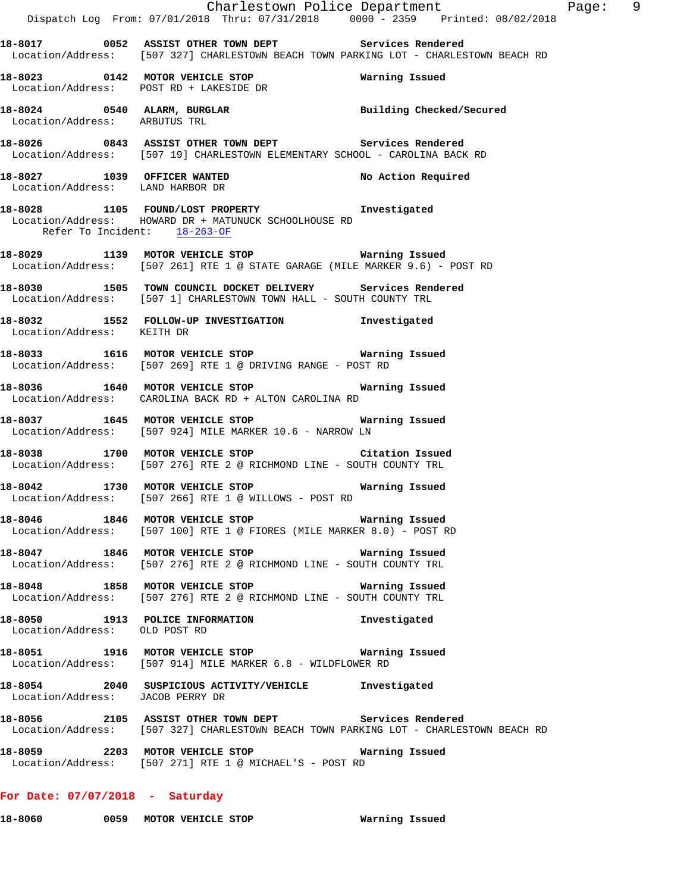18-8017 0052 ASSIST OTHER TOWN DEPT Services Rendered
Location/Address: [507 327] CHARLESTOWN BEACH TOWN PARKING LOT - CHARLESTOWN BEACH RD

18-8023 0142 MOTOR VEHICLE STOP Warning Issued
Location/Address: POST RD + LAKESIDE DR

18-8024 0540 ALARM, BURGLAR Building Checked/Secured
Location/Address: ARBUTUS TRL

18-8026 0843 ASSIST OTHER TOWN DEPT Services Rendered
Location/Address: [507 19] CHARLESTOWN ELEMENTARY SCHOOL - CAROLINA BACK RD

18-8027 1039 OFFICER WANTED No Action Required
Location/Address: LAND HARBOR DR

18-8028 1105 FOUND/LOST PROPERTY Investigated
Location/Address: HOWARD DR + MATUNUCK SCHOOLHOUSE RD
Refer To Incident: 18-263-OF

18-8029 1139 MOTOR VEHICLE STOP Warning Issued
Location/Address: [507 261] RTE 1 @ STATE GARAGE (MILE MARKER 9.6) - POST RD

18-8030 1505 TOWN COUNCIL DOCKET DELIVERY Services Rendered
Location/Address: [507 1] CHARLESTOWN TOWN HALL - SOUTH COUNTY TRL

18-8032 1552 FOLLOW-UP INVESTIGATION Investigated
Location/Address: KEITH DR

18-8033 1616 MOTOR VEHICLE STOP Warning Issued
Location/Address: [507 269] RTE 1 @ DRIVING RANGE - POST RD

18-8036 1640 MOTOR VEHICLE STOP Warning Issued
Location/Address: CAROLINA BACK RD + ALTON CAROLINA RD

18-8037 1645 MOTOR VEHICLE STOP Warning Issued
Location/Address: [507 924] MILE MARKER 10.6 - NARROW LN

18-8038 1700 MOTOR VEHICLE STOP Citation Issued
Location/Address: [507 276] RTE 2 @ RICHMOND LINE - SOUTH COUNTY TRL

18-8042 1730 MOTOR VEHICLE STOP Warning Issued
Location/Address: [507 266] RTE 1 @ WILLOWS - POST RD

18-8046 1846 MOTOR VEHICLE STOP Warning Issued
Location/Address: [507 100] RTE 1 @ FIORES (MILE MARKER 8.0) - POST RD

18-8047 1846 MOTOR VEHICLE STOP Warning Issued
Location/Address: [507 276] RTE 2 @ RICHMOND LINE - SOUTH COUNTY TRL

18-8048 1858 MOTOR VEHICLE STOP Warning Issued
Location/Address: [507 276] RTE 2 @ RICHMOND LINE - SOUTH COUNTY TRL

18-8050 1913 POLICE INFORMATION Investigated
Location/Address: OLD POST RD

18-8051 1916 MOTOR VEHICLE STOP Warning Issued
Location/Address: [507 914] MILE MARKER 6.8 - WILDFLOWER RD

18-8054 2040 SUSPICIOUS ACTIVITY/VEHICLE Investigated
Location/Address: JACOB PERRY DR

18-8056 2105 ASSIST OTHER TOWN DEPT Services Rendered
Location/Address: [507 327] CHARLESTOWN BEACH TOWN PARKING LOT - CHARLESTOWN BEACH RD

18-8059 2203 MOTOR VEHICLE STOP Warning Issued
Location/Address: [507 271] RTE 1 @ MICHAEL'S - POST RD

## For Date: 07/07/2018 - Saturday

18-8060 0059 MOTOR VEHICLE STOP Warning Issued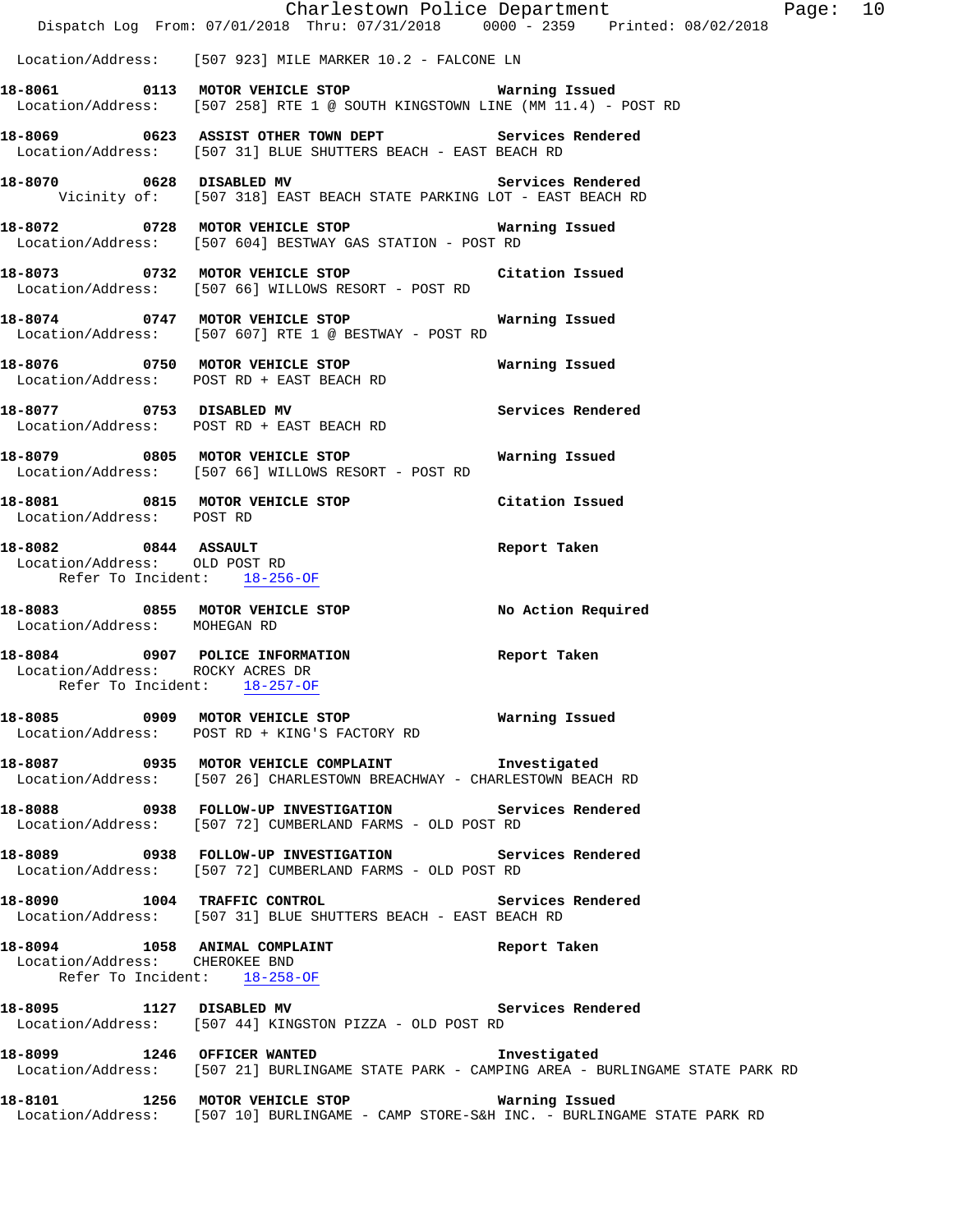Location/Address: [507 923] MILE MARKER 10.2 - FALCONE LN

**18-8061 0113 MOTOR VEHICLE STOP** Warning Issued
Location/Address: [507 258] RTE 1 @ SOUTH KINGSTOWN LINE (MM 11.4) - POST RD

**18-8069 0623 ASSIST OTHER TOWN DEPT** Services Rendered
Location/Address: [507 31] BLUE SHUTTERS BEACH - EAST BEACH RD

**18-8070 0628 DISABLED MV** Services Rendered
Vicinity of: [507 318] EAST BEACH STATE PARKING LOT - EAST BEACH RD

**18-8072 0728 MOTOR VEHICLE STOP** Warning Issued
Location/Address: [507 604] BESTWAY GAS STATION - POST RD

**18-8073 0732 MOTOR VEHICLE STOP** Citation Issued
Location/Address: [507 66] WILLOWS RESORT - POST RD

**18-8074 0747 MOTOR VEHICLE STOP** Warning Issued
Location/Address: [507 607] RTE 1 @ BESTWAY - POST RD

**18-8076 0750 MOTOR VEHICLE STOP** Warning Issued
Location/Address: POST RD + EAST BEACH RD

**18-8077 0753 DISABLED MV** Services Rendered
Location/Address: POST RD + EAST BEACH RD

**18-8079 0805 MOTOR VEHICLE STOP** Warning Issued
Location/Address: [507 66] WILLOWS RESORT - POST RD

**18-8081 0815 MOTOR VEHICLE STOP** Citation Issued
Location/Address: POST RD

**18-8082 0844 ASSAULT** Report Taken
Location/Address: OLD POST RD
Refer To Incident: 18-256-OF

**18-8083 0855 MOTOR VEHICLE STOP** No Action Required
Location/Address: MOHEGAN RD

**18-8084 0907 POLICE INFORMATION** Report Taken
Location/Address: ROCKY ACRES DR
Refer To Incident: 18-257-OF

**18-8085 0909 MOTOR VEHICLE STOP** Warning Issued
Location/Address: POST RD + KING'S FACTORY RD

**18-8087 0935 MOTOR VEHICLE COMPLAINT** Investigated
Location/Address: [507 26] CHARLESTOWN BREACHWAY - CHARLESTOWN BEACH RD

**18-8088 0938 FOLLOW-UP INVESTIGATION** Services Rendered
Location/Address: [507 72] CUMBERLAND FARMS - OLD POST RD

**18-8089 0938 FOLLOW-UP INVESTIGATION** Services Rendered
Location/Address: [507 72] CUMBERLAND FARMS - OLD POST RD

**18-8090 1004 TRAFFIC CONTROL** Services Rendered
Location/Address: [507 31] BLUE SHUTTERS BEACH - EAST BEACH RD

**18-8094 1058 ANIMAL COMPLAINT** Report Taken
Location/Address: CHEROKEE BND
Refer To Incident: 18-258-OF

**18-8095 1127 DISABLED MV** Services Rendered
Location/Address: [507 44] KINGSTON PIZZA - OLD POST RD

**18-8099 1246 OFFICER WANTED** Investigated
Location/Address: [507 21] BURLINGAME STATE PARK - CAMPING AREA - BURLINGAME STATE PARK RD

**18-8101 1256 MOTOR VEHICLE STOP** Warning Issued
Location/Address: [507 10] BURLINGAME - CAMP STORE-S&H INC. - BURLINGAME STATE PARK RD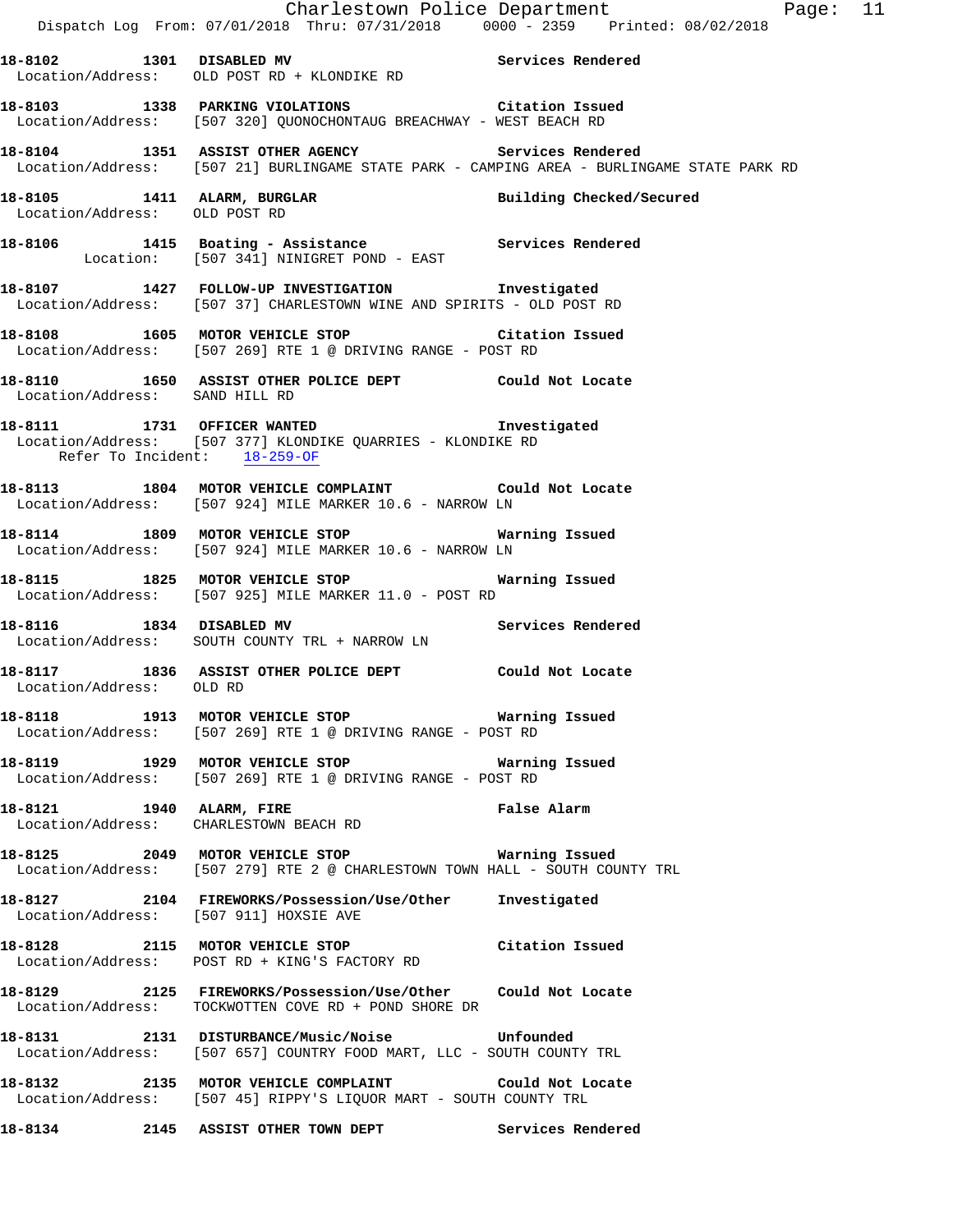**18-8102 1301 DISABLED MV** — Services Rendered
Location/Address: OLD POST RD + KLONDIKE RD

**18-8103 1338 PARKING VIOLATIONS** — Citation Issued
Location/Address: [507 320] QUONOCHONTAUG BREACHWAY - WEST BEACH RD

**18-8104 1351 ASSIST OTHER AGENCY** — Services Rendered
Location/Address: [507 21] BURLINGAME STATE PARK - CAMPING AREA - BURLINGAME STATE PARK RD

**18-8105 1411 ALARM, BURGLAR** — Building Checked/Secured
Location/Address: OLD POST RD

**18-8106 1415 Boating - Assistance** — Services Rendered
Location: [507 341] NINIGRET POND - EAST

**18-8107 1427 FOLLOW-UP INVESTIGATION** — Investigated
Location/Address: [507 37] CHARLESTOWN WINE AND SPIRITS - OLD POST RD

**18-8108 1605 MOTOR VEHICLE STOP** — Citation Issued
Location/Address: [507 269] RTE 1 @ DRIVING RANGE - POST RD

**18-8110 1650 ASSIST OTHER POLICE DEPT** — Could Not Locate
Location/Address: SAND HILL RD

**18-8111 1731 OFFICER WANTED** — Investigated
Location/Address: [507 377] KLONDIKE QUARRIES - KLONDIKE RD
Refer To Incident: 18-259-OF

**18-8113 1804 MOTOR VEHICLE COMPLAINT** — Could Not Locate
Location/Address: [507 924] MILE MARKER 10.6 - NARROW LN

**18-8114 1809 MOTOR VEHICLE STOP** — Warning Issued
Location/Address: [507 924] MILE MARKER 10.6 - NARROW LN

**18-8115 1825 MOTOR VEHICLE STOP** — Warning Issued
Location/Address: [507 925] MILE MARKER 11.0 - POST RD

**18-8116 1834 DISABLED MV** — Services Rendered
Location/Address: SOUTH COUNTY TRL + NARROW LN

**18-8117 1836 ASSIST OTHER POLICE DEPT** — Could Not Locate
Location/Address: OLD RD

**18-8118 1913 MOTOR VEHICLE STOP** — Warning Issued
Location/Address: [507 269] RTE 1 @ DRIVING RANGE - POST RD

**18-8119 1929 MOTOR VEHICLE STOP** — Warning Issued
Location/Address: [507 269] RTE 1 @ DRIVING RANGE - POST RD

**18-8121 1940 ALARM, FIRE** — False Alarm
Location/Address: CHARLESTOWN BEACH RD

**18-8125 2049 MOTOR VEHICLE STOP** — Warning Issued
Location/Address: [507 279] RTE 2 @ CHARLESTOWN TOWN HALL - SOUTH COUNTY TRL

**18-8127 2104 FIREWORKS/Possession/Use/Other** — Investigated
Location/Address: [507 911] HOXSIE AVE

**18-8128 2115 MOTOR VEHICLE STOP** — Citation Issued
Location/Address: POST RD + KING'S FACTORY RD

**18-8129 2125 FIREWORKS/Possession/Use/Other** — Could Not Locate
Location/Address: TOCKWOTTEN COVE RD + POND SHORE DR

**18-8131 2131 DISTURBANCE/Music/Noise** — Unfounded
Location/Address: [507 657] COUNTRY FOOD MART, LLC - SOUTH COUNTY TRL

**18-8132 2135 MOTOR VEHICLE COMPLAINT** — Could Not Locate
Location/Address: [507 45] RIPPY'S LIQUOR MART - SOUTH COUNTY TRL

**18-8134 2145 ASSIST OTHER TOWN DEPT** — Services Rendered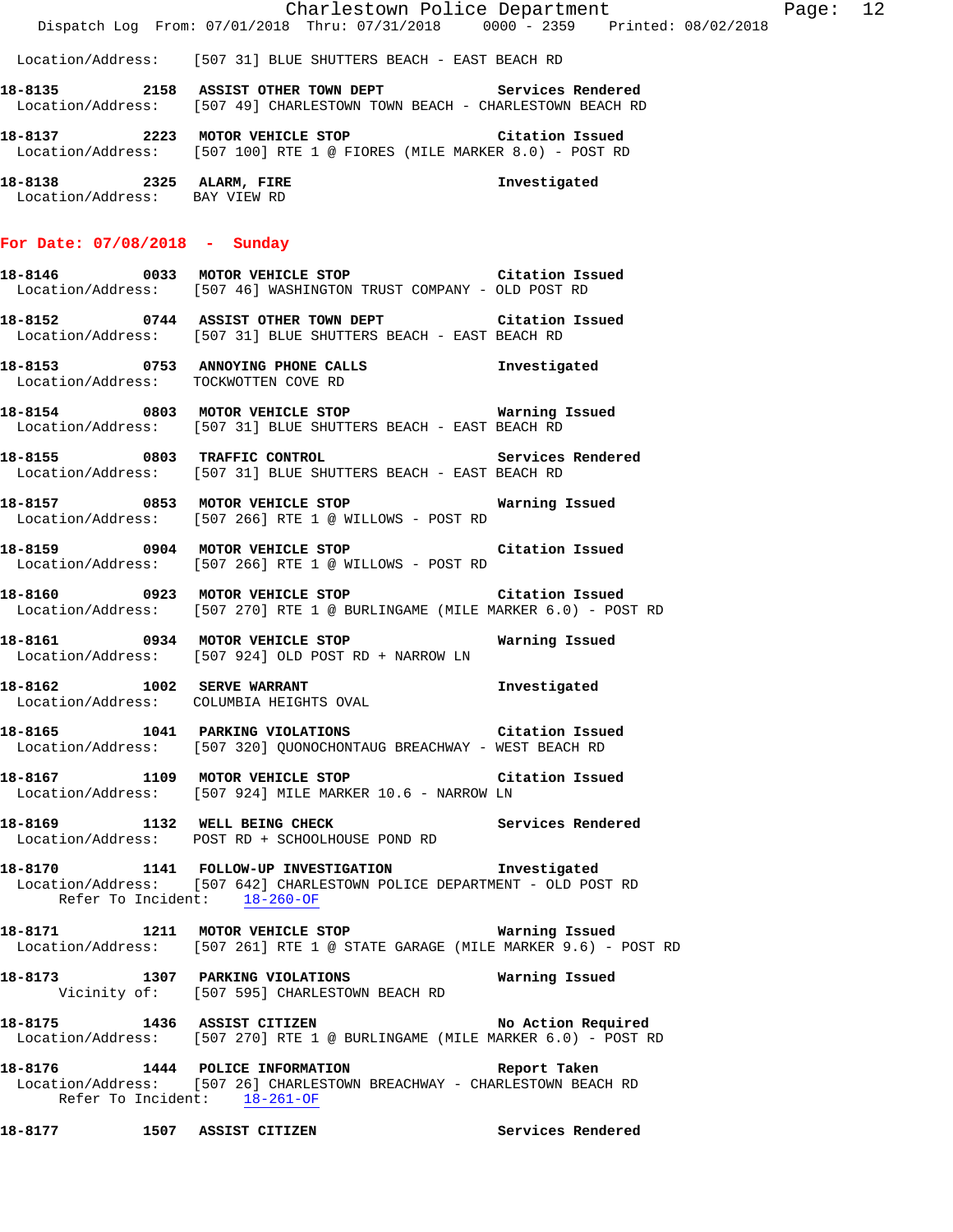Location/Address: [507 31] BLUE SHUTTERS BEACH - EAST BEACH RD

**18-8135 2158 ASSIST OTHER TOWN DEPT** Services Rendered
Location/Address: [507 49] CHARLESTOWN TOWN BEACH - CHARLESTOWN BEACH RD

**18-8137 2223 MOTOR VEHICLE STOP** Citation Issued
Location/Address: [507 100] RTE 1 @ FIORES (MILE MARKER 8.0) - POST RD

**18-8138 2325 ALARM, FIRE** Investigated
Location/Address: BAY VIEW RD

## For Date: 07/08/2018 - Sunday

**18-8146 0033 MOTOR VEHICLE STOP** Citation Issued
Location/Address: [507 46] WASHINGTON TRUST COMPANY - OLD POST RD

**18-8152 0744 ASSIST OTHER TOWN DEPT** Citation Issued
Location/Address: [507 31] BLUE SHUTTERS BEACH - EAST BEACH RD

**18-8153 0753 ANNOYING PHONE CALLS** Investigated
Location/Address: TOCKWOTTEN COVE RD

**18-8154 0803 MOTOR VEHICLE STOP** Warning Issued
Location/Address: [507 31] BLUE SHUTTERS BEACH - EAST BEACH RD

**18-8155 0803 TRAFFIC CONTROL** Services Rendered
Location/Address: [507 31] BLUE SHUTTERS BEACH - EAST BEACH RD

**18-8157 0853 MOTOR VEHICLE STOP** Warning Issued
Location/Address: [507 266] RTE 1 @ WILLOWS - POST RD

**18-8159 0904 MOTOR VEHICLE STOP** Citation Issued
Location/Address: [507 266] RTE 1 @ WILLOWS - POST RD

**18-8160 0923 MOTOR VEHICLE STOP** Citation Issued
Location/Address: [507 270] RTE 1 @ BURLINGAME (MILE MARKER 6.0) - POST RD

**18-8161 0934 MOTOR VEHICLE STOP** Warning Issued
Location/Address: [507 924] OLD POST RD + NARROW LN

**18-8162 1002 SERVE WARRANT** Investigated
Location/Address: COLUMBIA HEIGHTS OVAL

**18-8165 1041 PARKING VIOLATIONS** Citation Issued
Location/Address: [507 320] QUONOCHONTAUG BREACHWAY - WEST BEACH RD

**18-8167 1109 MOTOR VEHICLE STOP** Citation Issued
Location/Address: [507 924] MILE MARKER 10.6 - NARROW LN

**18-8169 1132 WELL BEING CHECK** Services Rendered
Location/Address: POST RD + SCHOOLHOUSE POND RD

**18-8170 1141 FOLLOW-UP INVESTIGATION** Investigated
Location/Address: [507 642] CHARLESTOWN POLICE DEPARTMENT - OLD POST RD
Refer To Incident: 18-260-OF

**18-8171 1211 MOTOR VEHICLE STOP** Warning Issued
Location/Address: [507 261] RTE 1 @ STATE GARAGE (MILE MARKER 9.6) - POST RD

**18-8173 1307 PARKING VIOLATIONS** Warning Issued
Vicinity of: [507 595] CHARLESTOWN BEACH RD

**18-8175 1436 ASSIST CITIZEN** No Action Required
Location/Address: [507 270] RTE 1 @ BURLINGAME (MILE MARKER 6.0) - POST RD

**18-8176 1444 POLICE INFORMATION** Report Taken
Location/Address: [507 26] CHARLESTOWN BREACHWAY - CHARLESTOWN BEACH RD
Refer To Incident: 18-261-OF

**18-8177 1507 ASSIST CITIZEN** Services Rendered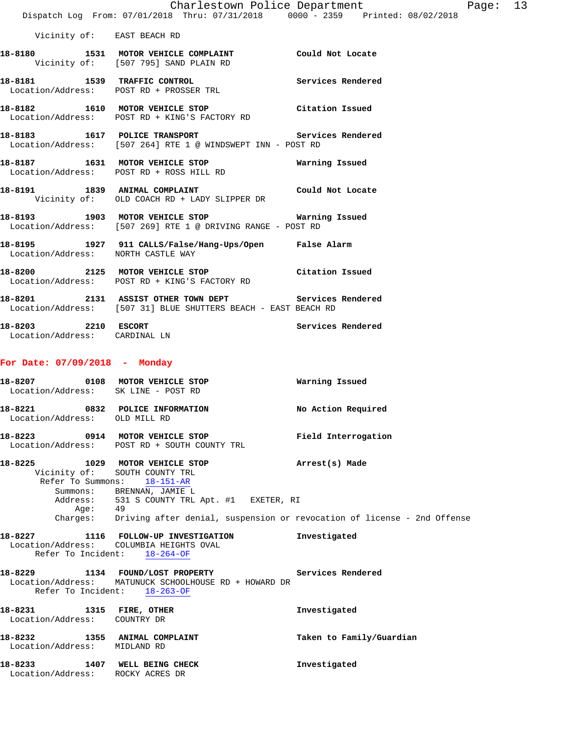Vicinity of: EAST BEACH RD

**18-8180 1531 MOTOR VEHICLE COMPLAINT** Could Not Locate
Vicinity of: [507 795] SAND PLAIN RD

**18-8181 1539 TRAFFIC CONTROL** Services Rendered
Location/Address: POST RD + PROSSER TRL

**18-8182 1610 MOTOR VEHICLE STOP** Citation Issued
Location/Address: POST RD + KING'S FACTORY RD

**18-8183 1617 POLICE TRANSPORT** Services Rendered
Location/Address: [507 264] RTE 1 @ WINDSWEPT INN - POST RD

**18-8187 1631 MOTOR VEHICLE STOP** Warning Issued
Location/Address: POST RD + ROSS HILL RD

**18-8191 1839 ANIMAL COMPLAINT** Could Not Locate
Vicinity of: OLD COACH RD + LADY SLIPPER DR

**18-8193 1903 MOTOR VEHICLE STOP** Warning Issued
Location/Address: [507 269] RTE 1 @ DRIVING RANGE - POST RD

**18-8195 1927 911 CALLS/False/Hang-Ups/Open** False Alarm
Location/Address: NORTH CASTLE WAY

**18-8200 2125 MOTOR VEHICLE STOP** Citation Issued
Location/Address: POST RD + KING'S FACTORY RD

**18-8201 2131 ASSIST OTHER TOWN DEPT** Services Rendered
Location/Address: [507 31] BLUE SHUTTERS BEACH - EAST BEACH RD

**18-8203 2210 ESCORT** Services Rendered
Location/Address: CARDINAL LN

## For Date: 07/09/2018 - Monday

**18-8207 0108 MOTOR VEHICLE STOP** Warning Issued
Location/Address: SK LINE - POST RD

**18-8221 0832 POLICE INFORMATION** No Action Required
Location/Address: OLD MILL RD

**18-8223 0914 MOTOR VEHICLE STOP** Field Interrogation
Location/Address: POST RD + SOUTH COUNTY TRL

**18-8225 1029 MOTOR VEHICLE STOP** Arrest(s) Made
Vicinity of: SOUTH COUNTY TRL
Refer To Summons: 18-151-AR
Summons: BRENNAN, JAMIE L
Address: 531 S COUNTY TRL Apt. #1 EXETER, RI
Age: 49
Charges: Driving after denial, suspension or revocation of license - 2nd Offense

**18-8227 1116 FOLLOW-UP INVESTIGATION** Investigated
Location/Address: COLUMBIA HEIGHTS OVAL
Refer To Incident: 18-264-OF

**18-8229 1134 FOUND/LOST PROPERTY** Services Rendered
Location/Address: MATUNUCK SCHOOLHOUSE RD + HOWARD DR
Refer To Incident: 18-263-OF

**18-8231 1315 FIRE, OTHER** Investigated
Location/Address: COUNTRY DR

**18-8232 1355 ANIMAL COMPLAINT** Taken to Family/Guardian
Location/Address: MIDLAND RD

**18-8233 1407 WELL BEING CHECK** Investigated
Location/Address: ROCKY ACRES DR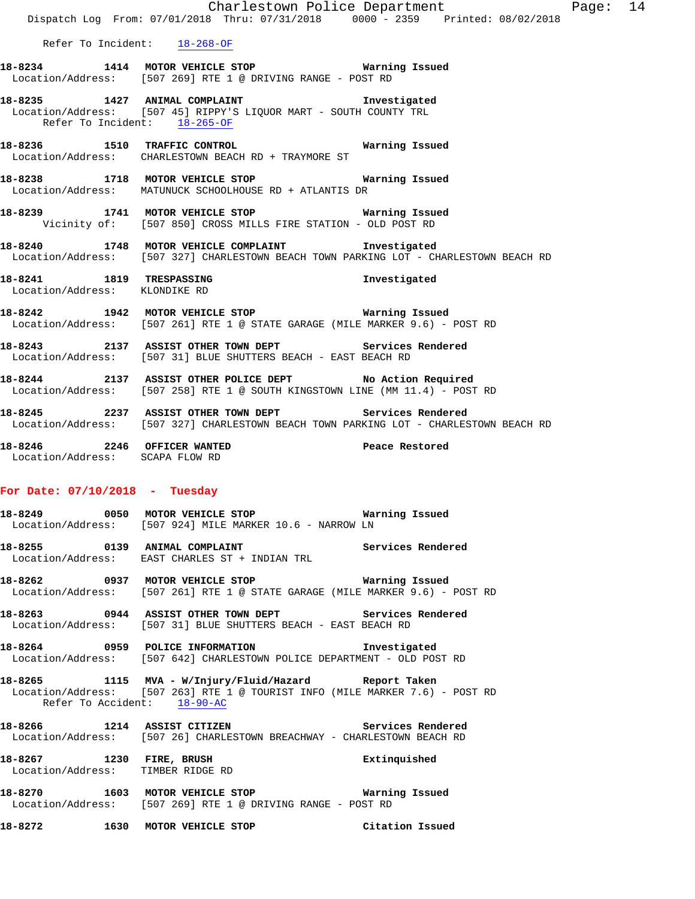Refer To Incident: 18-268-OF

**18-8234 1414 MOTOR VEHICLE STOP** Warning Issued
Location/Address: [507 269] RTE 1 @ DRIVING RANGE - POST RD

**18-8235 1427 ANIMAL COMPLAINT** Investigated
Location/Address: [507 45] RIPPY'S LIQUOR MART - SOUTH COUNTY TRL
Refer To Incident: 18-265-OF

**18-8236 1510 TRAFFIC CONTROL** Warning Issued
Location/Address: CHARLESTOWN BEACH RD + TRAYMORE ST

**18-8238 1718 MOTOR VEHICLE STOP** Warning Issued
Location/Address: MATUNUCK SCHOOLHOUSE RD + ATLANTIS DR

**18-8239 1741 MOTOR VEHICLE STOP** Warning Issued
Vicinity of: [507 850] CROSS MILLS FIRE STATION - OLD POST RD

**18-8240 1748 MOTOR VEHICLE COMPLAINT** Investigated
Location/Address: [507 327] CHARLESTOWN BEACH TOWN PARKING LOT - CHARLESTOWN BEACH RD

**18-8241 1819 TRESPASSING** Investigated
Location/Address: KLONDIKE RD

**18-8242 1942 MOTOR VEHICLE STOP** Warning Issued
Location/Address: [507 261] RTE 1 @ STATE GARAGE (MILE MARKER 9.6) - POST RD

**18-8243 2137 ASSIST OTHER TOWN DEPT** Services Rendered
Location/Address: [507 31] BLUE SHUTTERS BEACH - EAST BEACH RD

**18-8244 2137 ASSIST OTHER POLICE DEPT** No Action Required
Location/Address: [507 258] RTE 1 @ SOUTH KINGSTOWN LINE (MM 11.4) - POST RD

**18-8245 2237 ASSIST OTHER TOWN DEPT** Services Rendered
Location/Address: [507 327] CHARLESTOWN BEACH TOWN PARKING LOT - CHARLESTOWN BEACH RD

**18-8246 2246 OFFICER WANTED** Peace Restored
Location/Address: SCAPA FLOW RD

## For Date: 07/10/2018 - Tuesday

**18-8249 0050 MOTOR VEHICLE STOP** Warning Issued
Location/Address: [507 924] MILE MARKER 10.6 - NARROW LN

**18-8255 0139 ANIMAL COMPLAINT** Services Rendered
Location/Address: EAST CHARLES ST + INDIAN TRL

**18-8262 0937 MOTOR VEHICLE STOP** Warning Issued
Location/Address: [507 261] RTE 1 @ STATE GARAGE (MILE MARKER 9.6) - POST RD

**18-8263 0944 ASSIST OTHER TOWN DEPT** Services Rendered
Location/Address: [507 31] BLUE SHUTTERS BEACH - EAST BEACH RD

**18-8264 0959 POLICE INFORMATION** Investigated
Location/Address: [507 642] CHARLESTOWN POLICE DEPARTMENT - OLD POST RD

**18-8265 1115 MVA - W/Injury/Fluid/Hazard** Report Taken
Location/Address: [507 263] RTE 1 @ TOURIST INFO (MILE MARKER 7.6) - POST RD
Refer To Accident: 18-90-AC

**18-8266 1214 ASSIST CITIZEN** Services Rendered
Location/Address: [507 26] CHARLESTOWN BREACHWAY - CHARLESTOWN BEACH RD

**18-8267 1230 FIRE, BRUSH** Extinquished
Location/Address: TIMBER RIDGE RD

**18-8270 1603 MOTOR VEHICLE STOP** Warning Issued
Location/Address: [507 269] RTE 1 @ DRIVING RANGE - POST RD

**18-8272 1630 MOTOR VEHICLE STOP** Citation Issued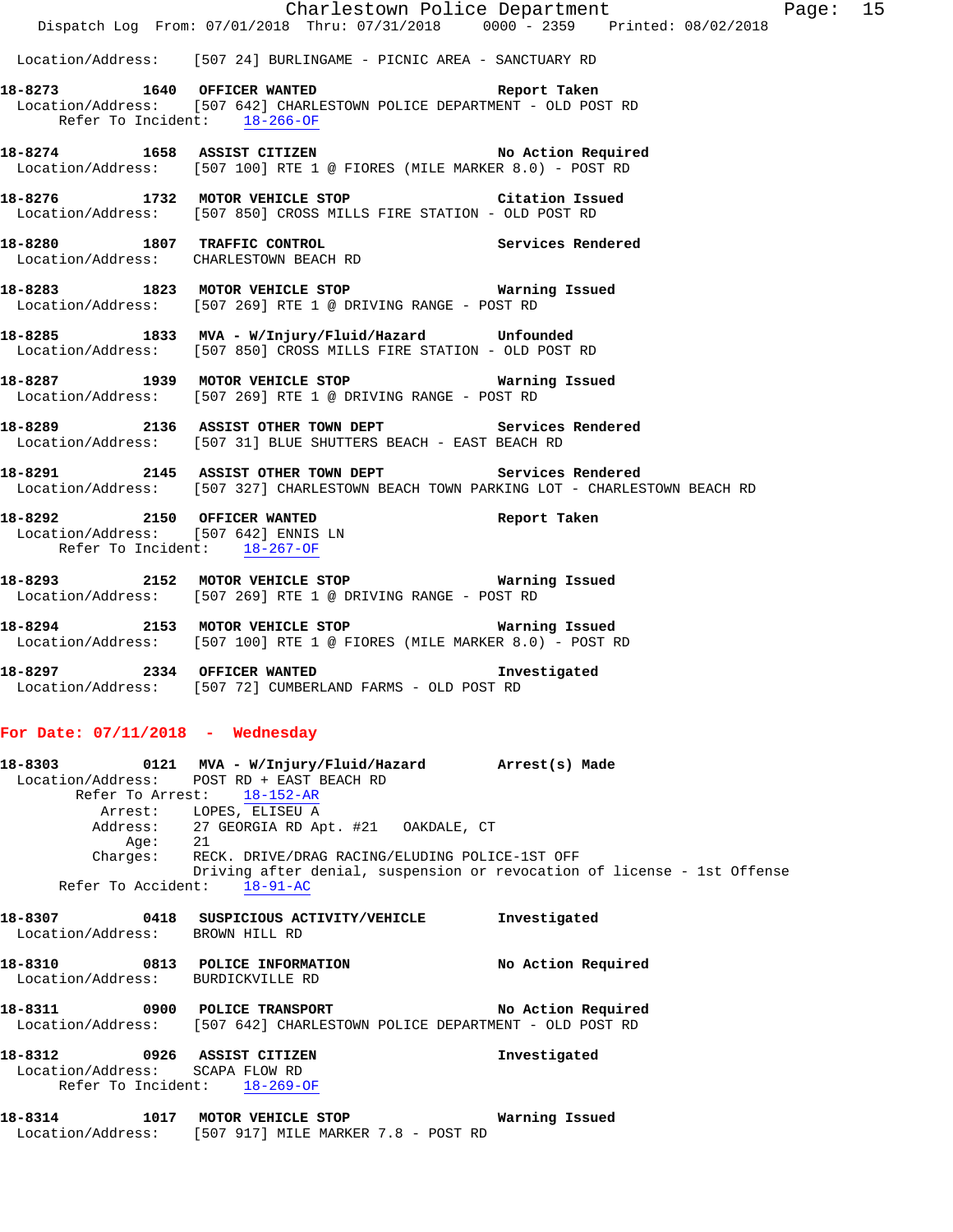Location/Address: [507 24] BURLINGAME - PICNIC AREA - SANCTUARY RD

**18-8273** 1640 **OFFICER WANTED** **Report Taken**
Location/Address: [507 642] CHARLESTOWN POLICE DEPARTMENT - OLD POST RD
Refer To Incident: 18-266-OF

**18-8274** 1658 **ASSIST CITIZEN** **No Action Required**
Location/Address: [507 100] RTE 1 @ FIORES (MILE MARKER 8.0) - POST RD

**18-8276** 1732 **MOTOR VEHICLE STOP** **Citation Issued**
Location/Address: [507 850] CROSS MILLS FIRE STATION - OLD POST RD

**18-8280** 1807 **TRAFFIC CONTROL** **Services Rendered**
Location/Address: CHARLESTOWN BEACH RD

**18-8283** 1823 **MOTOR VEHICLE STOP** **Warning Issued**
Location/Address: [507 269] RTE 1 @ DRIVING RANGE - POST RD

**18-8285** 1833 **MVA - W/Injury/Fluid/Hazard** **Unfounded**
Location/Address: [507 850] CROSS MILLS FIRE STATION - OLD POST RD

**18-8287** 1939 **MOTOR VEHICLE STOP** **Warning Issued**
Location/Address: [507 269] RTE 1 @ DRIVING RANGE - POST RD

**18-8289** 2136 **ASSIST OTHER TOWN DEPT** **Services Rendered**
Location/Address: [507 31] BLUE SHUTTERS BEACH - EAST BEACH RD

**18-8291** 2145 **ASSIST OTHER TOWN DEPT** **Services Rendered**
Location/Address: [507 327] CHARLESTOWN BEACH TOWN PARKING LOT - CHARLESTOWN BEACH RD

**18-8292** 2150 **OFFICER WANTED** **Report Taken**
Location/Address: [507 642] ENNIS LN
Refer To Incident: 18-267-OF

**18-8293** 2152 **MOTOR VEHICLE STOP** **Warning Issued**
Location/Address: [507 269] RTE 1 @ DRIVING RANGE - POST RD

**18-8294** 2153 **MOTOR VEHICLE STOP** **Warning Issued**
Location/Address: [507 100] RTE 1 @ FIORES (MILE MARKER 8.0) - POST RD

**18-8297** 2334 **OFFICER WANTED** **Investigated**
Location/Address: [507 72] CUMBERLAND FARMS - OLD POST RD

## For Date: 07/11/2018 - Wednesday

**18-8303** 0121 **MVA - W/Injury/Fluid/Hazard** **Arrest(s) Made**
Location/Address: POST RD + EAST BEACH RD
Refer To Arrest: 18-152-AR
Arrest: LOPES, ELISEU A
Address: 27 GEORGIA RD Apt. #21 OAKDALE, CT
Age: 21
Charges: RECK. DRIVE/DRAG RACING/ELUDING POLICE-1ST OFF
Driving after denial, suspension or revocation of license - 1st Offense
Refer To Accident: 18-91-AC

**18-8307** 0418 **SUSPICIOUS ACTIVITY/VEHICLE** **Investigated**
Location/Address: BROWN HILL RD

**18-8310** 0813 **POLICE INFORMATION** **No Action Required**
Location/Address: BURDICKVILLE RD

**18-8311** 0900 **POLICE TRANSPORT** **No Action Required**
Location/Address: [507 642] CHARLESTOWN POLICE DEPARTMENT - OLD POST RD

**18-8312** 0926 **ASSIST CITIZEN** **Investigated**
Location/Address: SCAPA FLOW RD
Refer To Incident: 18-269-OF

**18-8314** 1017 **MOTOR VEHICLE STOP** **Warning Issued**
Location/Address: [507 917] MILE MARKER 7.8 - POST RD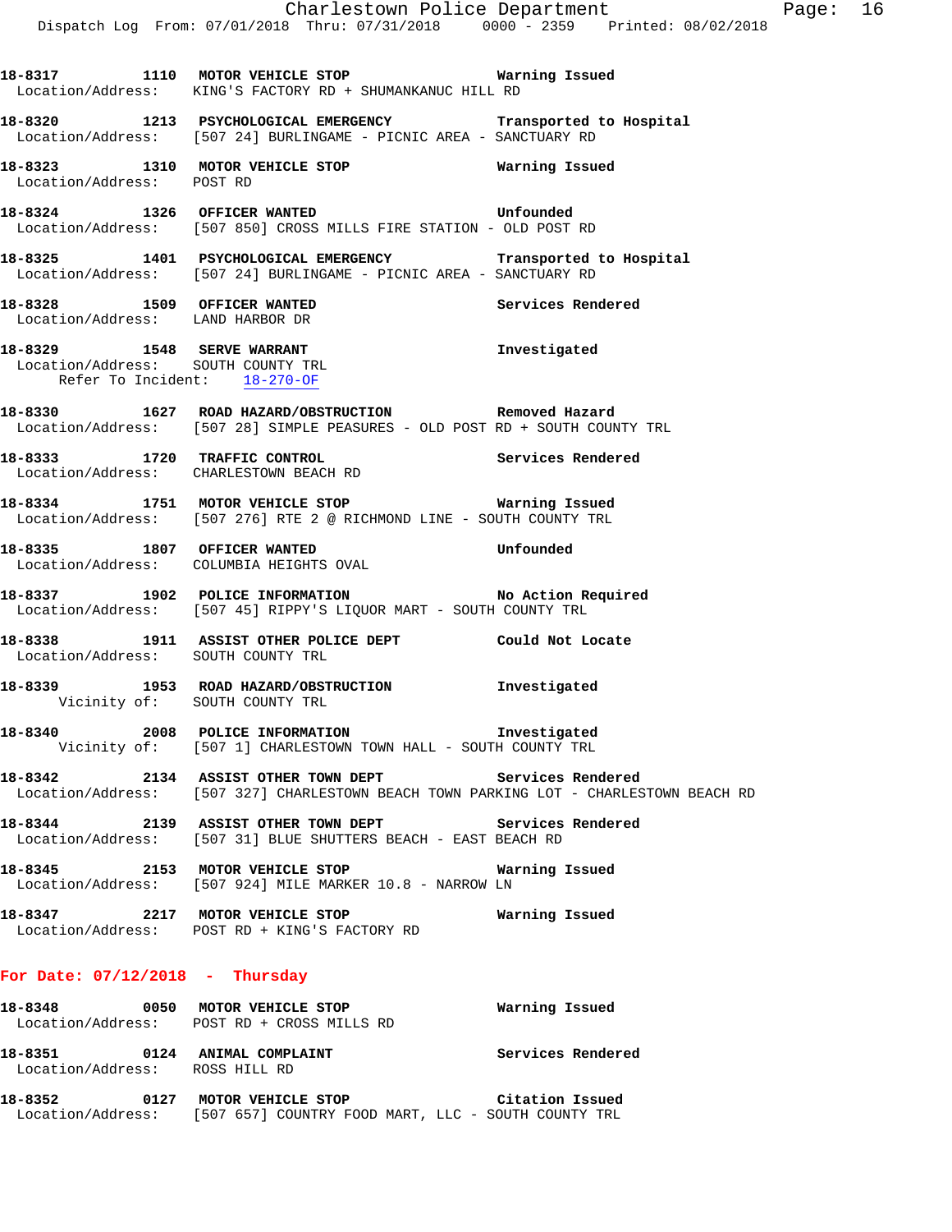**18-8317 1110 MOTOR VEHICLE STOP** Warning Issued
Location/Address: KING'S FACTORY RD + SHUMANKANUC HILL RD

**18-8320 1213 PSYCHOLOGICAL EMERGENCY** Transported to Hospital
Location/Address: [507 24] BURLINGAME - PICNIC AREA - SANCTUARY RD

**18-8323 1310 MOTOR VEHICLE STOP** Warning Issued
Location/Address: POST RD

**18-8324 1326 OFFICER WANTED** Unfounded
Location/Address: [507 850] CROSS MILLS FIRE STATION - OLD POST RD

**18-8325 1401 PSYCHOLOGICAL EMERGENCY** Transported to Hospital
Location/Address: [507 24] BURLINGAME - PICNIC AREA - SANCTUARY RD

**18-8328 1509 OFFICER WANTED** Services Rendered
Location/Address: LAND HARBOR DR

**18-8329 1548 SERVE WARRANT** Investigated
Location/Address: SOUTH COUNTY TRL
Refer To Incident: 18-270-OF

**18-8330 1627 ROAD HAZARD/OBSTRUCTION** Removed Hazard
Location/Address: [507 28] SIMPLE PEASURES - OLD POST RD + SOUTH COUNTY TRL

**18-8333 1720 TRAFFIC CONTROL** Services Rendered
Location/Address: CHARLESTOWN BEACH RD

**18-8334 1751 MOTOR VEHICLE STOP** Warning Issued
Location/Address: [507 276] RTE 2 @ RICHMOND LINE - SOUTH COUNTY TRL

**18-8335 1807 OFFICER WANTED** Unfounded
Location/Address: COLUMBIA HEIGHTS OVAL

**18-8337 1902 POLICE INFORMATION** No Action Required
Location/Address: [507 45] RIPPY'S LIQUOR MART - SOUTH COUNTY TRL

**18-8338 1911 ASSIST OTHER POLICE DEPT** Could Not Locate
Location/Address: SOUTH COUNTY TRL

**18-8339 1953 ROAD HAZARD/OBSTRUCTION** Investigated
Vicinity of: SOUTH COUNTY TRL

**18-8340 2008 POLICE INFORMATION** Investigated
Vicinity of: [507 1] CHARLESTOWN TOWN HALL - SOUTH COUNTY TRL

**18-8342 2134 ASSIST OTHER TOWN DEPT** Services Rendered
Location/Address: [507 327] CHARLESTOWN BEACH TOWN PARKING LOT - CHARLESTOWN BEACH RD

**18-8344 2139 ASSIST OTHER TOWN DEPT** Services Rendered
Location/Address: [507 31] BLUE SHUTTERS BEACH - EAST BEACH RD

**18-8345 2153 MOTOR VEHICLE STOP** Warning Issued
Location/Address: [507 924] MILE MARKER 10.8 - NARROW LN

**18-8347 2217 MOTOR VEHICLE STOP** Warning Issued
Location/Address: POST RD + KING'S FACTORY RD

## For Date: 07/12/2018 - Thursday

**18-8348 0050 MOTOR VEHICLE STOP** Warning Issued
Location/Address: POST RD + CROSS MILLS RD

**18-8351 0124 ANIMAL COMPLAINT** Services Rendered
Location/Address: ROSS HILL RD

**18-8352 0127 MOTOR VEHICLE STOP** Citation Issued
Location/Address: [507 657] COUNTRY FOOD MART, LLC - SOUTH COUNTY TRL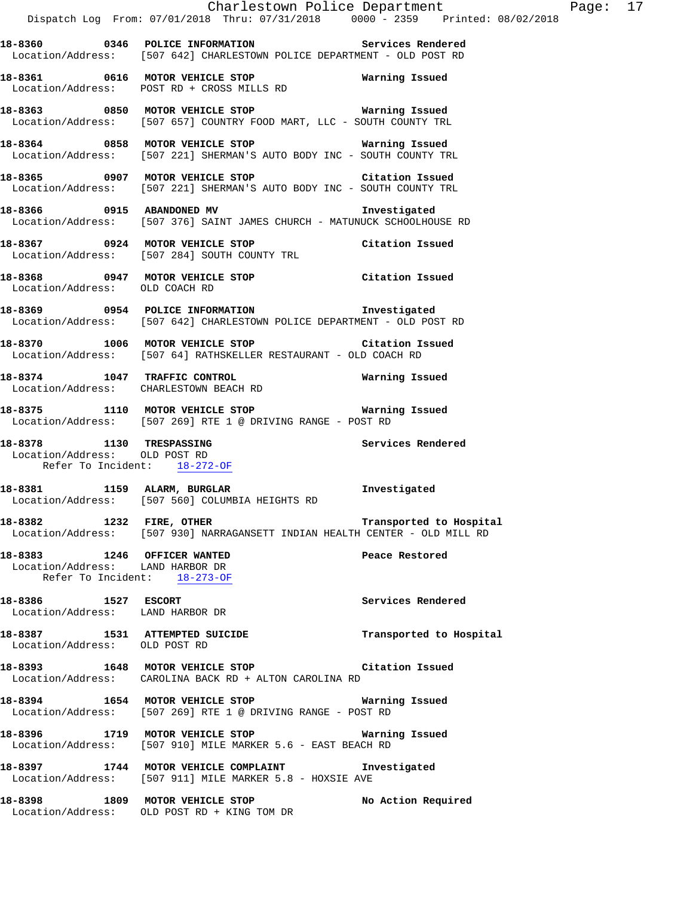**18-8360 0346 POLICE INFORMATION** Services Rendered
Location/Address: [507 642] CHARLESTOWN POLICE DEPARTMENT - OLD POST RD

**18-8361 0616 MOTOR VEHICLE STOP** Warning Issued
Location/Address: POST RD + CROSS MILLS RD

**18-8363 0850 MOTOR VEHICLE STOP** Warning Issued
Location/Address: [507 657] COUNTRY FOOD MART, LLC - SOUTH COUNTY TRL

**18-8364 0858 MOTOR VEHICLE STOP** Warning Issued
Location/Address: [507 221] SHERMAN'S AUTO BODY INC - SOUTH COUNTY TRL

**18-8365 0907 MOTOR VEHICLE STOP** Citation Issued
Location/Address: [507 221] SHERMAN'S AUTO BODY INC - SOUTH COUNTY TRL

**18-8366 0915 ABANDONED MV** Investigated
Location/Address: [507 376] SAINT JAMES CHURCH - MATUNUCK SCHOOLHOUSE RD

**18-8367 0924 MOTOR VEHICLE STOP** Citation Issued
Location/Address: [507 284] SOUTH COUNTY TRL

**18-8368 0947 MOTOR VEHICLE STOP** Citation Issued
Location/Address: OLD COACH RD

**18-8369 0954 POLICE INFORMATION** Investigated
Location/Address: [507 642] CHARLESTOWN POLICE DEPARTMENT - OLD POST RD

**18-8370 1006 MOTOR VEHICLE STOP** Citation Issued
Location/Address: [507 64] RATHSKELLER RESTAURANT - OLD COACH RD

**18-8374 1047 TRAFFIC CONTROL** Warning Issued
Location/Address: CHARLESTOWN BEACH RD

**18-8375 1110 MOTOR VEHICLE STOP** Warning Issued
Location/Address: [507 269] RTE 1 @ DRIVING RANGE - POST RD

**18-8378 1130 TRESPASSING** Services Rendered
Location/Address: OLD POST RD
Refer To Incident: 18-272-OF

**18-8381 1159 ALARM, BURGLAR** Investigated
Location/Address: [507 560] COLUMBIA HEIGHTS RD

**18-8382 1232 FIRE, OTHER** Transported to Hospital
Location/Address: [507 930] NARRAGANSETT INDIAN HEALTH CENTER - OLD MILL RD

**18-8383 1246 OFFICER WANTED** Peace Restored
Location/Address: LAND HARBOR DR
Refer To Incident: 18-273-OF

**18-8386 1527 ESCORT** Services Rendered
Location/Address: LAND HARBOR DR

**18-8387 1531 ATTEMPTED SUICIDE** Transported to Hospital
Location/Address: OLD POST RD

**18-8393 1648 MOTOR VEHICLE STOP** Citation Issued
Location/Address: CAROLINA BACK RD + ALTON CAROLINA RD

**18-8394 1654 MOTOR VEHICLE STOP** Warning Issued
Location/Address: [507 269] RTE 1 @ DRIVING RANGE - POST RD

**18-8396 1719 MOTOR VEHICLE STOP** Warning Issued
Location/Address: [507 910] MILE MARKER 5.6 - EAST BEACH RD

**18-8397 1744 MOTOR VEHICLE COMPLAINT** Investigated
Location/Address: [507 911] MILE MARKER 5.8 - HOXSIE AVE

**18-8398 1809 MOTOR VEHICLE STOP** No Action Required
Location/Address: OLD POST RD + KING TOM DR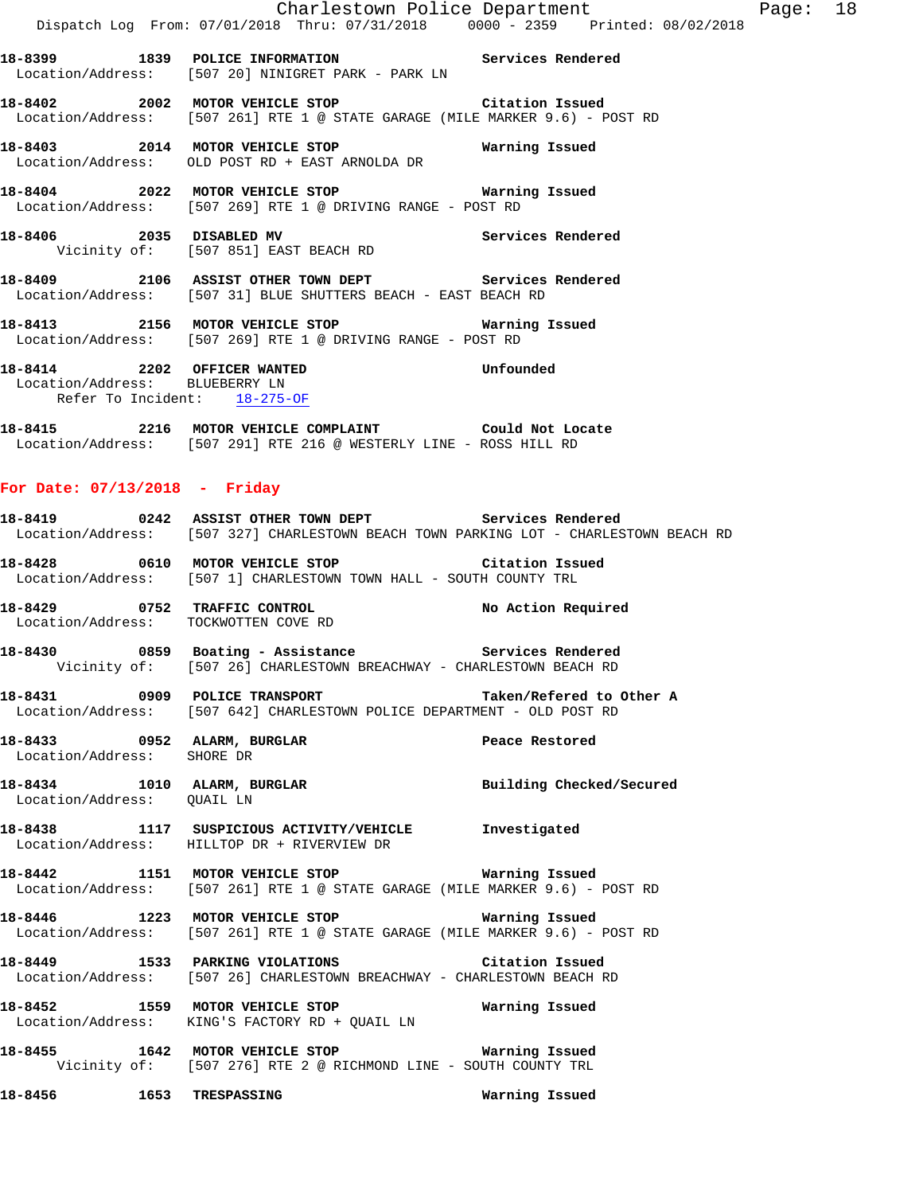18-8399 1839 POLICE INFORMATION Services Rendered
Location/Address: [507 20] NINIGRET PARK - PARK LN

18-8402 2002 MOTOR VEHICLE STOP Citation Issued
Location/Address: [507 261] RTE 1 @ STATE GARAGE (MILE MARKER 9.6) - POST RD

18-8403 2014 MOTOR VEHICLE STOP Warning Issued
Location/Address: OLD POST RD + EAST ARNOLDA DR

18-8404 2022 MOTOR VEHICLE STOP Warning Issued
Location/Address: [507 269] RTE 1 @ DRIVING RANGE - POST RD

18-8406 2035 DISABLED MV Services Rendered
Vicinity of: [507 851] EAST BEACH RD

18-8409 2106 ASSIST OTHER TOWN DEPT Services Rendered
Location/Address: [507 31] BLUE SHUTTERS BEACH - EAST BEACH RD

18-8413 2156 MOTOR VEHICLE STOP Warning Issued
Location/Address: [507 269] RTE 1 @ DRIVING RANGE - POST RD

18-8414 2202 OFFICER WANTED Unfounded
Location/Address: BLUEBERRY LN
Refer To Incident: 18-275-OF

18-8415 2216 MOTOR VEHICLE COMPLAINT Could Not Locate
Location/Address: [507 291] RTE 216 @ WESTERLY LINE - ROSS HILL RD

## For Date: 07/13/2018 - Friday

18-8419 0242 ASSIST OTHER TOWN DEPT Services Rendered
Location/Address: [507 327] CHARLESTOWN BEACH TOWN PARKING LOT - CHARLESTOWN BEACH RD

18-8428 0610 MOTOR VEHICLE STOP Citation Issued
Location/Address: [507 1] CHARLESTOWN TOWN HALL - SOUTH COUNTY TRL

18-8429 0752 TRAFFIC CONTROL No Action Required
Location/Address: TOCKWOTTEN COVE RD

18-8430 0859 Boating - Assistance Services Rendered
Vicinity of: [507 26] CHARLESTOWN BREACHWAY - CHARLESTOWN BEACH RD

18-8431 0909 POLICE TRANSPORT Taken/Refered to Other A
Location/Address: [507 642] CHARLESTOWN POLICE DEPARTMENT - OLD POST RD

18-8433 0952 ALARM, BURGLAR Peace Restored
Location/Address: SHORE DR

18-8434 1010 ALARM, BURGLAR Building Checked/Secured
Location/Address: QUAIL LN

18-8438 1117 SUSPICIOUS ACTIVITY/VEHICLE Investigated
Location/Address: HILLTOP DR + RIVERVIEW DR

18-8442 1151 MOTOR VEHICLE STOP Warning Issued
Location/Address: [507 261] RTE 1 @ STATE GARAGE (MILE MARKER 9.6) - POST RD

18-8446 1223 MOTOR VEHICLE STOP Warning Issued
Location/Address: [507 261] RTE 1 @ STATE GARAGE (MILE MARKER 9.6) - POST RD

18-8449 1533 PARKING VIOLATIONS Citation Issued
Location/Address: [507 26] CHARLESTOWN BREACHWAY - CHARLESTOWN BEACH RD

18-8452 1559 MOTOR VEHICLE STOP Warning Issued
Location/Address: KING'S FACTORY RD + QUAIL LN

18-8455 1642 MOTOR VEHICLE STOP Warning Issued
Vicinity of: [507 276] RTE 2 @ RICHMOND LINE - SOUTH COUNTY TRL

18-8456 1653 TRESPASSING Warning Issued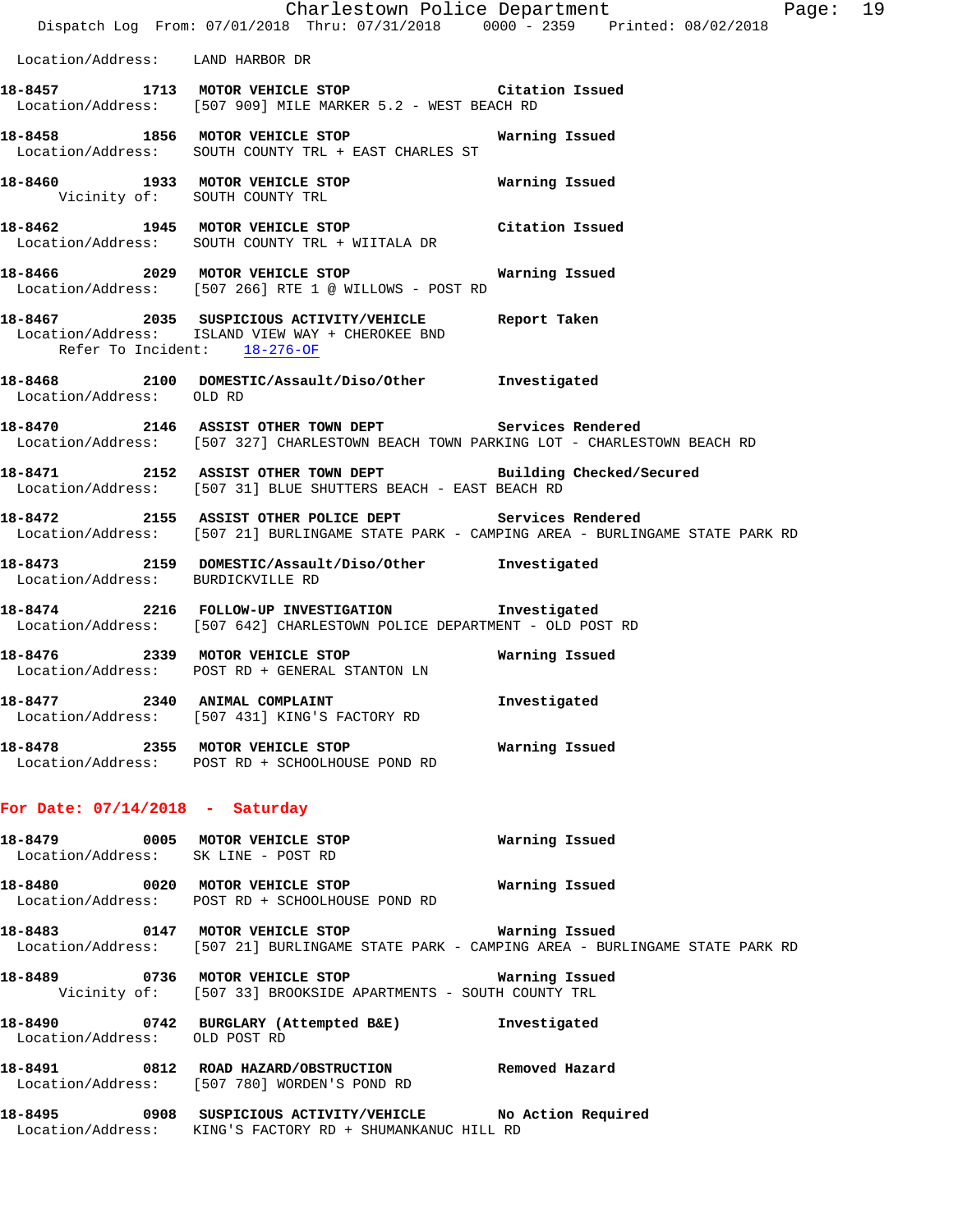Location/Address: LAND HARBOR DR

**18-8457** 1713 **MOTOR VEHICLE STOP** Citation Issued
Location/Address: [507 909] MILE MARKER 5.2 - WEST BEACH RD

**18-8458** 1856 **MOTOR VEHICLE STOP** Warning Issued
Location/Address: SOUTH COUNTY TRL + EAST CHARLES ST

**18-8460** 1933 **MOTOR VEHICLE STOP** Warning Issued
Vicinity of: SOUTH COUNTY TRL

**18-8462** 1945 **MOTOR VEHICLE STOP** Citation Issued
Location/Address: SOUTH COUNTY TRL + WIITALA DR

**18-8466** 2029 **MOTOR VEHICLE STOP** Warning Issued
Location/Address: [507 266] RTE 1 @ WILLOWS - POST RD

**18-8467** 2035 **SUSPICIOUS ACTIVITY/VEHICLE** Report Taken
Location/Address: ISLAND VIEW WAY + CHEROKEE BND
Refer To Incident: 18-276-OF

**18-8468** 2100 **DOMESTIC/Assault/Diso/Other** Investigated
Location/Address: OLD RD

**18-8470** 2146 **ASSIST OTHER TOWN DEPT** Services Rendered
Location/Address: [507 327] CHARLESTOWN BEACH TOWN PARKING LOT - CHARLESTOWN BEACH RD

**18-8471** 2152 **ASSIST OTHER TOWN DEPT** Building Checked/Secured
Location/Address: [507 31] BLUE SHUTTERS BEACH - EAST BEACH RD

**18-8472** 2155 **ASSIST OTHER POLICE DEPT** Services Rendered
Location/Address: [507 21] BURLINGAME STATE PARK - CAMPING AREA - BURLINGAME STATE PARK RD

**18-8473** 2159 **DOMESTIC/Assault/Diso/Other** Investigated
Location/Address: BURDICKVILLE RD

**18-8474** 2216 **FOLLOW-UP INVESTIGATION** Investigated
Location/Address: [507 642] CHARLESTOWN POLICE DEPARTMENT - OLD POST RD

**18-8476** 2339 **MOTOR VEHICLE STOP** Warning Issued
Location/Address: POST RD + GENERAL STANTON LN

**18-8477** 2340 **ANIMAL COMPLAINT** Investigated
Location/Address: [507 431] KING'S FACTORY RD

**18-8478** 2355 **MOTOR VEHICLE STOP** Warning Issued
Location/Address: POST RD + SCHOOLHOUSE POND RD

## For Date: 07/14/2018 - Saturday

**18-8479** 0005 **MOTOR VEHICLE STOP** Warning Issued
Location/Address: SK LINE - POST RD

**18-8480** 0020 **MOTOR VEHICLE STOP** Warning Issued
Location/Address: POST RD + SCHOOLHOUSE POND RD

**18-8483** 0147 **MOTOR VEHICLE STOP** Warning Issued
Location/Address: [507 21] BURLINGAME STATE PARK - CAMPING AREA - BURLINGAME STATE PARK RD

**18-8489** 0736 **MOTOR VEHICLE STOP** Warning Issued
Vicinity of: [507 33] BROOKSIDE APARTMENTS - SOUTH COUNTY TRL

**18-8490** 0742 **BURGLARY (Attempted B&E)** Investigated
Location/Address: OLD POST RD

**18-8491** 0812 **ROAD HAZARD/OBSTRUCTION** Removed Hazard
Location/Address: [507 780] WORDEN'S POND RD

**18-8495** 0908 **SUSPICIOUS ACTIVITY/VEHICLE** No Action Required
Location/Address: KING'S FACTORY RD + SHUMANKANUC HILL RD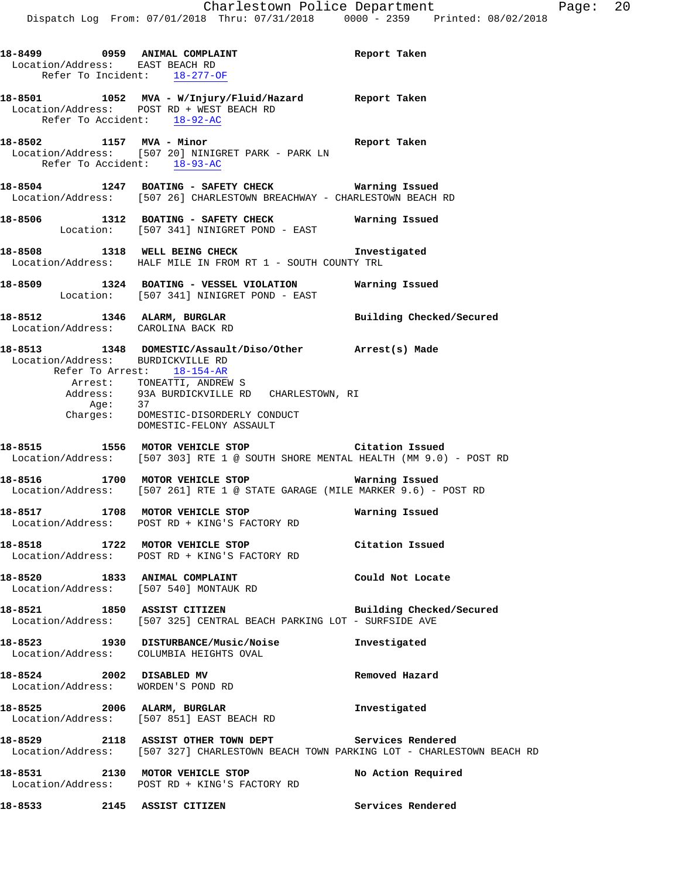**18-8499 0959 ANIMAL COMPLAINT** Report Taken
Location/Address: EAST BEACH RD
Refer To Incident: 18-277-OF

**18-8501 1052 MVA - W/Injury/Fluid/Hazard** Report Taken
Location/Address: POST RD + WEST BEACH RD
Refer To Accident: 18-92-AC

**18-8502 1157 MVA - Minor** Report Taken
Location/Address: [507 20] NINIGRET PARK - PARK LN
Refer To Accident: 18-93-AC

**18-8504 1247 BOATING - SAFETY CHECK** Warning Issued
Location/Address: [507 26] CHARLESTOWN BREACHWAY - CHARLESTOWN BEACH RD

**18-8506 1312 BOATING - SAFETY CHECK** Warning Issued
Location: [507 341] NINIGRET POND - EAST

**18-8508 1318 WELL BEING CHECK** Investigated
Location/Address: HALF MILE IN FROM RT 1 - SOUTH COUNTY TRL

**18-8509 1324 BOATING - VESSEL VIOLATION** Warning Issued
Location: [507 341] NINIGRET POND - EAST

**18-8512 1346 ALARM, BURGLAR** Building Checked/Secured
Location/Address: CAROLINA BACK RD

**18-8513 1348 DOMESTIC/Assault/Diso/Other** Arrest(s) Made
Location/Address: BURDICKVILLE RD
Refer To Arrest: 18-154-AR
Arrest: TONEATTI, ANDREW S
Address: 93A BURDICKVILLE RD CHARLESTOWN, RI
Age: 37
Charges: DOMESTIC-DISORDERLY CONDUCT
DOMESTIC-FELONY ASSAULT

**18-8515 1556 MOTOR VEHICLE STOP** Citation Issued
Location/Address: [507 303] RTE 1 @ SOUTH SHORE MENTAL HEALTH (MM 9.0) - POST RD

**18-8516 1700 MOTOR VEHICLE STOP** Warning Issued
Location/Address: [507 261] RTE 1 @ STATE GARAGE (MILE MARKER 9.6) - POST RD

**18-8517 1708 MOTOR VEHICLE STOP** Warning Issued
Location/Address: POST RD + KING'S FACTORY RD

**18-8518 1722 MOTOR VEHICLE STOP** Citation Issued
Location/Address: POST RD + KING'S FACTORY RD

**18-8520 1833 ANIMAL COMPLAINT** Could Not Locate
Location/Address: [507 540] MONTAUK RD

**18-8521 1850 ASSIST CITIZEN** Building Checked/Secured
Location/Address: [507 325] CENTRAL BEACH PARKING LOT - SURFSIDE AVE

**18-8523 1930 DISTURBANCE/Music/Noise** Investigated
Location/Address: COLUMBIA HEIGHTS OVAL

**18-8524 2002 DISABLED MV** Removed Hazard
Location/Address: WORDEN'S POND RD

**18-8525 2006 ALARM, BURGLAR** Investigated
Location/Address: [507 851] EAST BEACH RD

**18-8529 2118 ASSIST OTHER TOWN DEPT** Services Rendered
Location/Address: [507 327] CHARLESTOWN BEACH TOWN PARKING LOT - CHARLESTOWN BEACH RD

**18-8531 2130 MOTOR VEHICLE STOP** No Action Required
Location/Address: POST RD + KING'S FACTORY RD

**18-8533 2145 ASSIST CITIZEN** Services Rendered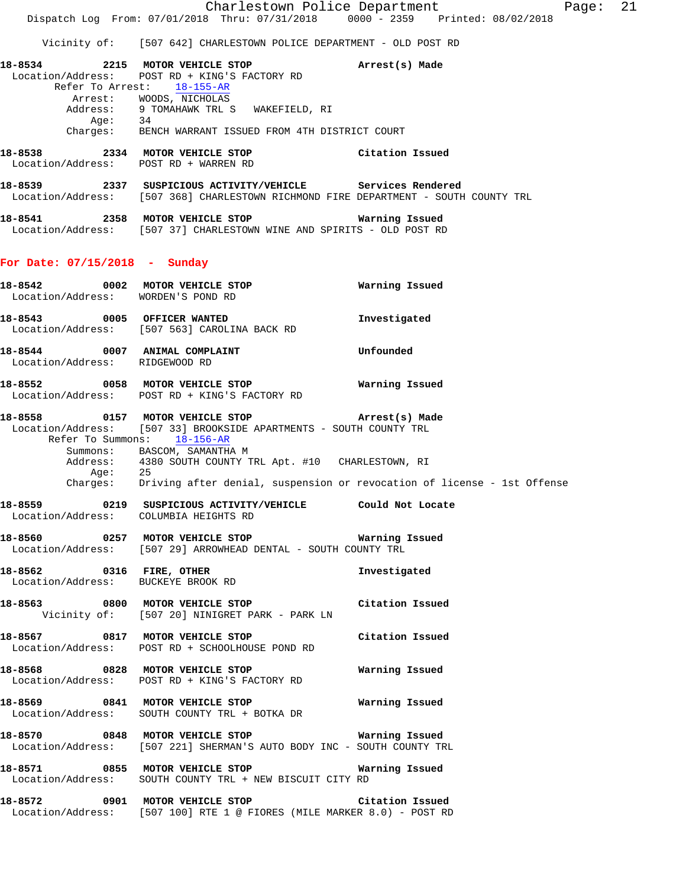Vicinity of: [507 642] CHARLESTOWN POLICE DEPARTMENT - OLD POST RD

**18-8534 2215 MOTOR VEHICLE STOP** **Arrest(s) Made**
Location/Address: POST RD + KING'S FACTORY RD
Refer To Arrest: 18-155-AR
Arrest: WOODS, NICHOLAS
Address: 9 TOMAHAWK TRL S WAKEFIELD, RI
Age: 34
Charges: BENCH WARRANT ISSUED FROM 4TH DISTRICT COURT

**18-8538 2334 MOTOR VEHICLE STOP** **Citation Issued**
Location/Address: POST RD + WARREN RD

**18-8539 2337 SUSPICIOUS ACTIVITY/VEHICLE** **Services Rendered**
Location/Address: [507 368] CHARLESTOWN RICHMOND FIRE DEPARTMENT - SOUTH COUNTY TRL

**18-8541 2358 MOTOR VEHICLE STOP** **Warning Issued**
Location/Address: [507 37] CHARLESTOWN WINE AND SPIRITS - OLD POST RD

## For Date: 07/15/2018 - Sunday

**18-8542 0002 MOTOR VEHICLE STOP** **Warning Issued**
Location/Address: WORDEN'S POND RD

**18-8543 0005 OFFICER WANTED** **Investigated**
Location/Address: [507 563] CAROLINA BACK RD

**18-8544 0007 ANIMAL COMPLAINT** **Unfounded**
Location/Address: RIDGEWOOD RD

**18-8552 0058 MOTOR VEHICLE STOP** **Warning Issued**
Location/Address: POST RD + KING'S FACTORY RD

**18-8558 0157 MOTOR VEHICLE STOP** **Arrest(s) Made**
Location/Address: [507 33] BROOKSIDE APARTMENTS - SOUTH COUNTY TRL
Refer To Summons: 18-156-AR
Summons: BASCOM, SAMANTHA M
Address: 4380 SOUTH COUNTY TRL Apt. #10 CHARLESTOWN, RI
Age: 25
Charges: Driving after denial, suspension or revocation of license - 1st Offense

**18-8559 0219 SUSPICIOUS ACTIVITY/VEHICLE** **Could Not Locate**
Location/Address: COLUMBIA HEIGHTS RD

**18-8560 0257 MOTOR VEHICLE STOP** **Warning Issued**
Location/Address: [507 29] ARROWHEAD DENTAL - SOUTH COUNTY TRL

**18-8562 0316 FIRE, OTHER** **Investigated**
Location/Address: BUCKEYE BROOK RD

**18-8563 0800 MOTOR VEHICLE STOP** **Citation Issued**
Vicinity of: [507 20] NINIGRET PARK - PARK LN

**18-8567 0817 MOTOR VEHICLE STOP** **Citation Issued**
Location/Address: POST RD + SCHOOLHOUSE POND RD

**18-8568 0828 MOTOR VEHICLE STOP** **Warning Issued**
Location/Address: POST RD + KING'S FACTORY RD

**18-8569 0841 MOTOR VEHICLE STOP** **Warning Issued**
Location/Address: SOUTH COUNTY TRL + BOTKA DR

**18-8570 0848 MOTOR VEHICLE STOP** **Warning Issued**
Location/Address: [507 221] SHERMAN'S AUTO BODY INC - SOUTH COUNTY TRL

**18-8571 0855 MOTOR VEHICLE STOP** **Warning Issued**
Location/Address: SOUTH COUNTY TRL + NEW BISCUIT CITY RD

**18-8572 0901 MOTOR VEHICLE STOP** **Citation Issued**
Location/Address: [507 100] RTE 1 @ FIORES (MILE MARKER 8.0) - POST RD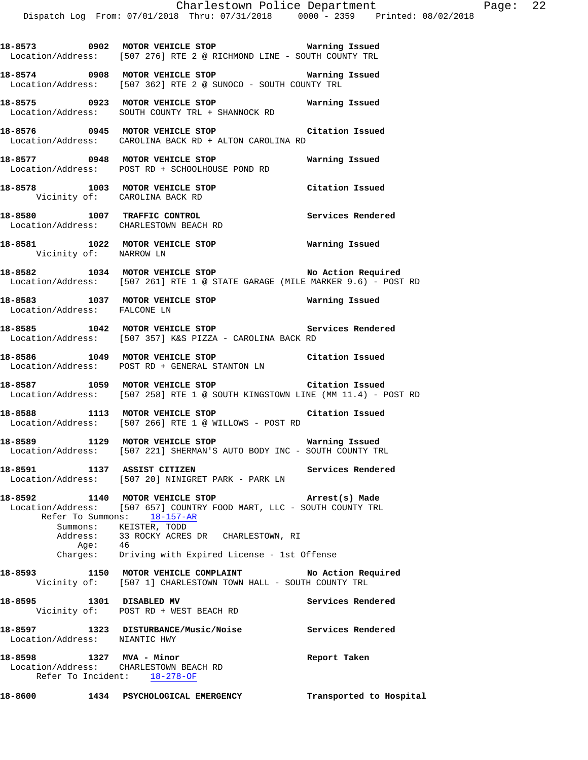18-8573 0902 **MOTOR VEHICLE STOP** Warning Issued
Location/Address: [507 276] RTE 2 @ RICHMOND LINE - SOUTH COUNTY TRL

18-8574 0908 **MOTOR VEHICLE STOP** Warning Issued
Location/Address: [507 362] RTE 2 @ SUNOCO - SOUTH COUNTY TRL

18-8575 0923 **MOTOR VEHICLE STOP** Warning Issued
Location/Address: SOUTH COUNTY TRL + SHANNOCK RD

18-8576 0945 **MOTOR VEHICLE STOP** Citation Issued
Location/Address: CAROLINA BACK RD + ALTON CAROLINA RD

18-8577 0948 **MOTOR VEHICLE STOP** Warning Issued
Location/Address: POST RD + SCHOOLHOUSE POND RD

18-8578 1003 **MOTOR VEHICLE STOP** Citation Issued
Vicinity of: CAROLINA BACK RD

18-8580 1007 **TRAFFIC CONTROL** Services Rendered
Location/Address: CHARLESTOWN BEACH RD

18-8581 1022 **MOTOR VEHICLE STOP** Warning Issued
Vicinity of: NARROW LN

18-8582 1034 **MOTOR VEHICLE STOP** No Action Required
Location/Address: [507 261] RTE 1 @ STATE GARAGE (MILE MARKER 9.6) - POST RD

18-8583 1037 **MOTOR VEHICLE STOP** Warning Issued
Location/Address: FALCONE LN

18-8585 1042 **MOTOR VEHICLE STOP** Services Rendered
Location/Address: [507 357] K&S PIZZA - CAROLINA BACK RD

18-8586 1049 **MOTOR VEHICLE STOP** Citation Issued
Location/Address: POST RD + GENERAL STANTON LN

18-8587 1059 **MOTOR VEHICLE STOP** Citation Issued
Location/Address: [507 258] RTE 1 @ SOUTH KINGSTOWN LINE (MM 11.4) - POST RD

18-8588 1113 **MOTOR VEHICLE STOP** Citation Issued
Location/Address: [507 266] RTE 1 @ WILLOWS - POST RD

18-8589 1129 **MOTOR VEHICLE STOP** Warning Issued
Location/Address: [507 221] SHERMAN'S AUTO BODY INC - SOUTH COUNTY TRL

18-8591 1137 **ASSIST CITIZEN** Services Rendered
Location/Address: [507 20] NINIGRET PARK - PARK LN

18-8592 1140 **MOTOR VEHICLE STOP** Arrest(s) Made
Location/Address: [507 657] COUNTRY FOOD MART, LLC - SOUTH COUNTY TRL
Refer To Summons: 18-157-AR
Summons: KEISTER, TODD
Address: 33 ROCKY ACRES DR CHARLESTOWN, RI
Age: 46
Charges: Driving with Expired License - 1st Offense

18-8593 1150 **MOTOR VEHICLE COMPLAINT** No Action Required
Vicinity of: [507 1] CHARLESTOWN TOWN HALL - SOUTH COUNTY TRL

18-8595 1301 **DISABLED MV** Services Rendered
Vicinity of: POST RD + WEST BEACH RD

18-8597 1323 **DISTURBANCE/Music/Noise** Services Rendered
Location/Address: NIANTIC HWY

18-8598 1327 **MVA - Minor** Report Taken
Location/Address: CHARLESTOWN BEACH RD
Refer To Incident: 18-278-OF

18-8600 1434 **PSYCHOLOGICAL EMERGENCY** Transported to Hospital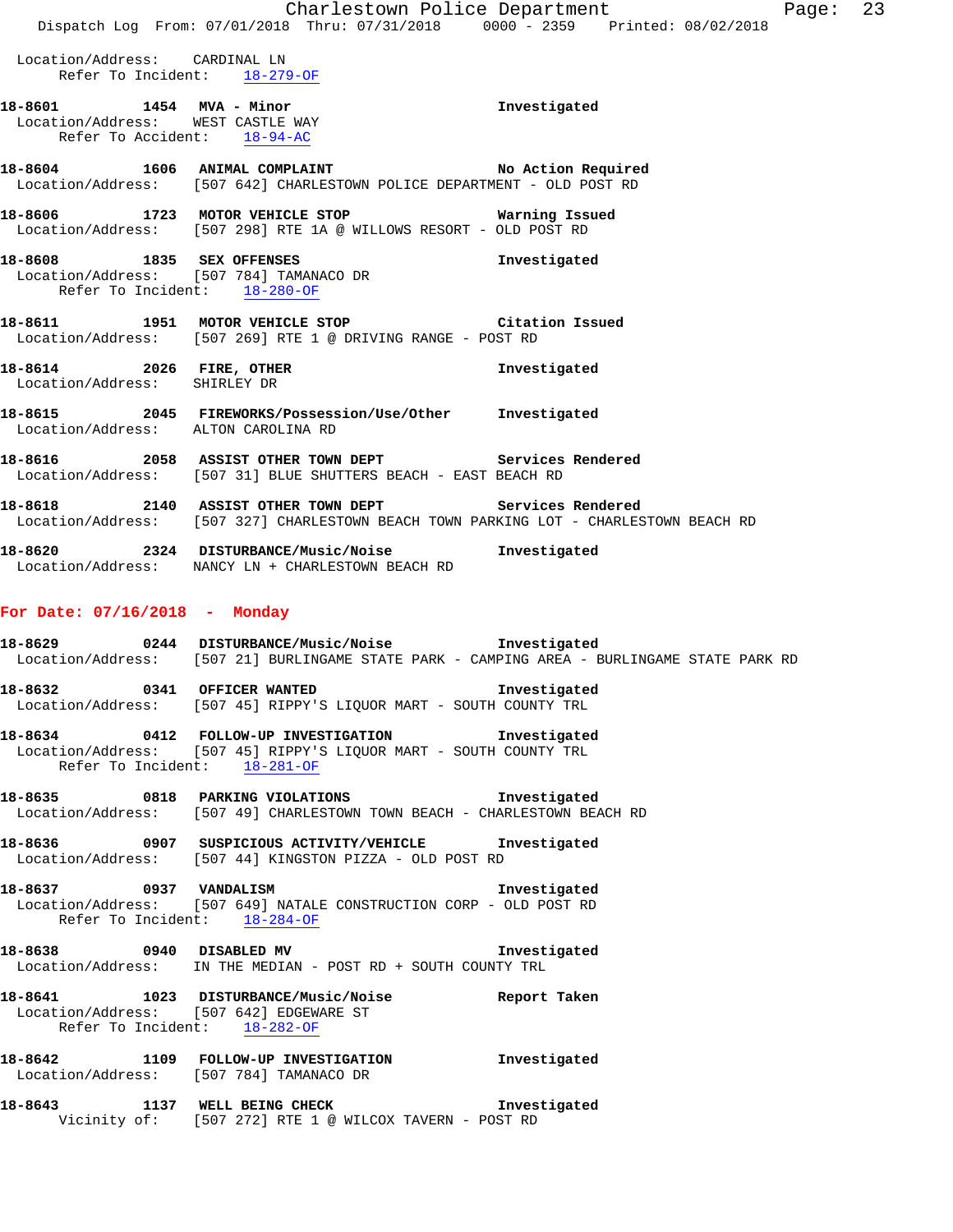Location/Address: CARDINAL LN
Refer To Incident: 18-279-OF

**18-8601** 1454 **MVA - Minor** **Investigated**
Location/Address: WEST CASTLE WAY
Refer To Accident: 18-94-AC

**18-8604** 1606 **ANIMAL COMPLAINT** **No Action Required**
Location/Address: [507 642] CHARLESTOWN POLICE DEPARTMENT - OLD POST RD

**18-8606** 1723 **MOTOR VEHICLE STOP** **Warning Issued**
Location/Address: [507 298] RTE 1A @ WILLOWS RESORT - OLD POST RD

**18-8608** 1835 **SEX OFFENSES** **Investigated**
Location/Address: [507 784] TAMANACO DR
Refer To Incident: 18-280-OF

**18-8611** 1951 **MOTOR VEHICLE STOP** **Citation Issued**
Location/Address: [507 269] RTE 1 @ DRIVING RANGE - POST RD

**18-8614** 2026 **FIRE, OTHER** **Investigated**
Location/Address: SHIRLEY DR

**18-8615** 2045 **FIREWORKS/Possession/Use/Other** **Investigated**
Location/Address: ALTON CAROLINA RD

**18-8616** 2058 **ASSIST OTHER TOWN DEPT** **Services Rendered**
Location/Address: [507 31] BLUE SHUTTERS BEACH - EAST BEACH RD

**18-8618** 2140 **ASSIST OTHER TOWN DEPT** **Services Rendered**
Location/Address: [507 327] CHARLESTOWN BEACH TOWN PARKING LOT - CHARLESTOWN BEACH RD

**18-8620** 2324 **DISTURBANCE/Music/Noise** **Investigated**
Location/Address: NANCY LN + CHARLESTOWN BEACH RD

## For Date: 07/16/2018 - Monday

**18-8629** 0244 **DISTURBANCE/Music/Noise** **Investigated**
Location/Address: [507 21] BURLINGAME STATE PARK - CAMPING AREA - BURLINGAME STATE PARK RD

**18-8632** 0341 **OFFICER WANTED** **Investigated**
Location/Address: [507 45] RIPPY'S LIQUOR MART - SOUTH COUNTY TRL

**18-8634** 0412 **FOLLOW-UP INVESTIGATION** **Investigated**
Location/Address: [507 45] RIPPY'S LIQUOR MART - SOUTH COUNTY TRL
Refer To Incident: 18-281-OF

**18-8635** 0818 **PARKING VIOLATIONS** **Investigated**
Location/Address: [507 49] CHARLESTOWN TOWN BEACH - CHARLESTOWN BEACH RD

**18-8636** 0907 **SUSPICIOUS ACTIVITY/VEHICLE** **Investigated**
Location/Address: [507 44] KINGSTON PIZZA - OLD POST RD

**18-8637** 0937 **VANDALISM** **Investigated**
Location/Address: [507 649] NATALE CONSTRUCTION CORP - OLD POST RD
Refer To Incident: 18-284-OF

**18-8638** 0940 **DISABLED MV** **Investigated**
Location/Address: IN THE MEDIAN - POST RD + SOUTH COUNTY TRL

**18-8641** 1023 **DISTURBANCE/Music/Noise** **Report Taken**
Location/Address: [507 642] EDGEWARE ST
Refer To Incident: 18-282-OF

**18-8642** 1109 **FOLLOW-UP INVESTIGATION** **Investigated**
Location/Address: [507 784] TAMANACO DR

**18-8643** 1137 **WELL BEING CHECK** **Investigated**
Vicinity of: [507 272] RTE 1 @ WILCOX TAVERN - POST RD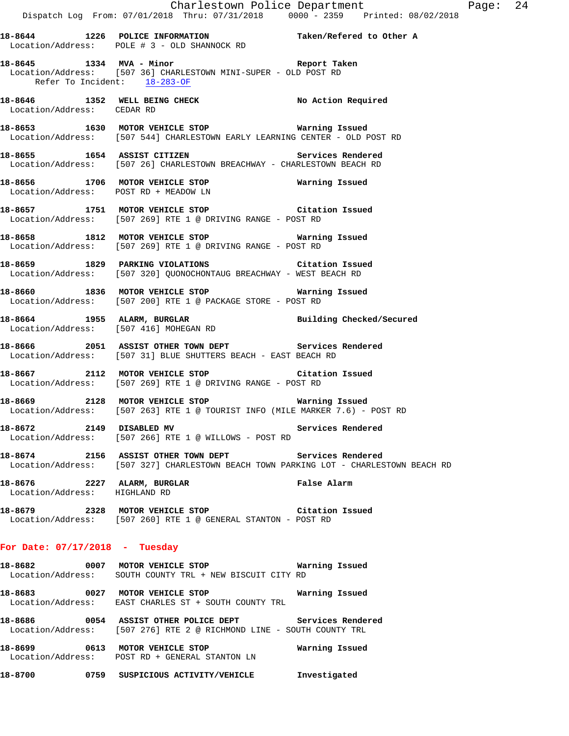18-8644 1226 POLICE INFORMATION Taken/Refered to Other A
Location/Address: POLE # 3 - OLD SHANNOCK RD

18-8645 1334 MVA - Minor Report Taken
Location/Address: [507 36] CHARLESTOWN MINI-SUPER - OLD POST RD
Refer To Incident: 18-283-OF

18-8646 1352 WELL BEING CHECK No Action Required
Location/Address: CEDAR RD

18-8653 1630 MOTOR VEHICLE STOP Warning Issued
Location/Address: [507 544] CHARLESTOWN EARLY LEARNING CENTER - OLD POST RD

18-8655 1654 ASSIST CITIZEN Services Rendered
Location/Address: [507 26] CHARLESTOWN BREACHWAY - CHARLESTOWN BEACH RD

18-8656 1706 MOTOR VEHICLE STOP Warning Issued
Location/Address: POST RD + MEADOW LN

18-8657 1751 MOTOR VEHICLE STOP Citation Issued
Location/Address: [507 269] RTE 1 @ DRIVING RANGE - POST RD

18-8658 1812 MOTOR VEHICLE STOP Warning Issued
Location/Address: [507 269] RTE 1 @ DRIVING RANGE - POST RD

18-8659 1829 PARKING VIOLATIONS Citation Issued
Location/Address: [507 320] QUONOCHONTAUG BREACHWAY - WEST BEACH RD

18-8660 1836 MOTOR VEHICLE STOP Warning Issued
Location/Address: [507 200] RTE 1 @ PACKAGE STORE - POST RD

18-8664 1955 ALARM, BURGLAR Building Checked/Secured
Location/Address: [507 416] MOHEGAN RD

18-8666 2051 ASSIST OTHER TOWN DEPT Services Rendered
Location/Address: [507 31] BLUE SHUTTERS BEACH - EAST BEACH RD

18-8667 2112 MOTOR VEHICLE STOP Citation Issued
Location/Address: [507 269] RTE 1 @ DRIVING RANGE - POST RD

18-8669 2128 MOTOR VEHICLE STOP Warning Issued
Location/Address: [507 263] RTE 1 @ TOURIST INFO (MILE MARKER 7.6) - POST RD

18-8672 2149 DISABLED MV Services Rendered
Location/Address: [507 266] RTE 1 @ WILLOWS - POST RD

18-8674 2156 ASSIST OTHER TOWN DEPT Services Rendered
Location/Address: [507 327] CHARLESTOWN BEACH TOWN PARKING LOT - CHARLESTOWN BEACH RD

18-8676 2227 ALARM, BURGLAR False Alarm
Location/Address: HIGHLAND RD

18-8679 2328 MOTOR VEHICLE STOP Citation Issued
Location/Address: [507 260] RTE 1 @ GENERAL STANTON - POST RD

**For Date: 07/17/2018 - Tuesday**

18-8682 0007 MOTOR VEHICLE STOP Warning Issued
Location/Address: SOUTH COUNTY TRL + NEW BISCUIT CITY RD

18-8683 0027 MOTOR VEHICLE STOP Warning Issued
Location/Address: EAST CHARLES ST + SOUTH COUNTY TRL

18-8686 0054 ASSIST OTHER POLICE DEPT Services Rendered
Location/Address: [507 276] RTE 2 @ RICHMOND LINE - SOUTH COUNTY TRL

18-8699 0613 MOTOR VEHICLE STOP Warning Issued
Location/Address: POST RD + GENERAL STANTON LN

18-8700 0759 SUSPICIOUS ACTIVITY/VEHICLE Investigated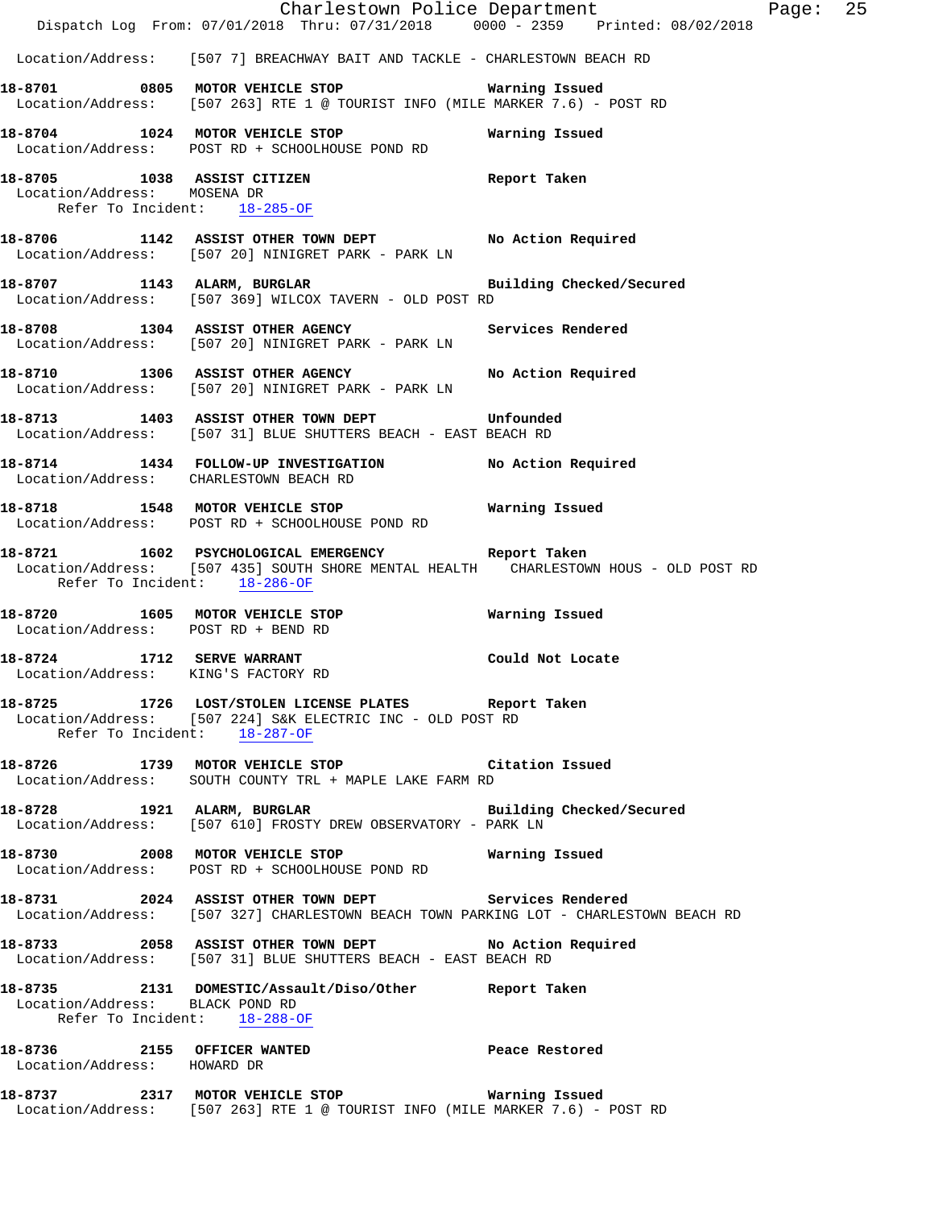Location/Address: [507 7] BREACHWAY BAIT AND TACKLE - CHARLESTOWN BEACH RD

**18-8701 0805 MOTOR VEHICLE STOP** Warning Issued
Location/Address: [507 263] RTE 1 @ TOURIST INFO (MILE MARKER 7.6) - POST RD

**18-8704 1024 MOTOR VEHICLE STOP** Warning Issued
Location/Address: POST RD + SCHOOLHOUSE POND RD

**18-8705 1038 ASSIST CITIZEN** Report Taken
Location/Address: MOSENA DR
Refer To Incident: 18-285-OF

**18-8706 1142 ASSIST OTHER TOWN DEPT** No Action Required
Location/Address: [507 20] NINIGRET PARK - PARK LN

**18-8707 1143 ALARM, BURGLAR** Building Checked/Secured
Location/Address: [507 369] WILCOX TAVERN - OLD POST RD

**18-8708 1304 ASSIST OTHER AGENCY** Services Rendered
Location/Address: [507 20] NINIGRET PARK - PARK LN

**18-8710 1306 ASSIST OTHER AGENCY** No Action Required
Location/Address: [507 20] NINIGRET PARK - PARK LN

**18-8713 1403 ASSIST OTHER TOWN DEPT** Unfounded
Location/Address: [507 31] BLUE SHUTTERS BEACH - EAST BEACH RD

**18-8714 1434 FOLLOW-UP INVESTIGATION** No Action Required
Location/Address: CHARLESTOWN BEACH RD

**18-8718 1548 MOTOR VEHICLE STOP** Warning Issued
Location/Address: POST RD + SCHOOLHOUSE POND RD

**18-8721 1602 PSYCHOLOGICAL EMERGENCY** Report Taken
Location/Address: [507 435] SOUTH SHORE MENTAL HEALTH CHARLESTOWN HOUS - OLD POST RD
Refer To Incident: 18-286-OF

**18-8720 1605 MOTOR VEHICLE STOP** Warning Issued
Location/Address: POST RD + BEND RD

**18-8724 1712 SERVE WARRANT** Could Not Locate
Location/Address: KING'S FACTORY RD

**18-8725 1726 LOST/STOLEN LICENSE PLATES** Report Taken
Location/Address: [507 224] S&K ELECTRIC INC - OLD POST RD
Refer To Incident: 18-287-OF

**18-8726 1739 MOTOR VEHICLE STOP** Citation Issued
Location/Address: SOUTH COUNTY TRL + MAPLE LAKE FARM RD

**18-8728 1921 ALARM, BURGLAR** Building Checked/Secured
Location/Address: [507 610] FROSTY DREW OBSERVATORY - PARK LN

**18-8730 2008 MOTOR VEHICLE STOP** Warning Issued
Location/Address: POST RD + SCHOOLHOUSE POND RD

**18-8731 2024 ASSIST OTHER TOWN DEPT** Services Rendered
Location/Address: [507 327] CHARLESTOWN BEACH TOWN PARKING LOT - CHARLESTOWN BEACH RD

**18-8733 2058 ASSIST OTHER TOWN DEPT** No Action Required
Location/Address: [507 31] BLUE SHUTTERS BEACH - EAST BEACH RD

**18-8735 2131 DOMESTIC/Assault/Diso/Other** Report Taken
Location/Address: BLACK POND RD
Refer To Incident: 18-288-OF

**18-8736 2155 OFFICER WANTED** Peace Restored
Location/Address: HOWARD DR

**18-8737 2317 MOTOR VEHICLE STOP** Warning Issued
Location/Address: [507 263] RTE 1 @ TOURIST INFO (MILE MARKER 7.6) - POST RD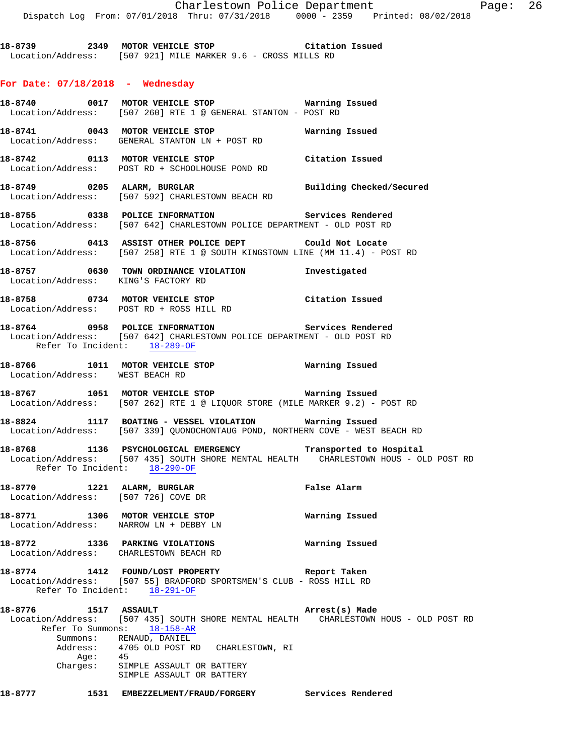**18-8739 2349 MOTOR VEHICLE STOP — Citation Issued**
Location/Address: [507 921] MILE MARKER 9.6 - CROSS MILLS RD

## For Date: 07/18/2018 - Wednesday

**18-8740 0017 MOTOR VEHICLE STOP — Warning Issued**
Location/Address: [507 260] RTE 1 @ GENERAL STANTON - POST RD

**18-8741 0043 MOTOR VEHICLE STOP — Warning Issued**
Location/Address: GENERAL STANTON LN + POST RD

**18-8742 0113 MOTOR VEHICLE STOP — Citation Issued**
Location/Address: POST RD + SCHOOLHOUSE POND RD

**18-8749 0205 ALARM, BURGLAR — Building Checked/Secured**
Location/Address: [507 592] CHARLESTOWN BEACH RD

**18-8755 0338 POLICE INFORMATION — Services Rendered**
Location/Address: [507 642] CHARLESTOWN POLICE DEPARTMENT - OLD POST RD

**18-8756 0413 ASSIST OTHER POLICE DEPT — Could Not Locate**
Location/Address: [507 258] RTE 1 @ SOUTH KINGSTOWN LINE (MM 11.4) - POST RD

**18-8757 0630 TOWN ORDINANCE VIOLATION — Investigated**
Location/Address: KING'S FACTORY RD

**18-8758 0734 MOTOR VEHICLE STOP — Citation Issued**
Location/Address: POST RD + ROSS HILL RD

**18-8764 0958 POLICE INFORMATION — Services Rendered**
Location/Address: [507 642] CHARLESTOWN POLICE DEPARTMENT - OLD POST RD
Refer To Incident: 18-289-OF

**18-8766 1011 MOTOR VEHICLE STOP — Warning Issued**
Location/Address: WEST BEACH RD

**18-8767 1051 MOTOR VEHICLE STOP — Warning Issued**
Location/Address: [507 262] RTE 1 @ LIQUOR STORE (MILE MARKER 9.2) - POST RD

**18-8824 1117 BOATING - VESSEL VIOLATION — Warning Issued**
Location/Address: [507 339] QUONOCHONTAUG POND, NORTHERN COVE - WEST BEACH RD

**18-8768 1136 PSYCHOLOGICAL EMERGENCY — Transported to Hospital**
Location/Address: [507 435] SOUTH SHORE MENTAL HEALTH CHARLESTOWN HOUS - OLD POST RD
Refer To Incident: 18-290-OF

**18-8770 1221 ALARM, BURGLAR — False Alarm**
Location/Address: [507 726] COVE DR

**18-8771 1306 MOTOR VEHICLE STOP — Warning Issued**
Location/Address: NARROW LN + DEBBY LN

**18-8772 1336 PARKING VIOLATIONS — Warning Issued**
Location/Address: CHARLESTOWN BEACH RD

**18-8774 1412 FOUND/LOST PROPERTY — Report Taken**
Location/Address: [507 55] BRADFORD SPORTSMEN'S CLUB - ROSS HILL RD
Refer To Incident: 18-291-OF

**18-8776 1517 ASSAULT — Arrest(s) Made**
Location/Address: [507 435] SOUTH SHORE MENTAL HEALTH CHARLESTOWN HOUS - OLD POST RD
Refer To Summons: 18-158-AR
Summons: RENAUD, DANIEL
Address: 4705 OLD POST RD CHARLESTOWN, RI
Age: 45
Charges: SIMPLE ASSAULT OR BATTERY
SIMPLE ASSAULT OR BATTERY

**18-8777 1531 EMBEZZELMENT/FRAUD/FORGERY — Services Rendered**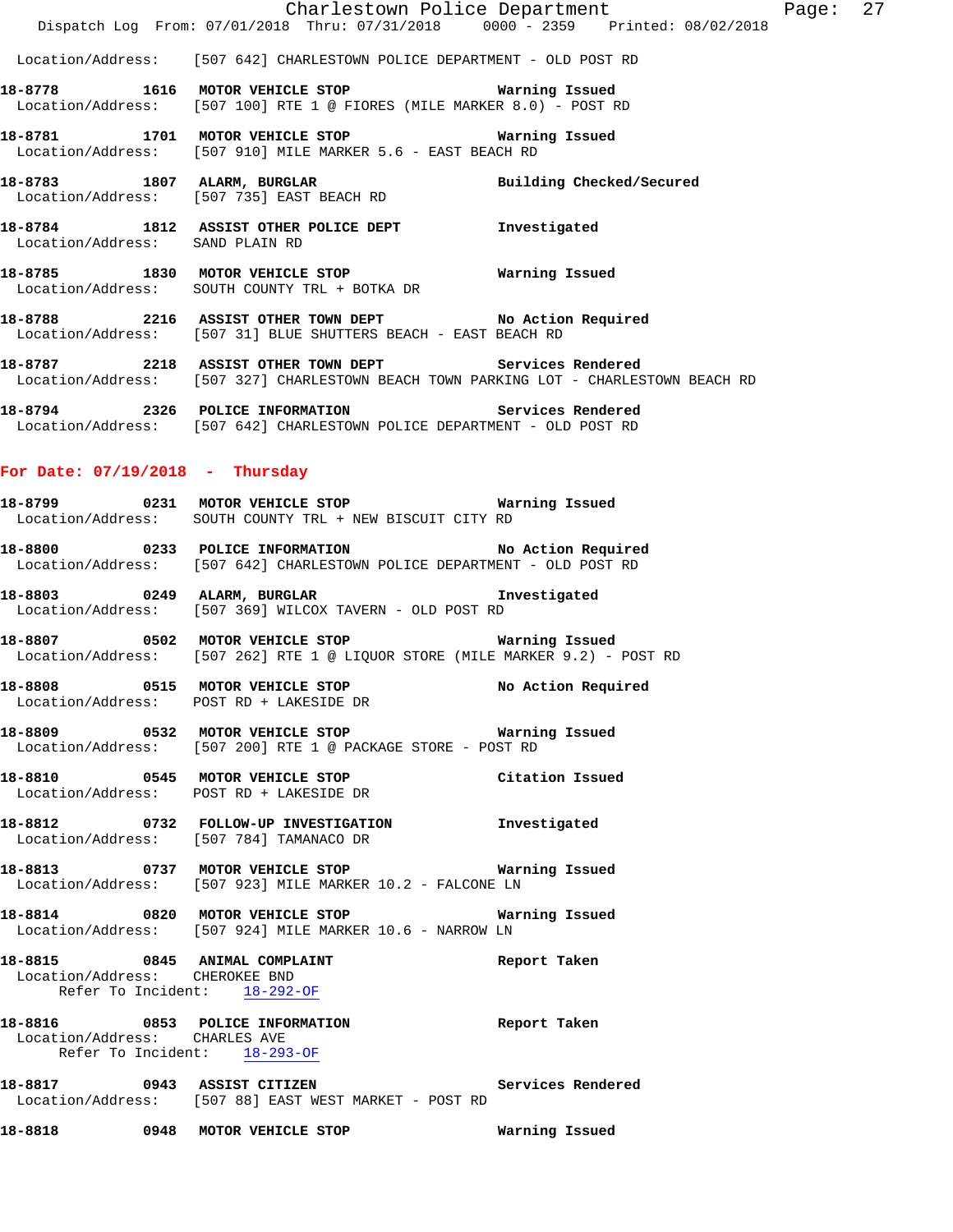Location/Address: [507 642] CHARLESTOWN POLICE DEPARTMENT - OLD POST RD

**18-8778 1616 MOTOR VEHICLE STOP** Warning Issued
Location/Address: [507 100] RTE 1 @ FIORES (MILE MARKER 8.0) - POST RD

**18-8781 1701 MOTOR VEHICLE STOP** Warning Issued
Location/Address: [507 910] MILE MARKER 5.6 - EAST BEACH RD

**18-8783 1807 ALARM, BURGLAR** Building Checked/Secured
Location/Address: [507 735] EAST BEACH RD

**18-8784 1812 ASSIST OTHER POLICE DEPT** Investigated
Location/Address: SAND PLAIN RD

**18-8785 1830 MOTOR VEHICLE STOP** Warning Issued
Location/Address: SOUTH COUNTY TRL + BOTKA DR

**18-8788 2216 ASSIST OTHER TOWN DEPT** No Action Required
Location/Address: [507 31] BLUE SHUTTERS BEACH - EAST BEACH RD

**18-8787 2218 ASSIST OTHER TOWN DEPT** Services Rendered
Location/Address: [507 327] CHARLESTOWN BEACH TOWN PARKING LOT - CHARLESTOWN BEACH RD

**18-8794 2326 POLICE INFORMATION** Services Rendered
Location/Address: [507 642] CHARLESTOWN POLICE DEPARTMENT - OLD POST RD

## For Date: 07/19/2018 - Thursday

**18-8799 0231 MOTOR VEHICLE STOP** Warning Issued
Location/Address: SOUTH COUNTY TRL + NEW BISCUIT CITY RD

**18-8800 0233 POLICE INFORMATION** No Action Required
Location/Address: [507 642] CHARLESTOWN POLICE DEPARTMENT - OLD POST RD

**18-8803 0249 ALARM, BURGLAR** Investigated
Location/Address: [507 369] WILCOX TAVERN - OLD POST RD

**18-8807 0502 MOTOR VEHICLE STOP** Warning Issued
Location/Address: [507 262] RTE 1 @ LIQUOR STORE (MILE MARKER 9.2) - POST RD

**18-8808 0515 MOTOR VEHICLE STOP** No Action Required
Location/Address: POST RD + LAKESIDE DR

**18-8809 0532 MOTOR VEHICLE STOP** Warning Issued
Location/Address: [507 200] RTE 1 @ PACKAGE STORE - POST RD

**18-8810 0545 MOTOR VEHICLE STOP** Citation Issued
Location/Address: POST RD + LAKESIDE DR

**18-8812 0732 FOLLOW-UP INVESTIGATION** Investigated
Location/Address: [507 784] TAMANACO DR

**18-8813 0737 MOTOR VEHICLE STOP** Warning Issued
Location/Address: [507 923] MILE MARKER 10.2 - FALCONE LN

**18-8814 0820 MOTOR VEHICLE STOP** Warning Issued
Location/Address: [507 924] MILE MARKER 10.6 - NARROW LN

**18-8815 0845 ANIMAL COMPLAINT** Report Taken
Location/Address: CHEROKEE BND
Refer To Incident: 18-292-OF

**18-8816 0853 POLICE INFORMATION** Report Taken
Location/Address: CHARLES AVE
Refer To Incident: 18-293-OF

**18-8817 0943 ASSIST CITIZEN** Services Rendered
Location/Address: [507 88] EAST WEST MARKET - POST RD

**18-8818 0948 MOTOR VEHICLE STOP** Warning Issued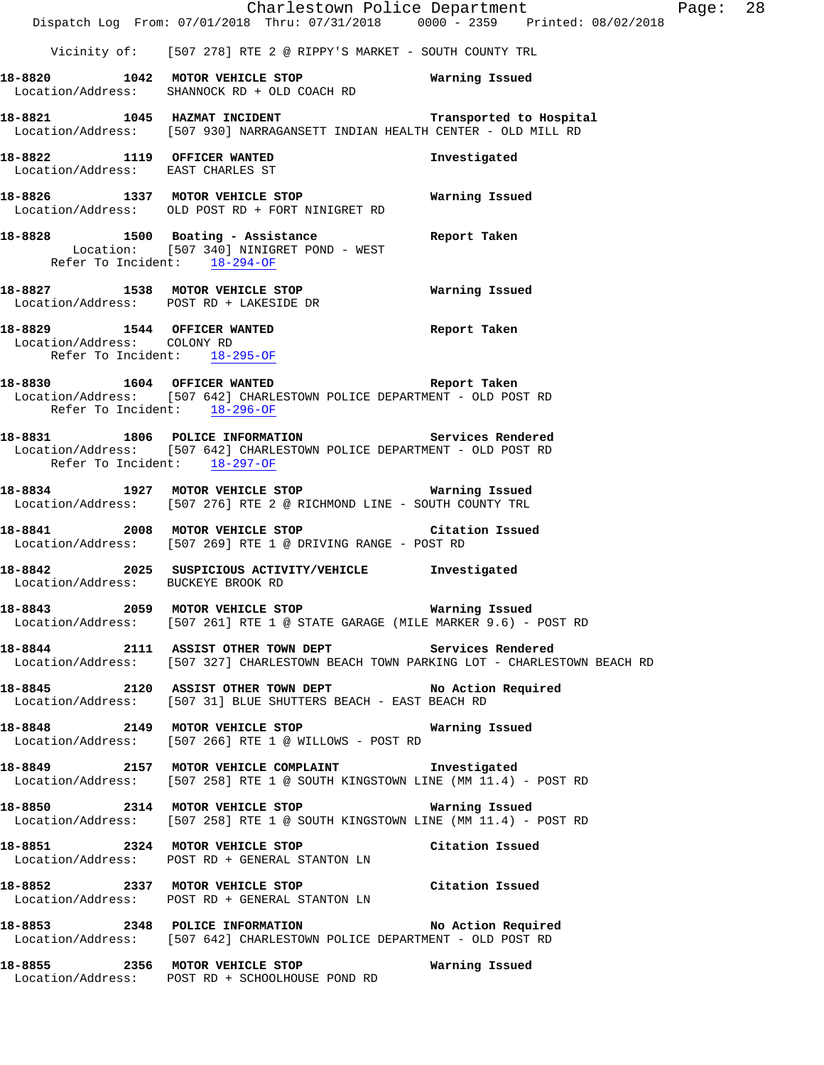Vicinity of: [507 278] RTE 2 @ RIPPY'S MARKET - SOUTH COUNTY TRL

**18-8820 1042 MOTOR VEHICLE STOP** Warning Issued
Location/Address: SHANNOCK RD + OLD COACH RD

**18-8821 1045 HAZMAT INCIDENT** Transported to Hospital
Location/Address: [507 930] NARRAGANSETT INDIAN HEALTH CENTER - OLD MILL RD

**18-8822 1119 OFFICER WANTED** Investigated
Location/Address: EAST CHARLES ST

**18-8826 1337 MOTOR VEHICLE STOP** Warning Issued
Location/Address: OLD POST RD + FORT NINIGRET RD

**18-8828 1500 Boating - Assistance** Report Taken
Location: [507 340] NINIGRET POND - WEST
Refer To Incident: 18-294-OF

**18-8827 1538 MOTOR VEHICLE STOP** Warning Issued
Location/Address: POST RD + LAKESIDE DR

**18-8829 1544 OFFICER WANTED** Report Taken
Location/Address: COLONY RD
Refer To Incident: 18-295-OF

**18-8830 1604 OFFICER WANTED** Report Taken
Location/Address: [507 642] CHARLESTOWN POLICE DEPARTMENT - OLD POST RD
Refer To Incident: 18-296-OF

**18-8831 1806 POLICE INFORMATION** Services Rendered
Location/Address: [507 642] CHARLESTOWN POLICE DEPARTMENT - OLD POST RD
Refer To Incident: 18-297-OF

**18-8834 1927 MOTOR VEHICLE STOP** Warning Issued
Location/Address: [507 276] RTE 2 @ RICHMOND LINE - SOUTH COUNTY TRL

**18-8841 2008 MOTOR VEHICLE STOP** Citation Issued
Location/Address: [507 269] RTE 1 @ DRIVING RANGE - POST RD

**18-8842 2025 SUSPICIOUS ACTIVITY/VEHICLE** Investigated
Location/Address: BUCKEYE BROOK RD

**18-8843 2059 MOTOR VEHICLE STOP** Warning Issued
Location/Address: [507 261] RTE 1 @ STATE GARAGE (MILE MARKER 9.6) - POST RD

**18-8844 2111 ASSIST OTHER TOWN DEPT** Services Rendered
Location/Address: [507 327] CHARLESTOWN BEACH TOWN PARKING LOT - CHARLESTOWN BEACH RD

**18-8845 2120 ASSIST OTHER TOWN DEPT** No Action Required
Location/Address: [507 31] BLUE SHUTTERS BEACH - EAST BEACH RD

**18-8848 2149 MOTOR VEHICLE STOP** Warning Issued
Location/Address: [507 266] RTE 1 @ WILLOWS - POST RD

**18-8849 2157 MOTOR VEHICLE COMPLAINT** Investigated
Location/Address: [507 258] RTE 1 @ SOUTH KINGSTOWN LINE (MM 11.4) - POST RD

**18-8850 2314 MOTOR VEHICLE STOP** Warning Issued
Location/Address: [507 258] RTE 1 @ SOUTH KINGSTOWN LINE (MM 11.4) - POST RD

**18-8851 2324 MOTOR VEHICLE STOP** Citation Issued
Location/Address: POST RD + GENERAL STANTON LN

**18-8852 2337 MOTOR VEHICLE STOP** Citation Issued
Location/Address: POST RD + GENERAL STANTON LN

**18-8853 2348 POLICE INFORMATION** No Action Required
Location/Address: [507 642] CHARLESTOWN POLICE DEPARTMENT - OLD POST RD

**18-8855 2356 MOTOR VEHICLE STOP** Warning Issued
Location/Address: POST RD + SCHOOLHOUSE POND RD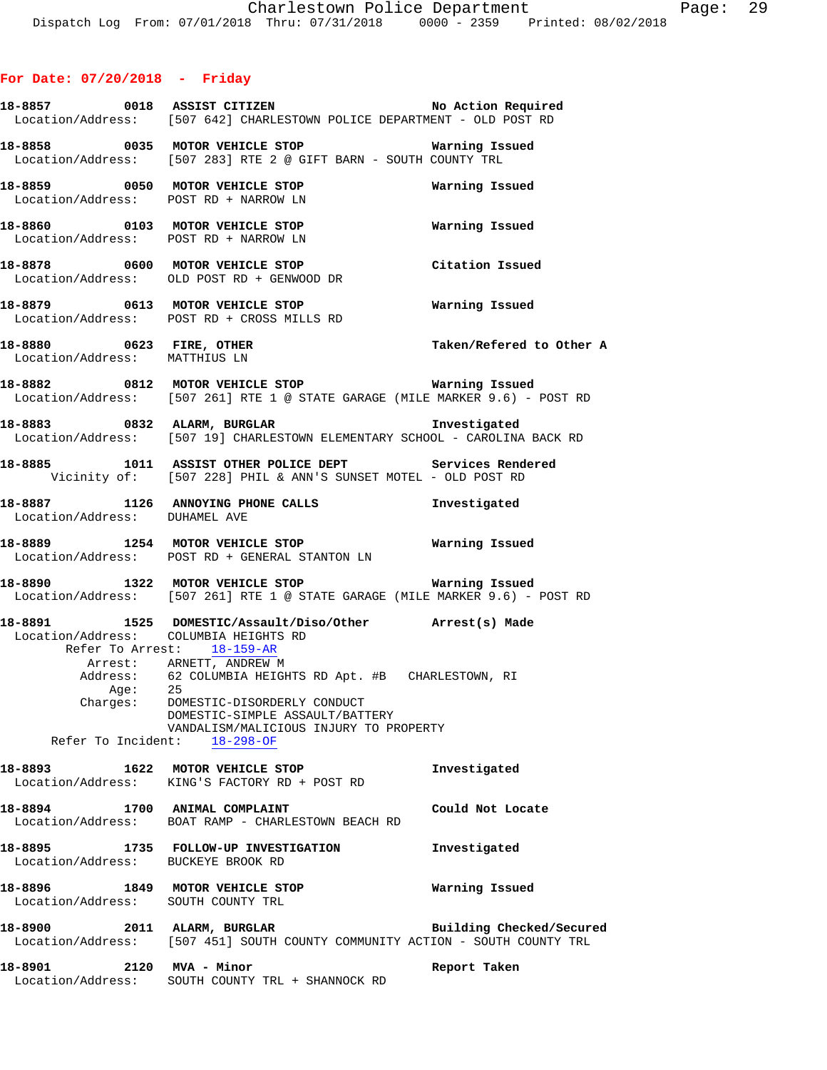## For Date: 07/20/2018 - Friday

**18-8857** 0018 **ASSIST CITIZEN** — No Action Required
Location/Address: [507 642] CHARLESTOWN POLICE DEPARTMENT - OLD POST RD

**18-8858** 0035 **MOTOR VEHICLE STOP** — Warning Issued
Location/Address: [507 283] RTE 2 @ GIFT BARN - SOUTH COUNTY TRL

**18-8859** 0050 **MOTOR VEHICLE STOP** — Warning Issued
Location/Address: POST RD + NARROW LN

**18-8860** 0103 **MOTOR VEHICLE STOP** — Warning Issued
Location/Address: POST RD + NARROW LN

**18-8878** 0600 **MOTOR VEHICLE STOP** — Citation Issued
Location/Address: OLD POST RD + GENWOOD DR

**18-8879** 0613 **MOTOR VEHICLE STOP** — Warning Issued
Location/Address: POST RD + CROSS MILLS RD

**18-8880** 0623 **FIRE, OTHER** — Taken/Refered to Other A
Location/Address: MATTHIUS LN

**18-8882** 0812 **MOTOR VEHICLE STOP** — Warning Issued
Location/Address: [507 261] RTE 1 @ STATE GARAGE (MILE MARKER 9.6) - POST RD

**18-8883** 0832 **ALARM, BURGLAR** — Investigated
Location/Address: [507 19] CHARLESTOWN ELEMENTARY SCHOOL - CAROLINA BACK RD

**18-8885** 1011 **ASSIST OTHER POLICE DEPT** — Services Rendered
Vicinity of: [507 228] PHIL & ANN'S SUNSET MOTEL - OLD POST RD

**18-8887** 1126 **ANNOYING PHONE CALLS** — Investigated
Location/Address: DUHAMEL AVE

**18-8889** 1254 **MOTOR VEHICLE STOP** — Warning Issued
Location/Address: POST RD + GENERAL STANTON LN

**18-8890** 1322 **MOTOR VEHICLE STOP** — Warning Issued
Location/Address: [507 261] RTE 1 @ STATE GARAGE (MILE MARKER 9.6) - POST RD

**18-8891** 1525 **DOMESTIC/Assault/Diso/Other** — Arrest(s) Made
Location/Address: COLUMBIA HEIGHTS RD
Refer To Arrest: 18-159-AR
Arrest: ARNETT, ANDREW M
Address: 62 COLUMBIA HEIGHTS RD Apt. #B CHARLESTOWN, RI
Age: 25
Charges: DOMESTIC-DISORDERLY CONDUCT
DOMESTIC-SIMPLE ASSAULT/BATTERY
VANDALISM/MALICIOUS INJURY TO PROPERTY
Refer To Incident: 18-298-OF

**18-8893** 1622 **MOTOR VEHICLE STOP** — Investigated
Location/Address: KING'S FACTORY RD + POST RD

**18-8894** 1700 **ANIMAL COMPLAINT** — Could Not Locate
Location/Address: BOAT RAMP - CHARLESTOWN BEACH RD

**18-8895** 1735 **FOLLOW-UP INVESTIGATION** — Investigated
Location/Address: BUCKEYE BROOK RD

**18-8896** 1849 **MOTOR VEHICLE STOP** — Warning Issued
Location/Address: SOUTH COUNTY TRL

**18-8900** 2011 **ALARM, BURGLAR** — Building Checked/Secured
Location/Address: [507 451] SOUTH COUNTY COMMUNITY ACTION - SOUTH COUNTY TRL

**18-8901** 2120 **MVA - Minor** — Report Taken
Location/Address: SOUTH COUNTY TRL + SHANNOCK RD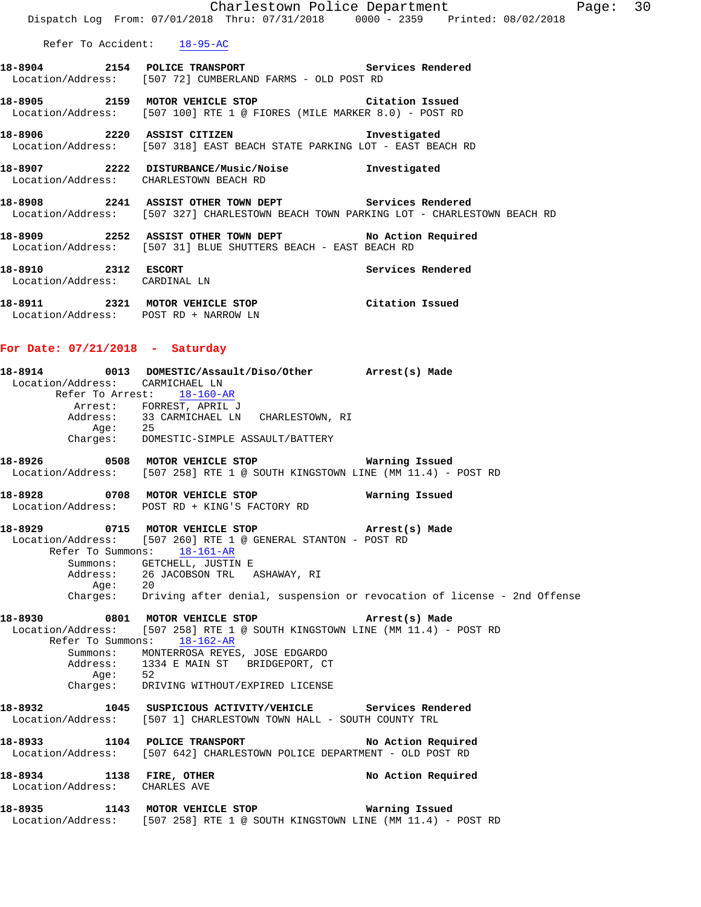Refer To Accident: 18-95-AC

**18-8904** 2154 **POLICE TRANSPORT** Services Rendered
Location/Address: [507 72] CUMBERLAND FARMS - OLD POST RD

**18-8905** 2159 **MOTOR VEHICLE STOP** Citation Issued
Location/Address: [507 100] RTE 1 @ FIORES (MILE MARKER 8.0) - POST RD

**18-8906** 2220 **ASSIST CITIZEN** Investigated
Location/Address: [507 318] EAST BEACH STATE PARKING LOT - EAST BEACH RD

**18-8907** 2222 **DISTURBANCE/Music/Noise** Investigated
Location/Address: CHARLESTOWN BEACH RD

**18-8908** 2241 **ASSIST OTHER TOWN DEPT** Services Rendered
Location/Address: [507 327] CHARLESTOWN BEACH TOWN PARKING LOT - CHARLESTOWN BEACH RD

**18-8909** 2252 **ASSIST OTHER TOWN DEPT** No Action Required
Location/Address: [507 31] BLUE SHUTTERS BEACH - EAST BEACH RD

**18-8910** 2312 **ESCORT** Services Rendered
Location/Address: CARDINAL LN

**18-8911** 2321 **MOTOR VEHICLE STOP** Citation Issued
Location/Address: POST RD + NARROW LN

## For Date: 07/21/2018 - Saturday

**18-8914** 0013 **DOMESTIC/Assault/Diso/Other** Arrest(s) Made
Location/Address: CARMICHAEL LN
Refer To Arrest: 18-160-AR
Arrest: FORREST, APRIL J
Address: 33 CARMICHAEL LN CHARLESTOWN, RI
Age: 25
Charges: DOMESTIC-SIMPLE ASSAULT/BATTERY

**18-8926** 0508 **MOTOR VEHICLE STOP** Warning Issued
Location/Address: [507 258] RTE 1 @ SOUTH KINGSTOWN LINE (MM 11.4) - POST RD

**18-8928** 0708 **MOTOR VEHICLE STOP** Warning Issued
Location/Address: POST RD + KING'S FACTORY RD

**18-8929** 0715 **MOTOR VEHICLE STOP** Arrest(s) Made
Location/Address: [507 260] RTE 1 @ GENERAL STANTON - POST RD
Refer To Summons: 18-161-AR
Summons: GETCHELL, JUSTIN E
Address: 26 JACOBSON TRL ASHAWAY, RI
Age: 20
Charges: Driving after denial, suspension or revocation of license - 2nd Offense

**18-8930** 0801 **MOTOR VEHICLE STOP** Arrest(s) Made
Location/Address: [507 258] RTE 1 @ SOUTH KINGSTOWN LINE (MM 11.4) - POST RD
Refer To Summons: 18-162-AR
Summons: MONTERROSA REYES, JOSE EDGARDO
Address: 1334 E MAIN ST BRIDGEPORT, CT
Age: 52
Charges: DRIVING WITHOUT/EXPIRED LICENSE

**18-8932** 1045 **SUSPICIOUS ACTIVITY/VEHICLE** Services Rendered
Location/Address: [507 1] CHARLESTOWN TOWN HALL - SOUTH COUNTY TRL

**18-8933** 1104 **POLICE TRANSPORT** No Action Required
Location/Address: [507 642] CHARLESTOWN POLICE DEPARTMENT - OLD POST RD

**18-8934** 1138 **FIRE, OTHER** No Action Required
Location/Address: CHARLES AVE

**18-8935** 1143 **MOTOR VEHICLE STOP** Warning Issued
Location/Address: [507 258] RTE 1 @ SOUTH KINGSTOWN LINE (MM 11.4) - POST RD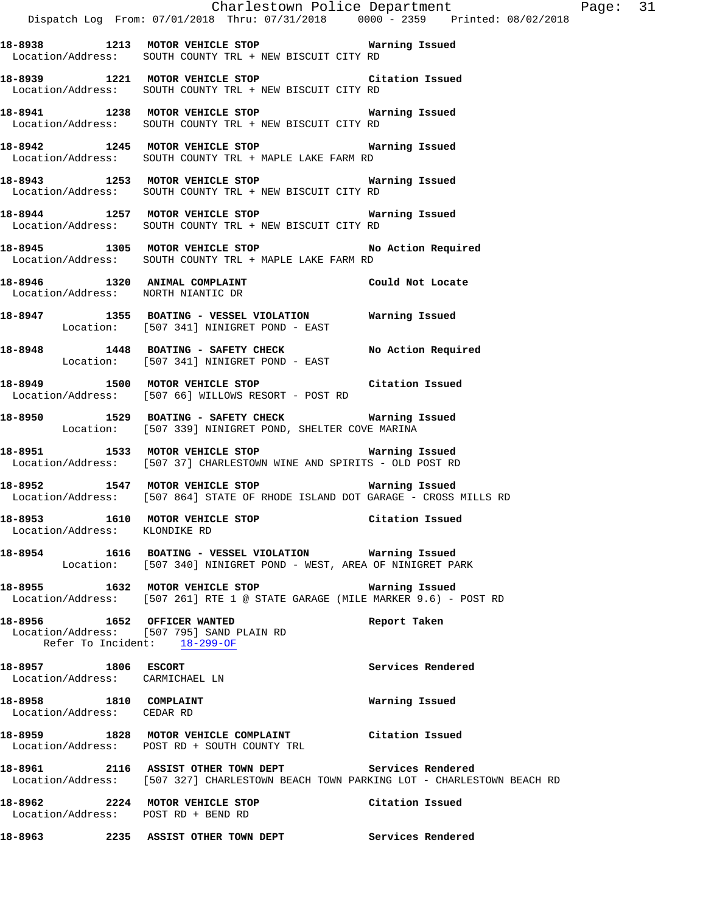**18-8938 1213 MOTOR VEHICLE STOP Warning Issued**
Location/Address: SOUTH COUNTY TRL + NEW BISCUIT CITY RD

**18-8939 1221 MOTOR VEHICLE STOP Citation Issued**
Location/Address: SOUTH COUNTY TRL + NEW BISCUIT CITY RD

**18-8941 1238 MOTOR VEHICLE STOP Warning Issued**
Location/Address: SOUTH COUNTY TRL + NEW BISCUIT CITY RD

**18-8942 1245 MOTOR VEHICLE STOP Warning Issued**
Location/Address: SOUTH COUNTY TRL + MAPLE LAKE FARM RD

**18-8943 1253 MOTOR VEHICLE STOP Warning Issued**
Location/Address: SOUTH COUNTY TRL + NEW BISCUIT CITY RD

**18-8944 1257 MOTOR VEHICLE STOP Warning Issued**
Location/Address: SOUTH COUNTY TRL + NEW BISCUIT CITY RD

**18-8945 1305 MOTOR VEHICLE STOP No Action Required**
Location/Address: SOUTH COUNTY TRL + MAPLE LAKE FARM RD

**18-8946 1320 ANIMAL COMPLAINT Could Not Locate**
Location/Address: NORTH NIANTIC DR

**18-8947 1355 BOATING - VESSEL VIOLATION Warning Issued**
Location: [507 341] NINIGRET POND - EAST

**18-8948 1448 BOATING - SAFETY CHECK No Action Required**
Location: [507 341] NINIGRET POND - EAST

**18-8949 1500 MOTOR VEHICLE STOP Citation Issued**
Location/Address: [507 66] WILLOWS RESORT - POST RD

**18-8950 1529 BOATING - SAFETY CHECK Warning Issued**
Location: [507 339] NINIGRET POND, SHELTER COVE MARINA

**18-8951 1533 MOTOR VEHICLE STOP Warning Issued**
Location/Address: [507 37] CHARLESTOWN WINE AND SPIRITS - OLD POST RD

**18-8952 1547 MOTOR VEHICLE STOP Warning Issued**
Location/Address: [507 864] STATE OF RHODE ISLAND DOT GARAGE - CROSS MILLS RD

**18-8953 1610 MOTOR VEHICLE STOP Citation Issued**
Location/Address: KLONDIKE RD

**18-8954 1616 BOATING - VESSEL VIOLATION Warning Issued**
Location: [507 340] NINIGRET POND - WEST, AREA OF NINIGRET PARK

**18-8955 1632 MOTOR VEHICLE STOP Warning Issued**
Location/Address: [507 261] RTE 1 @ STATE GARAGE (MILE MARKER 9.6) - POST RD

**18-8956 1652 OFFICER WANTED Report Taken**
Location/Address: [507 795] SAND PLAIN RD
Refer To Incident: 18-299-OF

**18-8957 1806 ESCORT Services Rendered**
Location/Address: CARMICHAEL LN

**18-8958 1810 COMPLAINT Warning Issued**
Location/Address: CEDAR RD

**18-8959 1828 MOTOR VEHICLE COMPLAINT Citation Issued**
Location/Address: POST RD + SOUTH COUNTY TRL

**18-8961 2116 ASSIST OTHER TOWN DEPT Services Rendered**
Location/Address: [507 327] CHARLESTOWN BEACH TOWN PARKING LOT - CHARLESTOWN BEACH RD

**18-8962 2224 MOTOR VEHICLE STOP Citation Issued**
Location/Address: POST RD + BEND RD

**18-8963 2235 ASSIST OTHER TOWN DEPT Services Rendered**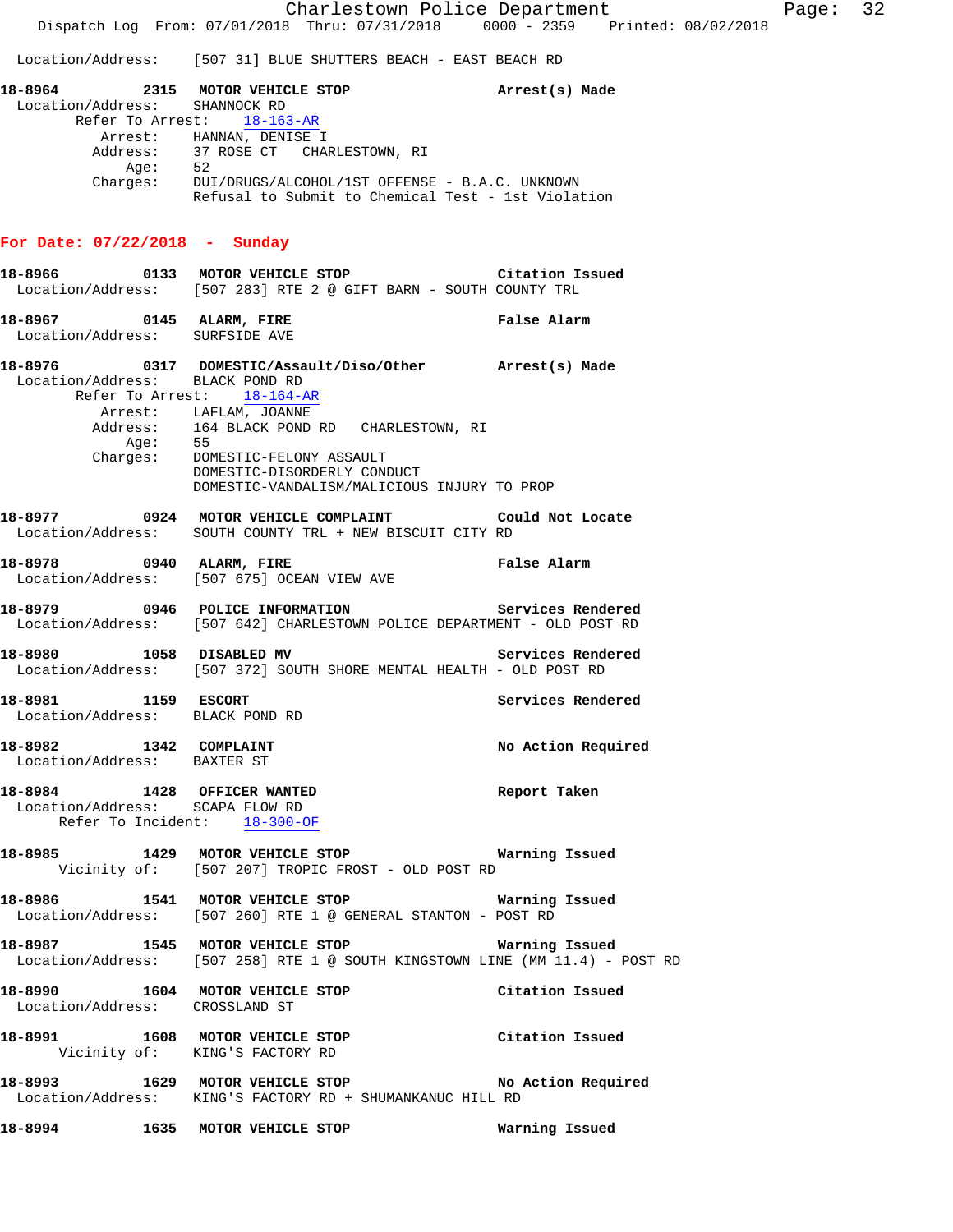Location/Address: [507 31] BLUE SHUTTERS BEACH - EAST BEACH RD

**18-8964 2315 MOTOR VEHICLE STOP** Arrest(s) Made
Location/Address: SHANNOCK RD
Refer To Arrest: 18-163-AR
Arrest: HANNAN, DENISE I
Address: 37 ROSE CT CHARLESTOWN, RI
Age: 52
Charges: DUI/DRUGS/ALCOHOL/1ST OFFENSE - B.A.C. UNKNOWN
Refusal to Submit to Chemical Test - 1st Violation

## For Date: 07/22/2018 - Sunday

**18-8966 0133 MOTOR VEHICLE STOP** Citation Issued
Location/Address: [507 283] RTE 2 @ GIFT BARN - SOUTH COUNTY TRL

**18-8967 0145 ALARM, FIRE** False Alarm
Location/Address: SURFSIDE AVE

**18-8976 0317 DOMESTIC/Assault/Diso/Other** Arrest(s) Made
Location/Address: BLACK POND RD
Refer To Arrest: 18-164-AR
Arrest: LAFLAM, JOANNE
Address: 164 BLACK POND RD CHARLESTOWN, RI
Age: 55
Charges: DOMESTIC-FELONY ASSAULT
DOMESTIC-DISORDERLY CONDUCT
DOMESTIC-VANDALISM/MALICIOUS INJURY TO PROP

**18-8977 0924 MOTOR VEHICLE COMPLAINT** Could Not Locate
Location/Address: SOUTH COUNTY TRL + NEW BISCUIT CITY RD

**18-8978 0940 ALARM, FIRE** False Alarm
Location/Address: [507 675] OCEAN VIEW AVE

**18-8979 0946 POLICE INFORMATION** Services Rendered
Location/Address: [507 642] CHARLESTOWN POLICE DEPARTMENT - OLD POST RD

**18-8980 1058 DISABLED MV** Services Rendered
Location/Address: [507 372] SOUTH SHORE MENTAL HEALTH - OLD POST RD

**18-8981 1159 ESCORT** Services Rendered
Location/Address: BLACK POND RD

**18-8982 1342 COMPLAINT** No Action Required
Location/Address: BAXTER ST

**18-8984 1428 OFFICER WANTED** Report Taken
Location/Address: SCAPA FLOW RD
Refer To Incident: 18-300-OF

**18-8985 1429 MOTOR VEHICLE STOP** Warning Issued
Vicinity of: [507 207] TROPIC FROST - OLD POST RD

**18-8986 1541 MOTOR VEHICLE STOP** Warning Issued
Location/Address: [507 260] RTE 1 @ GENERAL STANTON - POST RD

**18-8987 1545 MOTOR VEHICLE STOP** Warning Issued
Location/Address: [507 258] RTE 1 @ SOUTH KINGSTOWN LINE (MM 11.4) - POST RD

**18-8990 1604 MOTOR VEHICLE STOP** Citation Issued
Location/Address: CROSSLAND ST

**18-8991 1608 MOTOR VEHICLE STOP** Citation Issued
Vicinity of: KING'S FACTORY RD

**18-8993 1629 MOTOR VEHICLE STOP** No Action Required
Location/Address: KING'S FACTORY RD + SHUMANKANUC HILL RD

**18-8994 1635 MOTOR VEHICLE STOP** Warning Issued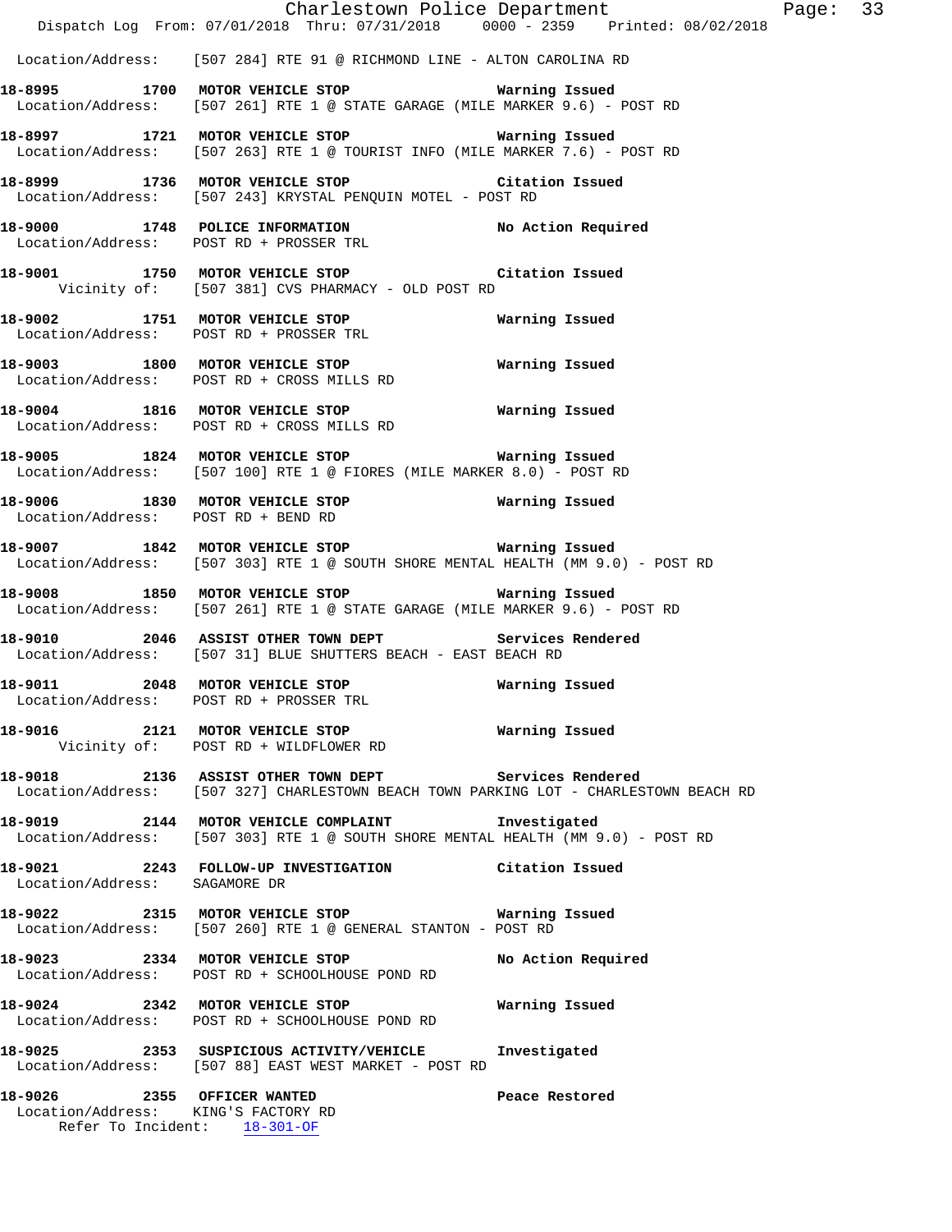Location/Address: [507 284] RTE 91 @ RICHMOND LINE - ALTON CAROLINA RD

**18-8995 1700 MOTOR VEHICLE STOP Warning Issued**
Location/Address: [507 261] RTE 1 @ STATE GARAGE (MILE MARKER 9.6) - POST RD

**18-8997 1721 MOTOR VEHICLE STOP Warning Issued**
Location/Address: [507 263] RTE 1 @ TOURIST INFO (MILE MARKER 7.6) - POST RD

**18-8999 1736 MOTOR VEHICLE STOP Citation Issued**
Location/Address: [507 243] KRYSTAL PENQUIN MOTEL - POST RD

**18-9000 1748 POLICE INFORMATION No Action Required**
Location/Address: POST RD + PROSSER TRL

**18-9001 1750 MOTOR VEHICLE STOP Citation Issued**
Vicinity of: [507 381] CVS PHARMACY - OLD POST RD

**18-9002 1751 MOTOR VEHICLE STOP Warning Issued**
Location/Address: POST RD + PROSSER TRL

**18-9003 1800 MOTOR VEHICLE STOP Warning Issued**
Location/Address: POST RD + CROSS MILLS RD

**18-9004 1816 MOTOR VEHICLE STOP Warning Issued**
Location/Address: POST RD + CROSS MILLS RD

**18-9005 1824 MOTOR VEHICLE STOP Warning Issued**
Location/Address: [507 100] RTE 1 @ FIORES (MILE MARKER 8.0) - POST RD

**18-9006 1830 MOTOR VEHICLE STOP Warning Issued**
Location/Address: POST RD + BEND RD

**18-9007 1842 MOTOR VEHICLE STOP Warning Issued**
Location/Address: [507 303] RTE 1 @ SOUTH SHORE MENTAL HEALTH (MM 9.0) - POST RD

**18-9008 1850 MOTOR VEHICLE STOP Warning Issued**
Location/Address: [507 261] RTE 1 @ STATE GARAGE (MILE MARKER 9.6) - POST RD

**18-9010 2046 ASSIST OTHER TOWN DEPT Services Rendered**
Location/Address: [507 31] BLUE SHUTTERS BEACH - EAST BEACH RD

**18-9011 2048 MOTOR VEHICLE STOP Warning Issued**
Location/Address: POST RD + PROSSER TRL

**18-9016 2121 MOTOR VEHICLE STOP Warning Issued**
Vicinity of: POST RD + WILDFLOWER RD

**18-9018 2136 ASSIST OTHER TOWN DEPT Services Rendered**
Location/Address: [507 327] CHARLESTOWN BEACH TOWN PARKING LOT - CHARLESTOWN BEACH RD

**18-9019 2144 MOTOR VEHICLE COMPLAINT Investigated**
Location/Address: [507 303] RTE 1 @ SOUTH SHORE MENTAL HEALTH (MM 9.0) - POST RD

**18-9021 2243 FOLLOW-UP INVESTIGATION Citation Issued**
Location/Address: SAGAMORE DR

**18-9022 2315 MOTOR VEHICLE STOP Warning Issued**
Location/Address: [507 260] RTE 1 @ GENERAL STANTON - POST RD

**18-9023 2334 MOTOR VEHICLE STOP No Action Required**
Location/Address: POST RD + SCHOOLHOUSE POND RD

**18-9024 2342 MOTOR VEHICLE STOP Warning Issued**
Location/Address: POST RD + SCHOOLHOUSE POND RD

**18-9025 2353 SUSPICIOUS ACTIVITY/VEHICLE Investigated**
Location/Address: [507 88] EAST WEST MARKET - POST RD

**18-9026 2355 OFFICER WANTED Peace Restored**
Location/Address: KING'S FACTORY RD
Refer To Incident: 18-301-OF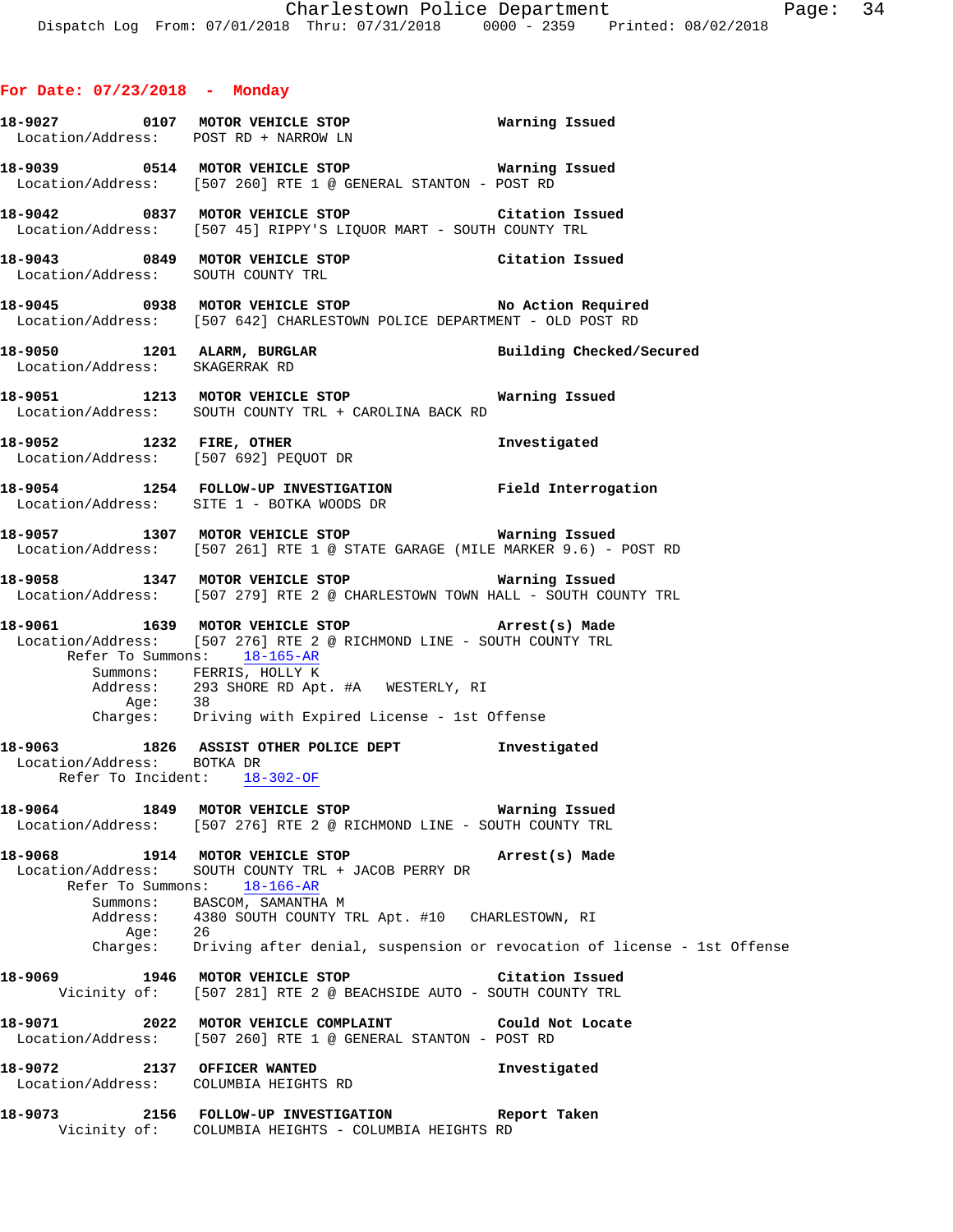## For Date: 07/23/2018 - Monday

**18-9027** 0107 **MOTOR VEHICLE STOP** — Warning Issued
Location/Address: POST RD + NARROW LN

**18-9039** 0514 **MOTOR VEHICLE STOP** — Warning Issued
Location/Address: [507 260] RTE 1 @ GENERAL STANTON - POST RD

**18-9042** 0837 **MOTOR VEHICLE STOP** — Citation Issued
Location/Address: [507 45] RIPPY'S LIQUOR MART - SOUTH COUNTY TRL

**18-9043** 0849 **MOTOR VEHICLE STOP** — Citation Issued
Location/Address: SOUTH COUNTY TRL

**18-9045** 0938 **MOTOR VEHICLE STOP** — No Action Required
Location/Address: [507 642] CHARLESTOWN POLICE DEPARTMENT - OLD POST RD

**18-9050** 1201 **ALARM, BURGLAR** — Building Checked/Secured
Location/Address: SKAGERRAK RD

**18-9051** 1213 **MOTOR VEHICLE STOP** — Warning Issued
Location/Address: SOUTH COUNTY TRL + CAROLINA BACK RD

**18-9052** 1232 **FIRE, OTHER** — Investigated
Location/Address: [507 692] PEQUOT DR

**18-9054** 1254 **FOLLOW-UP INVESTIGATION** — Field Interrogation
Location/Address: SITE 1 - BOTKA WOODS DR

**18-9057** 1307 **MOTOR VEHICLE STOP** — Warning Issued
Location/Address: [507 261] RTE 1 @ STATE GARAGE (MILE MARKER 9.6) - POST RD

**18-9058** 1347 **MOTOR VEHICLE STOP** — Warning Issued
Location/Address: [507 279] RTE 2 @ CHARLESTOWN TOWN HALL - SOUTH COUNTY TRL

**18-9061** 1639 **MOTOR VEHICLE STOP** — Arrest(s) Made
Location/Address: [507 276] RTE 2 @ RICHMOND LINE - SOUTH COUNTY TRL
Refer To Summons: 18-165-AR
Summons: FERRIS, HOLLY K
Address: 293 SHORE RD Apt. #A WESTERLY, RI
Age: 38
Charges: Driving with Expired License - 1st Offense

**18-9063** 1826 **ASSIST OTHER POLICE DEPT** — Investigated
Location/Address: BOTKA DR
Refer To Incident: 18-302-OF

**18-9064** 1849 **MOTOR VEHICLE STOP** — Warning Issued
Location/Address: [507 276] RTE 2 @ RICHMOND LINE - SOUTH COUNTY TRL

**18-9068** 1914 **MOTOR VEHICLE STOP** — Arrest(s) Made
Location/Address: SOUTH COUNTY TRL + JACOB PERRY DR
Refer To Summons: 18-166-AR
Summons: BASCOM, SAMANTHA M
Address: 4380 SOUTH COUNTY TRL Apt. #10 CHARLESTOWN, RI
Age: 26
Charges: Driving after denial, suspension or revocation of license - 1st Offense

**18-9069** 1946 **MOTOR VEHICLE STOP** — Citation Issued
Vicinity of: [507 281] RTE 2 @ BEACHSIDE AUTO - SOUTH COUNTY TRL

**18-9071** 2022 **MOTOR VEHICLE COMPLAINT** — Could Not Locate
Location/Address: [507 260] RTE 1 @ GENERAL STANTON - POST RD

**18-9072** 2137 **OFFICER WANTED** — Investigated
Location/Address: COLUMBIA HEIGHTS RD

**18-9073** 2156 **FOLLOW-UP INVESTIGATION** — Report Taken
Vicinity of: COLUMBIA HEIGHTS - COLUMBIA HEIGHTS RD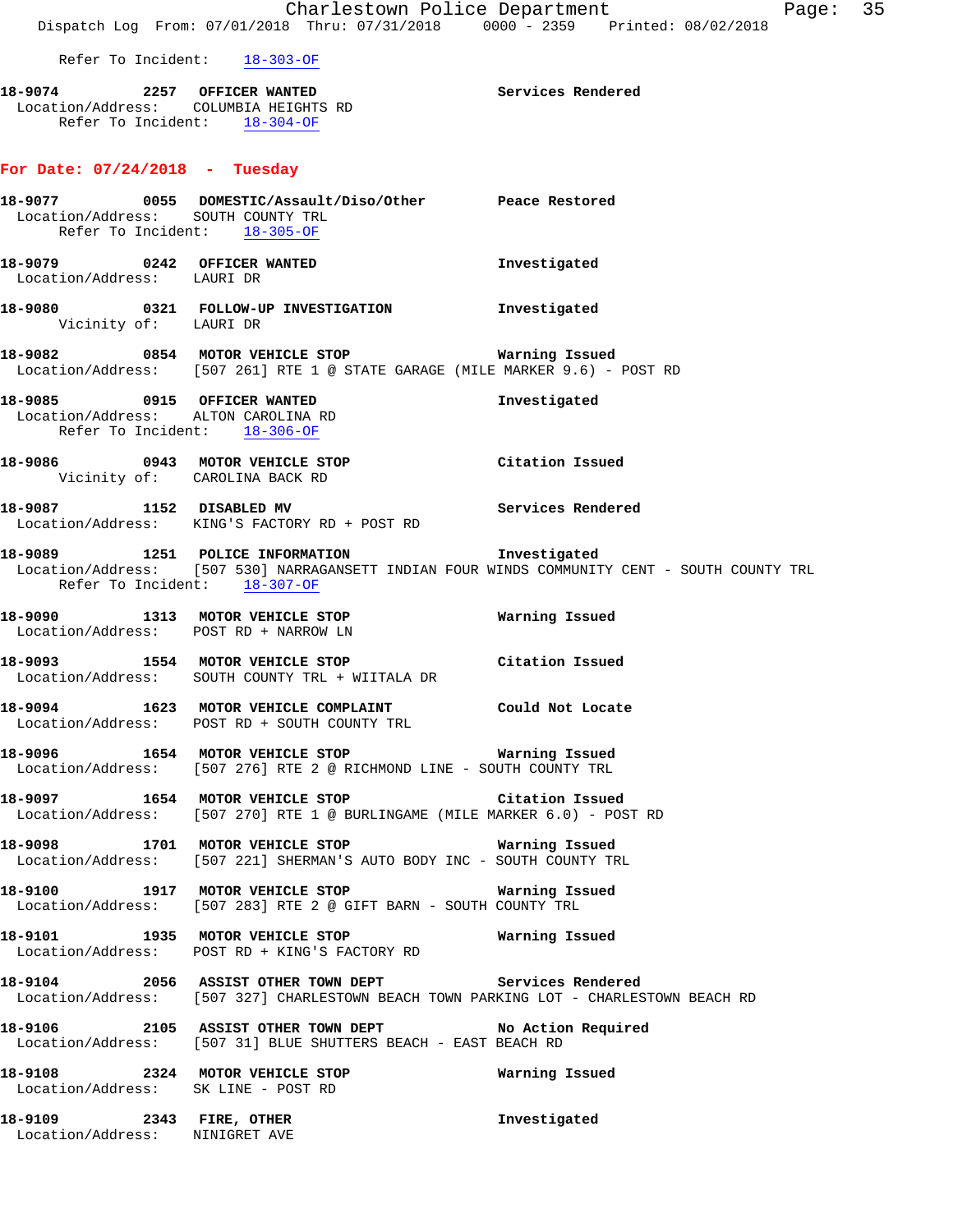Refer To Incident: 18-303-OF

**18-9074 2257 OFFICER WANTED** Services Rendered
Location/Address: COLUMBIA HEIGHTS RD
Refer To Incident: 18-304-OF

## For Date: 07/24/2018 - Tuesday

**18-9077 0055 DOMESTIC/Assault/Diso/Other** Peace Restored
Location/Address: SOUTH COUNTY TRL
Refer To Incident: 18-305-OF

**18-9079 0242 OFFICER WANTED** Investigated
Location/Address: LAURI DR

**18-9080 0321 FOLLOW-UP INVESTIGATION** Investigated
Vicinity of: LAURI DR

**18-9082 0854 MOTOR VEHICLE STOP** Warning Issued
Location/Address: [507 261] RTE 1 @ STATE GARAGE (MILE MARKER 9.6) - POST RD

**18-9085 0915 OFFICER WANTED** Investigated
Location/Address: ALTON CAROLINA RD
Refer To Incident: 18-306-OF

**18-9086 0943 MOTOR VEHICLE STOP** Citation Issued
Vicinity of: CAROLINA BACK RD

**18-9087 1152 DISABLED MV** Services Rendered
Location/Address: KING'S FACTORY RD + POST RD

**18-9089 1251 POLICE INFORMATION** Investigated
Location/Address: [507 530] NARRAGANSETT INDIAN FOUR WINDS COMMUNITY CENT - SOUTH COUNTY TRL
Refer To Incident: 18-307-OF

**18-9090 1313 MOTOR VEHICLE STOP** Warning Issued
Location/Address: POST RD + NARROW LN

**18-9093 1554 MOTOR VEHICLE STOP** Citation Issued
Location/Address: SOUTH COUNTY TRL + WIITALA DR

**18-9094 1623 MOTOR VEHICLE COMPLAINT** Could Not Locate
Location/Address: POST RD + SOUTH COUNTY TRL

**18-9096 1654 MOTOR VEHICLE STOP** Warning Issued
Location/Address: [507 276] RTE 2 @ RICHMOND LINE - SOUTH COUNTY TRL

**18-9097 1654 MOTOR VEHICLE STOP** Citation Issued
Location/Address: [507 270] RTE 1 @ BURLINGAME (MILE MARKER 6.0) - POST RD

**18-9098 1701 MOTOR VEHICLE STOP** Warning Issued
Location/Address: [507 221] SHERMAN'S AUTO BODY INC - SOUTH COUNTY TRL

**18-9100 1917 MOTOR VEHICLE STOP** Warning Issued
Location/Address: [507 283] RTE 2 @ GIFT BARN - SOUTH COUNTY TRL

**18-9101 1935 MOTOR VEHICLE STOP** Warning Issued
Location/Address: POST RD + KING'S FACTORY RD

**18-9104 2056 ASSIST OTHER TOWN DEPT** Services Rendered
Location/Address: [507 327] CHARLESTOWN BEACH TOWN PARKING LOT - CHARLESTOWN BEACH RD

**18-9106 2105 ASSIST OTHER TOWN DEPT** No Action Required
Location/Address: [507 31] BLUE SHUTTERS BEACH - EAST BEACH RD

**18-9108 2324 MOTOR VEHICLE STOP** Warning Issued
Location/Address: SK LINE - POST RD

**18-9109 2343 FIRE, OTHER** Investigated
Location/Address: NINIGRET AVE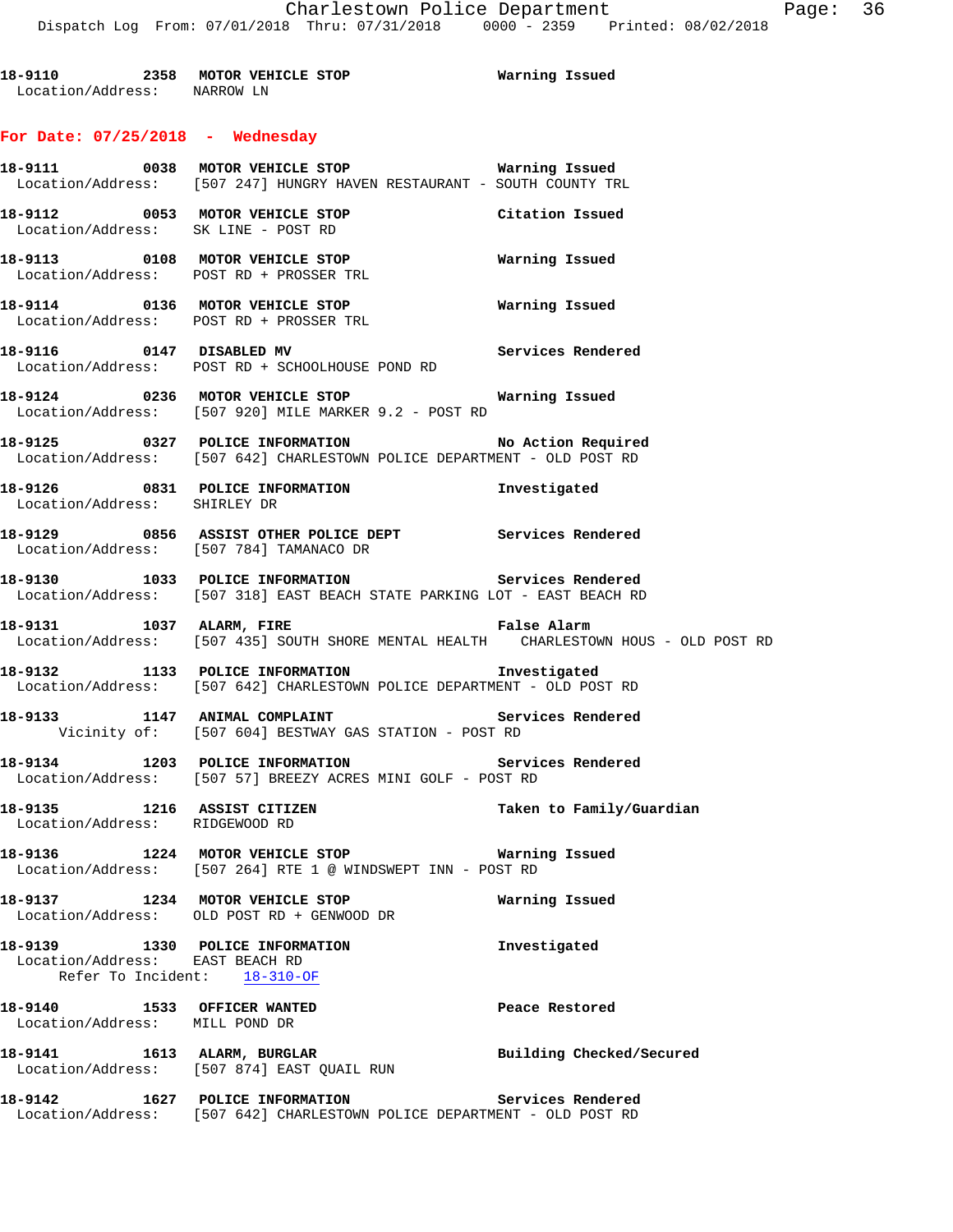**18-9110 2358 MOTOR VEHICLE STOP** Warning Issued
Location/Address: NARROW LN

## For Date: 07/25/2018 - Wednesday

**18-9111 0038 MOTOR VEHICLE STOP** Warning Issued
Location/Address: [507 247] HUNGRY HAVEN RESTAURANT - SOUTH COUNTY TRL

**18-9112 0053 MOTOR VEHICLE STOP** Citation Issued
Location/Address: SK LINE - POST RD

**18-9113 0108 MOTOR VEHICLE STOP** Warning Issued
Location/Address: POST RD + PROSSER TRL

**18-9114 0136 MOTOR VEHICLE STOP** Warning Issued
Location/Address: POST RD + PROSSER TRL

**18-9116 0147 DISABLED MV** Services Rendered
Location/Address: POST RD + SCHOOLHOUSE POND RD

**18-9124 0236 MOTOR VEHICLE STOP** Warning Issued
Location/Address: [507 920] MILE MARKER 9.2 - POST RD

**18-9125 0327 POLICE INFORMATION** No Action Required
Location/Address: [507 642] CHARLESTOWN POLICE DEPARTMENT - OLD POST RD

**18-9126 0831 POLICE INFORMATION** Investigated
Location/Address: SHIRLEY DR

**18-9129 0856 ASSIST OTHER POLICE DEPT** Services Rendered
Location/Address: [507 784] TAMANACO DR

**18-9130 1033 POLICE INFORMATION** Services Rendered
Location/Address: [507 318] EAST BEACH STATE PARKING LOT - EAST BEACH RD

**18-9131 1037 ALARM, FIRE** False Alarm
Location/Address: [507 435] SOUTH SHORE MENTAL HEALTH CHARLESTOWN HOUS - OLD POST RD

**18-9132 1133 POLICE INFORMATION** Investigated
Location/Address: [507 642] CHARLESTOWN POLICE DEPARTMENT - OLD POST RD

**18-9133 1147 ANIMAL COMPLAINT** Services Rendered
Vicinity of: [507 604] BESTWAY GAS STATION - POST RD

**18-9134 1203 POLICE INFORMATION** Services Rendered
Location/Address: [507 57] BREEZY ACRES MINI GOLF - POST RD

**18-9135 1216 ASSIST CITIZEN** Taken to Family/Guardian
Location/Address: RIDGEWOOD RD

**18-9136 1224 MOTOR VEHICLE STOP** Warning Issued
Location/Address: [507 264] RTE 1 @ WINDSWEPT INN - POST RD

**18-9137 1234 MOTOR VEHICLE STOP** Warning Issued
Location/Address: OLD POST RD + GENWOOD DR

**18-9139 1330 POLICE INFORMATION** Investigated
Location/Address: EAST BEACH RD
Refer To Incident: 18-310-OF

**18-9140 1533 OFFICER WANTED** Peace Restored
Location/Address: MILL POND DR

**18-9141 1613 ALARM, BURGLAR** Building Checked/Secured
Location/Address: [507 874] EAST QUAIL RUN

**18-9142 1627 POLICE INFORMATION** Services Rendered
Location/Address: [507 642] CHARLESTOWN POLICE DEPARTMENT - OLD POST RD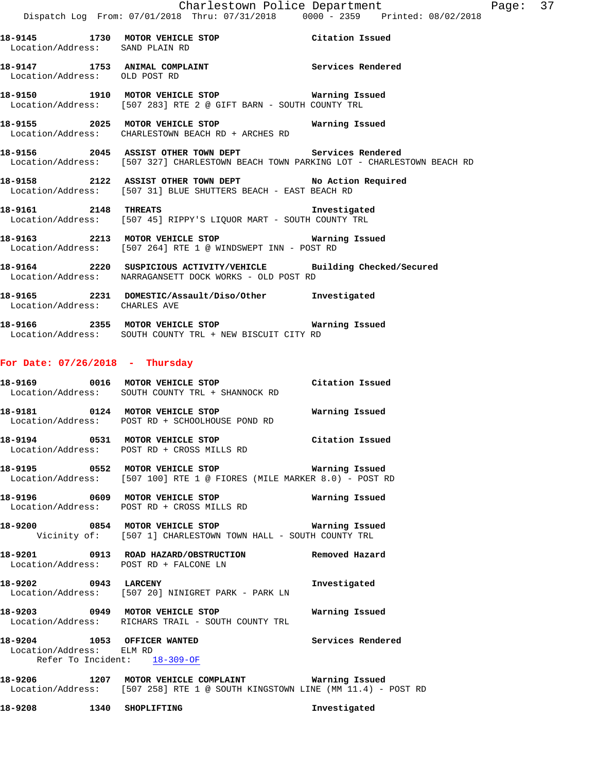**18-9145 1730 MOTOR VEHICLE STOP** Citation Issued
Location/Address: SAND PLAIN RD

**18-9147 1753 ANIMAL COMPLAINT** Services Rendered
Location/Address: OLD POST RD

**18-9150 1910 MOTOR VEHICLE STOP** Warning Issued
Location/Address: [507 283] RTE 2 @ GIFT BARN - SOUTH COUNTY TRL

**18-9155 2025 MOTOR VEHICLE STOP** Warning Issued
Location/Address: CHARLESTOWN BEACH RD + ARCHES RD

**18-9156 2045 ASSIST OTHER TOWN DEPT** Services Rendered
Location/Address: [507 327] CHARLESTOWN BEACH TOWN PARKING LOT - CHARLESTOWN BEACH RD

**18-9158 2122 ASSIST OTHER TOWN DEPT** No Action Required
Location/Address: [507 31] BLUE SHUTTERS BEACH - EAST BEACH RD

**18-9161 2148 THREATS** Investigated
Location/Address: [507 45] RIPPY'S LIQUOR MART - SOUTH COUNTY TRL

**18-9163 2213 MOTOR VEHICLE STOP** Warning Issued
Location/Address: [507 264] RTE 1 @ WINDSWEPT INN - POST RD

**18-9164 2220 SUSPICIOUS ACTIVITY/VEHICLE** Building Checked/Secured
Location/Address: NARRAGANSETT DOCK WORKS - OLD POST RD

**18-9165 2231 DOMESTIC/Assault/Diso/Other** Investigated
Location/Address: CHARLES AVE

**18-9166 2355 MOTOR VEHICLE STOP** Warning Issued
Location/Address: SOUTH COUNTY TRL + NEW BISCUIT CITY RD

## For Date: 07/26/2018 - Thursday

**18-9169 0016 MOTOR VEHICLE STOP** Citation Issued
Location/Address: SOUTH COUNTY TRL + SHANNOCK RD

**18-9181 0124 MOTOR VEHICLE STOP** Warning Issued
Location/Address: POST RD + SCHOOLHOUSE POND RD

**18-9194 0531 MOTOR VEHICLE STOP** Citation Issued
Location/Address: POST RD + CROSS MILLS RD

**18-9195 0552 MOTOR VEHICLE STOP** Warning Issued
Location/Address: [507 100] RTE 1 @ FIORES (MILE MARKER 8.0) - POST RD

**18-9196 0609 MOTOR VEHICLE STOP** Warning Issued
Location/Address: POST RD + CROSS MILLS RD

**18-9200 0854 MOTOR VEHICLE STOP** Warning Issued
Vicinity of: [507 1] CHARLESTOWN TOWN HALL - SOUTH COUNTY TRL

**18-9201 0913 ROAD HAZARD/OBSTRUCTION** Removed Hazard
Location/Address: POST RD + FALCONE LN

**18-9202 0943 LARCENY** Investigated
Location/Address: [507 20] NINIGRET PARK - PARK LN

**18-9203 0949 MOTOR VEHICLE STOP** Warning Issued
Location/Address: RICHARS TRAIL - SOUTH COUNTY TRL

**18-9204 1053 OFFICER WANTED** Services Rendered
Location/Address: ELM RD
Refer To Incident: 18-309-OF

**18-9206 1207 MOTOR VEHICLE COMPLAINT** Warning Issued
Location/Address: [507 258] RTE 1 @ SOUTH KINGSTOWN LINE (MM 11.4) - POST RD

**18-9208 1340 SHOPLIFTING** Investigated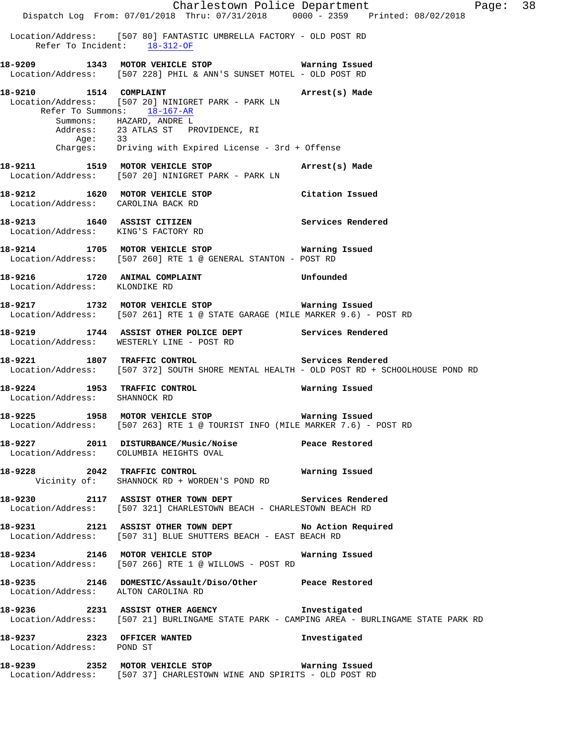Location/Address: [507 80] FANTASTIC UMBRELLA FACTORY - OLD POST RD
Refer To Incident: 18-312-OF

**18-9209 1343 MOTOR VEHICLE STOP** — Warning Issued
Location/Address: [507 228] PHIL & ANN'S SUNSET MOTEL - OLD POST RD

**18-9210 1514 COMPLAINT** — Arrest(s) Made
Location/Address: [507 20] NINIGRET PARK - PARK LN
Refer To Summons: 18-167-AR
Summons: HAZARD, ANDRE L
Address: 23 ATLAS ST PROVIDENCE, RI
Age: 33
Charges: Driving with Expired License - 3rd + Offense

**18-9211 1519 MOTOR VEHICLE STOP** — Arrest(s) Made
Location/Address: [507 20] NINIGRET PARK - PARK LN

**18-9212 1620 MOTOR VEHICLE STOP** — Citation Issued
Location/Address: CAROLINA BACK RD

**18-9213 1640 ASSIST CITIZEN** — Services Rendered
Location/Address: KING'S FACTORY RD

**18-9214 1705 MOTOR VEHICLE STOP** — Warning Issued
Location/Address: [507 260] RTE 1 @ GENERAL STANTON - POST RD

**18-9216 1720 ANIMAL COMPLAINT** — Unfounded
Location/Address: KLONDIKE RD

**18-9217 1732 MOTOR VEHICLE STOP** — Warning Issued
Location/Address: [507 261] RTE 1 @ STATE GARAGE (MILE MARKER 9.6) - POST RD

**18-9219 1744 ASSIST OTHER POLICE DEPT** — Services Rendered
Location/Address: WESTERLY LINE - POST RD

**18-9221 1807 TRAFFIC CONTROL** — Services Rendered
Location/Address: [507 372] SOUTH SHORE MENTAL HEALTH - OLD POST RD + SCHOOLHOUSE POND RD

**18-9224 1953 TRAFFIC CONTROL** — Warning Issued
Location/Address: SHANNOCK RD

**18-9225 1958 MOTOR VEHICLE STOP** — Warning Issued
Location/Address: [507 263] RTE 1 @ TOURIST INFO (MILE MARKER 7.6) - POST RD

**18-9227 2011 DISTURBANCE/Music/Noise** — Peace Restored
Location/Address: COLUMBIA HEIGHTS OVAL

**18-9228 2042 TRAFFIC CONTROL** — Warning Issued
Vicinity of: SHANNOCK RD + WORDEN'S POND RD

**18-9230 2117 ASSIST OTHER TOWN DEPT** — Services Rendered
Location/Address: [507 321] CHARLESTOWN BEACH - CHARLESTOWN BEACH RD

**18-9231 2121 ASSIST OTHER TOWN DEPT** — No Action Required
Location/Address: [507 31] BLUE SHUTTERS BEACH - EAST BEACH RD

**18-9234 2146 MOTOR VEHICLE STOP** — Warning Issued
Location/Address: [507 266] RTE 1 @ WILLOWS - POST RD

**18-9235 2146 DOMESTIC/Assault/Diso/Other** — Peace Restored
Location/Address: ALTON CAROLINA RD

**18-9236 2231 ASSIST OTHER AGENCY** — Investigated
Location/Address: [507 21] BURLINGAME STATE PARK - CAMPING AREA - BURLINGAME STATE PARK RD

**18-9237 2323 OFFICER WANTED** — Investigated
Location/Address: POND ST

**18-9239 2352 MOTOR VEHICLE STOP** — Warning Issued
Location/Address: [507 37] CHARLESTOWN WINE AND SPIRITS - OLD POST RD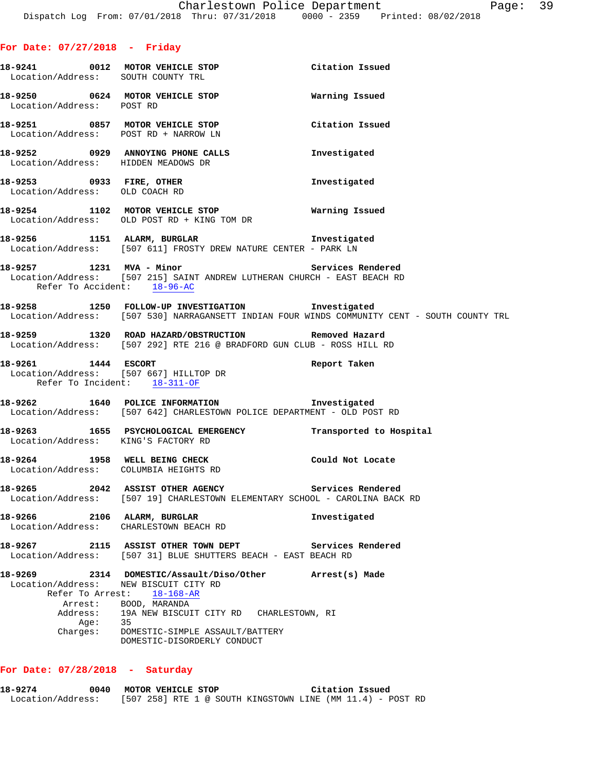## For Date: 07/27/2018 - Friday

**18-9241 0012 MOTOR VEHICLE STOP** — Citation Issued
Location/Address: SOUTH COUNTY TRL

**18-9250 0624 MOTOR VEHICLE STOP** — Warning Issued
Location/Address: POST RD

**18-9251 0857 MOTOR VEHICLE STOP** — Citation Issued
Location/Address: POST RD + NARROW LN

**18-9252 0929 ANNOYING PHONE CALLS** — Investigated
Location/Address: HIDDEN MEADOWS DR

**18-9253 0933 FIRE, OTHER** — Investigated
Location/Address: OLD COACH RD

**18-9254 1102 MOTOR VEHICLE STOP** — Warning Issued
Location/Address: OLD POST RD + KING TOM DR

**18-9256 1151 ALARM, BURGLAR** — Investigated
Location/Address: [507 611] FROSTY DREW NATURE CENTER - PARK LN

**18-9257 1231 MVA - Minor** — Services Rendered
Location/Address: [507 215] SAINT ANDREW LUTHERAN CHURCH - EAST BEACH RD
Refer To Accident: 18-96-AC

**18-9258 1250 FOLLOW-UP INVESTIGATION** — Investigated
Location/Address: [507 530] NARRAGANSETT INDIAN FOUR WINDS COMMUNITY CENT - SOUTH COUNTY TRL

**18-9259 1320 ROAD HAZARD/OBSTRUCTION** — Removed Hazard
Location/Address: [507 292] RTE 216 @ BRADFORD GUN CLUB - ROSS HILL RD

**18-9261 1444 ESCORT** — Report Taken
Location/Address: [507 667] HILLTOP DR
Refer To Incident: 18-311-OF

**18-9262 1640 POLICE INFORMATION** — Investigated
Location/Address: [507 642] CHARLESTOWN POLICE DEPARTMENT - OLD POST RD

**18-9263 1655 PSYCHOLOGICAL EMERGENCY** — Transported to Hospital
Location/Address: KING'S FACTORY RD

**18-9264 1958 WELL BEING CHECK** — Could Not Locate
Location/Address: COLUMBIA HEIGHTS RD

**18-9265 2042 ASSIST OTHER AGENCY** — Services Rendered
Location/Address: [507 19] CHARLESTOWN ELEMENTARY SCHOOL - CAROLINA BACK RD

**18-9266 2106 ALARM, BURGLAR** — Investigated
Location/Address: CHARLESTOWN BEACH RD

**18-9267 2115 ASSIST OTHER TOWN DEPT** — Services Rendered
Location/Address: [507 31] BLUE SHUTTERS BEACH - EAST BEACH RD

**18-9269 2314 DOMESTIC/Assault/Diso/Other** — Arrest(s) Made
Location/Address: NEW BISCUIT CITY RD
Refer To Arrest: 18-168-AR
Arrest: BOOD, MARANDA
Address: 19A NEW BISCUIT CITY RD CHARLESTOWN, RI
Age: 35
Charges: DOMESTIC-SIMPLE ASSAULT/BATTERY
DOMESTIC-DISORDERLY CONDUCT

## For Date: 07/28/2018 - Saturday

**18-9274 0040 MOTOR VEHICLE STOP** — Citation Issued
Location/Address: [507 258] RTE 1 @ SOUTH KINGSTOWN LINE (MM 11.4) - POST RD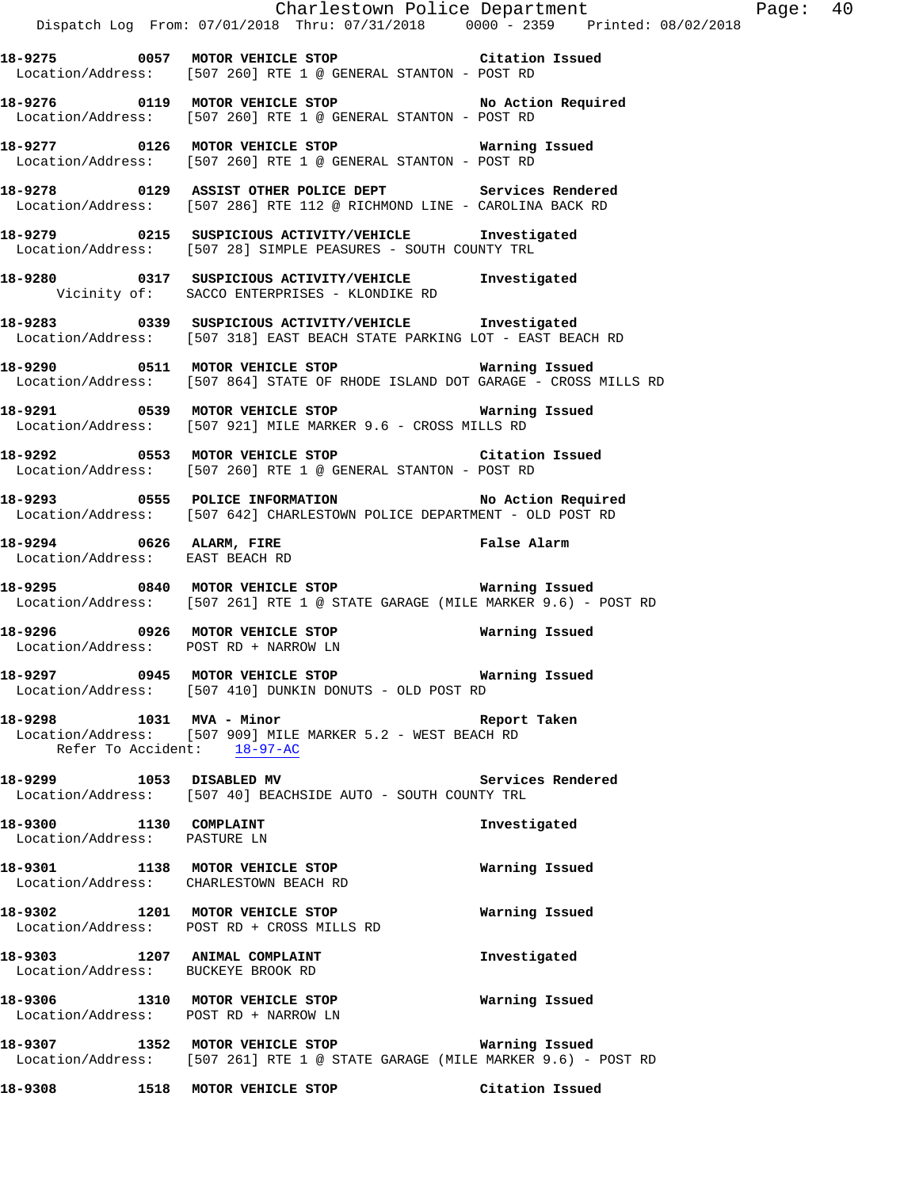**18-9275 0057 MOTOR VEHICLE STOP Citation Issued**
Location/Address: [507 260] RTE 1 @ GENERAL STANTON - POST RD

**18-9276 0119 MOTOR VEHICLE STOP No Action Required**
Location/Address: [507 260] RTE 1 @ GENERAL STANTON - POST RD

**18-9277 0126 MOTOR VEHICLE STOP Warning Issued**
Location/Address: [507 260] RTE 1 @ GENERAL STANTON - POST RD

**18-9278 0129 ASSIST OTHER POLICE DEPT Services Rendered**
Location/Address: [507 286] RTE 112 @ RICHMOND LINE - CAROLINA BACK RD

**18-9279 0215 SUSPICIOUS ACTIVITY/VEHICLE Investigated**
Location/Address: [507 28] SIMPLE PEASURES - SOUTH COUNTY TRL

**18-9280 0317 SUSPICIOUS ACTIVITY/VEHICLE Investigated**
Vicinity of: SACCO ENTERPRISES - KLONDIKE RD

**18-9283 0339 SUSPICIOUS ACTIVITY/VEHICLE Investigated**
Location/Address: [507 318] EAST BEACH STATE PARKING LOT - EAST BEACH RD

**18-9290 0511 MOTOR VEHICLE STOP Warning Issued**
Location/Address: [507 864] STATE OF RHODE ISLAND DOT GARAGE - CROSS MILLS RD

**18-9291 0539 MOTOR VEHICLE STOP Warning Issued**
Location/Address: [507 921] MILE MARKER 9.6 - CROSS MILLS RD

**18-9292 0553 MOTOR VEHICLE STOP Citation Issued**
Location/Address: [507 260] RTE 1 @ GENERAL STANTON - POST RD

**18-9293 0555 POLICE INFORMATION No Action Required**
Location/Address: [507 642] CHARLESTOWN POLICE DEPARTMENT - OLD POST RD

**18-9294 0626 ALARM, FIRE False Alarm**
Location/Address: EAST BEACH RD

**18-9295 0840 MOTOR VEHICLE STOP Warning Issued**
Location/Address: [507 261] RTE 1 @ STATE GARAGE (MILE MARKER 9.6) - POST RD

**18-9296 0926 MOTOR VEHICLE STOP Warning Issued**
Location/Address: POST RD + NARROW LN

**18-9297 0945 MOTOR VEHICLE STOP Warning Issued**
Location/Address: [507 410] DUNKIN DONUTS - OLD POST RD

**18-9298 1031 MVA - Minor Report Taken**
Location/Address: [507 909] MILE MARKER 5.2 - WEST BEACH RD
Refer To Accident: 18-97-AC

**18-9299 1053 DISABLED MV Services Rendered**
Location/Address: [507 40] BEACHSIDE AUTO - SOUTH COUNTY TRL

**18-9300 1130 COMPLAINT Investigated**
Location/Address: PASTURE LN

**18-9301 1138 MOTOR VEHICLE STOP Warning Issued**
Location/Address: CHARLESTOWN BEACH RD

**18-9302 1201 MOTOR VEHICLE STOP Warning Issued**
Location/Address: POST RD + CROSS MILLS RD

**18-9303 1207 ANIMAL COMPLAINT Investigated**
Location/Address: BUCKEYE BROOK RD

**18-9306 1310 MOTOR VEHICLE STOP Warning Issued**
Location/Address: POST RD + NARROW LN

**18-9307 1352 MOTOR VEHICLE STOP Warning Issued**
Location/Address: [507 261] RTE 1 @ STATE GARAGE (MILE MARKER 9.6) - POST RD

**18-9308 1518 MOTOR VEHICLE STOP Citation Issued**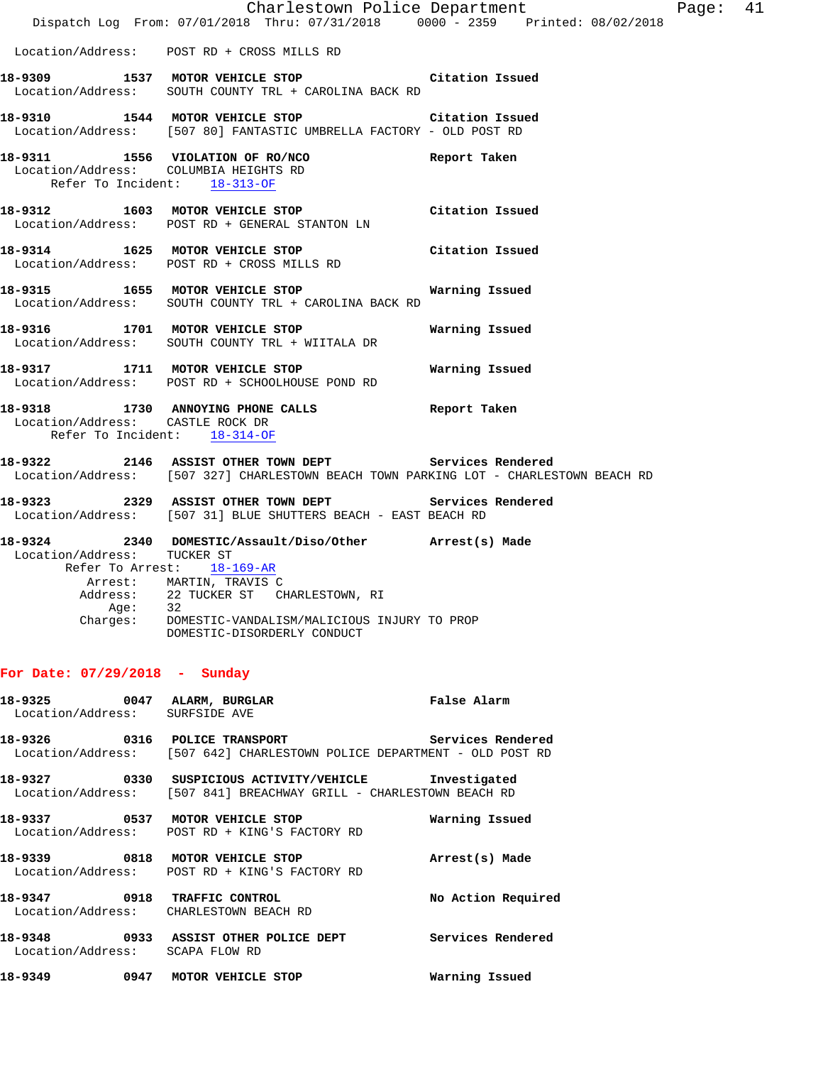Location/Address: POST RD + CROSS MILLS RD

**18-9309** 1537 **MOTOR VEHICLE STOP** **Citation Issued**
Location/Address: SOUTH COUNTY TRL + CAROLINA BACK RD

**18-9310** 1544 **MOTOR VEHICLE STOP** **Citation Issued**
Location/Address: [507 80] FANTASTIC UMBRELLA FACTORY - OLD POST RD

**18-9311** 1556 **VIOLATION OF RO/NCO** **Report Taken**
Location/Address: COLUMBIA HEIGHTS RD
Refer To Incident: 18-313-OF

**18-9312** 1603 **MOTOR VEHICLE STOP** **Citation Issued**
Location/Address: POST RD + GENERAL STANTON LN

**18-9314** 1625 **MOTOR VEHICLE STOP** **Citation Issued**
Location/Address: POST RD + CROSS MILLS RD

**18-9315** 1655 **MOTOR VEHICLE STOP** **Warning Issued**
Location/Address: SOUTH COUNTY TRL + CAROLINA BACK RD

**18-9316** 1701 **MOTOR VEHICLE STOP** **Warning Issued**
Location/Address: SOUTH COUNTY TRL + WIITALA DR

**18-9317** 1711 **MOTOR VEHICLE STOP** **Warning Issued**
Location/Address: POST RD + SCHOOLHOUSE POND RD

**18-9318** 1730 **ANNOYING PHONE CALLS** **Report Taken**
Location/Address: CASTLE ROCK DR
Refer To Incident: 18-314-OF

**18-9322** 2146 **ASSIST OTHER TOWN DEPT** **Services Rendered**
Location/Address: [507 327] CHARLESTOWN BEACH TOWN PARKING LOT - CHARLESTOWN BEACH RD

**18-9323** 2329 **ASSIST OTHER TOWN DEPT** **Services Rendered**
Location/Address: [507 31] BLUE SHUTTERS BEACH - EAST BEACH RD

**18-9324** 2340 **DOMESTIC/Assault/Diso/Other** **Arrest(s) Made**
Location/Address: TUCKER ST
Refer To Arrest: 18-169-AR
Arrest: MARTIN, TRAVIS C
Address: 22 TUCKER ST CHARLESTOWN, RI
Age: 32
Charges: DOMESTIC-VANDALISM/MALICIOUS INJURY TO PROP
DOMESTIC-DISORDERLY CONDUCT

## For Date: 07/29/2018 - Sunday

**18-9325** 0047 **ALARM, BURGLAR** **False Alarm**
Location/Address: SURFSIDE AVE

**18-9326** 0316 **POLICE TRANSPORT** **Services Rendered**
Location/Address: [507 642] CHARLESTOWN POLICE DEPARTMENT - OLD POST RD

**18-9327** 0330 **SUSPICIOUS ACTIVITY/VEHICLE** **Investigated**
Location/Address: [507 841] BREACHWAY GRILL - CHARLESTOWN BEACH RD

**18-9337** 0537 **MOTOR VEHICLE STOP** **Warning Issued**
Location/Address: POST RD + KING'S FACTORY RD

**18-9339** 0818 **MOTOR VEHICLE STOP** **Arrest(s) Made**
Location/Address: POST RD + KING'S FACTORY RD

**18-9347** 0918 **TRAFFIC CONTROL** **No Action Required**
Location/Address: CHARLESTOWN BEACH RD

**18-9348** 0933 **ASSIST OTHER POLICE DEPT** **Services Rendered**
Location/Address: SCAPA FLOW RD

**18-9349** 0947 **MOTOR VEHICLE STOP** **Warning Issued**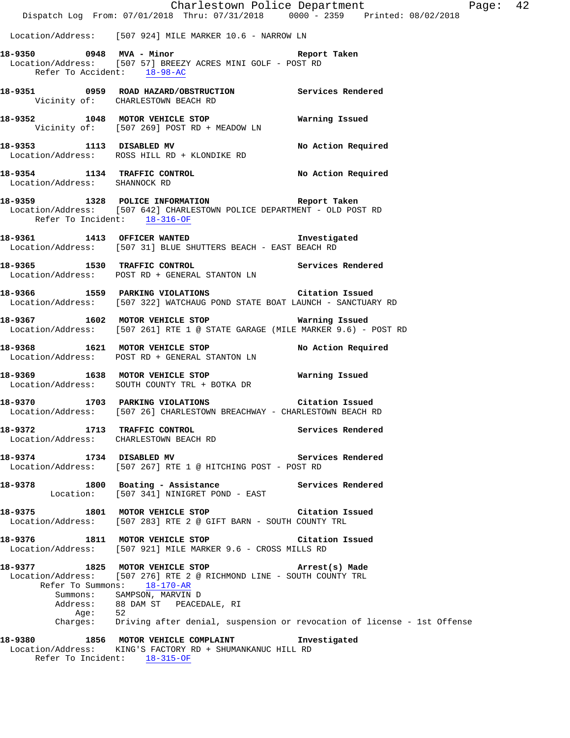Location/Address: [507 924] MILE MARKER 10.6 - NARROW LN

**18-9350 0948 MVA - Minor** Report Taken
Location/Address: [507 57] BREEZY ACRES MINI GOLF - POST RD
Refer To Accident: 18-98-AC

**18-9351 0959 ROAD HAZARD/OBSTRUCTION** Services Rendered
Vicinity of: CHARLESTOWN BEACH RD

**18-9352 1048 MOTOR VEHICLE STOP** Warning Issued
Vicinity of: [507 269] POST RD + MEADOW LN

**18-9353 1113 DISABLED MV** No Action Required
Location/Address: ROSS HILL RD + KLONDIKE RD

**18-9354 1134 TRAFFIC CONTROL** No Action Required
Location/Address: SHANNOCK RD

**18-9359 1328 POLICE INFORMATION** Report Taken
Location/Address: [507 642] CHARLESTOWN POLICE DEPARTMENT - OLD POST RD
Refer To Incident: 18-316-OF

**18-9361 1413 OFFICER WANTED** Investigated
Location/Address: [507 31] BLUE SHUTTERS BEACH - EAST BEACH RD

**18-9365 1530 TRAFFIC CONTROL** Services Rendered
Location/Address: POST RD + GENERAL STANTON LN

**18-9366 1559 PARKING VIOLATIONS** Citation Issued
Location/Address: [507 322] WATCHAUG POND STATE BOAT LAUNCH - SANCTUARY RD

**18-9367 1602 MOTOR VEHICLE STOP** Warning Issued
Location/Address: [507 261] RTE 1 @ STATE GARAGE (MILE MARKER 9.6) - POST RD

**18-9368 1621 MOTOR VEHICLE STOP** No Action Required
Location/Address: POST RD + GENERAL STANTON LN

**18-9369 1638 MOTOR VEHICLE STOP** Warning Issued
Location/Address: SOUTH COUNTY TRL + BOTKA DR

**18-9370 1703 PARKING VIOLATIONS** Citation Issued
Location/Address: [507 26] CHARLESTOWN BREACHWAY - CHARLESTOWN BEACH RD

**18-9372 1713 TRAFFIC CONTROL** Services Rendered
Location/Address: CHARLESTOWN BEACH RD

**18-9374 1734 DISABLED MV** Services Rendered
Location/Address: [507 267] RTE 1 @ HITCHING POST - POST RD

**18-9378 1800 Boating - Assistance** Services Rendered
Location: [507 341] NINIGRET POND - EAST

**18-9375 1801 MOTOR VEHICLE STOP** Citation Issued
Location/Address: [507 283] RTE 2 @ GIFT BARN - SOUTH COUNTY TRL

**18-9376 1811 MOTOR VEHICLE STOP** Citation Issued
Location/Address: [507 921] MILE MARKER 9.6 - CROSS MILLS RD

**18-9377 1825 MOTOR VEHICLE STOP** Arrest(s) Made
Location/Address: [507 276] RTE 2 @ RICHMOND LINE - SOUTH COUNTY TRL
Refer To Summons: 18-170-AR
Summons: SAMPSON, MARVIN D
Address: 88 DAM ST PEACEDALE, RI
Age: 52
Charges: Driving after denial, suspension or revocation of license - 1st Offense

**18-9380 1856 MOTOR VEHICLE COMPLAINT** Investigated
Location/Address: KING'S FACTORY RD + SHUMANKANUC HILL RD
Refer To Incident: 18-315-OF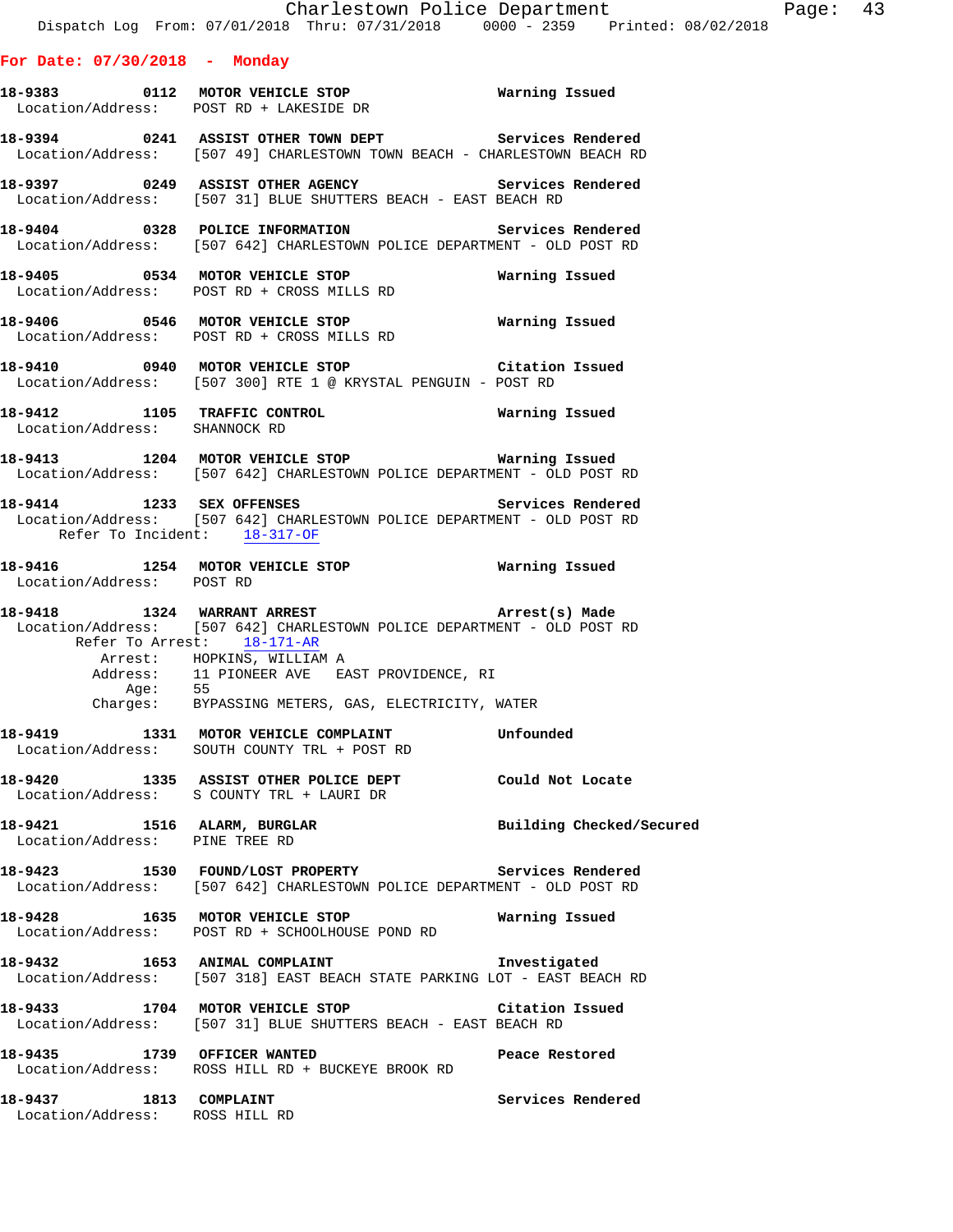## For Date: 07/30/2018 - Monday

**18-9383 0112 MOTOR VEHICLE STOP** Warning Issued
Location/Address: POST RD + LAKESIDE DR

**18-9394 0241 ASSIST OTHER TOWN DEPT** Services Rendered
Location/Address: [507 49] CHARLESTOWN TOWN BEACH - CHARLESTOWN BEACH RD

**18-9397 0249 ASSIST OTHER AGENCY** Services Rendered
Location/Address: [507 31] BLUE SHUTTERS BEACH - EAST BEACH RD

**18-9404 0328 POLICE INFORMATION** Services Rendered
Location/Address: [507 642] CHARLESTOWN POLICE DEPARTMENT - OLD POST RD

**18-9405 0534 MOTOR VEHICLE STOP** Warning Issued
Location/Address: POST RD + CROSS MILLS RD

**18-9406 0546 MOTOR VEHICLE STOP** Warning Issued
Location/Address: POST RD + CROSS MILLS RD

**18-9410 0940 MOTOR VEHICLE STOP** Citation Issued
Location/Address: [507 300] RTE 1 @ KRYSTAL PENGUIN - POST RD

**18-9412 1105 TRAFFIC CONTROL** Warning Issued
Location/Address: SHANNOCK RD

**18-9413 1204 MOTOR VEHICLE STOP** Warning Issued
Location/Address: [507 642] CHARLESTOWN POLICE DEPARTMENT - OLD POST RD

**18-9414 1233 SEX OFFENSES** Services Rendered
Location/Address: [507 642] CHARLESTOWN POLICE DEPARTMENT - OLD POST RD
Refer To Incident: 18-317-OF

**18-9416 1254 MOTOR VEHICLE STOP** Warning Issued
Location/Address: POST RD

**18-9418 1324 WARRANT ARREST** Arrest(s) Made
Location/Address: [507 642] CHARLESTOWN POLICE DEPARTMENT - OLD POST RD
Refer To Arrest: 18-171-AR
Arrest: HOPKINS, WILLIAM A
Address: 11 PIONEER AVE EAST PROVIDENCE, RI
Age: 55
Charges: BYPASSING METERS, GAS, ELECTRICITY, WATER

**18-9419 1331 MOTOR VEHICLE COMPLAINT** Unfounded
Location/Address: SOUTH COUNTY TRL + POST RD

**18-9420 1335 ASSIST OTHER POLICE DEPT** Could Not Locate
Location/Address: S COUNTY TRL + LAURI DR

**18-9421 1516 ALARM, BURGLAR** Building Checked/Secured
Location/Address: PINE TREE RD

**18-9423 1530 FOUND/LOST PROPERTY** Services Rendered
Location/Address: [507 642] CHARLESTOWN POLICE DEPARTMENT - OLD POST RD

**18-9428 1635 MOTOR VEHICLE STOP** Warning Issued
Location/Address: POST RD + SCHOOLHOUSE POND RD

**18-9432 1653 ANIMAL COMPLAINT** Investigated
Location/Address: [507 318] EAST BEACH STATE PARKING LOT - EAST BEACH RD

**18-9433 1704 MOTOR VEHICLE STOP** Citation Issued
Location/Address: [507 31] BLUE SHUTTERS BEACH - EAST BEACH RD

**18-9435 1739 OFFICER WANTED** Peace Restored
Location/Address: ROSS HILL RD + BUCKEYE BROOK RD

**18-9437 1813 COMPLAINT** Services Rendered
Location/Address: ROSS HILL RD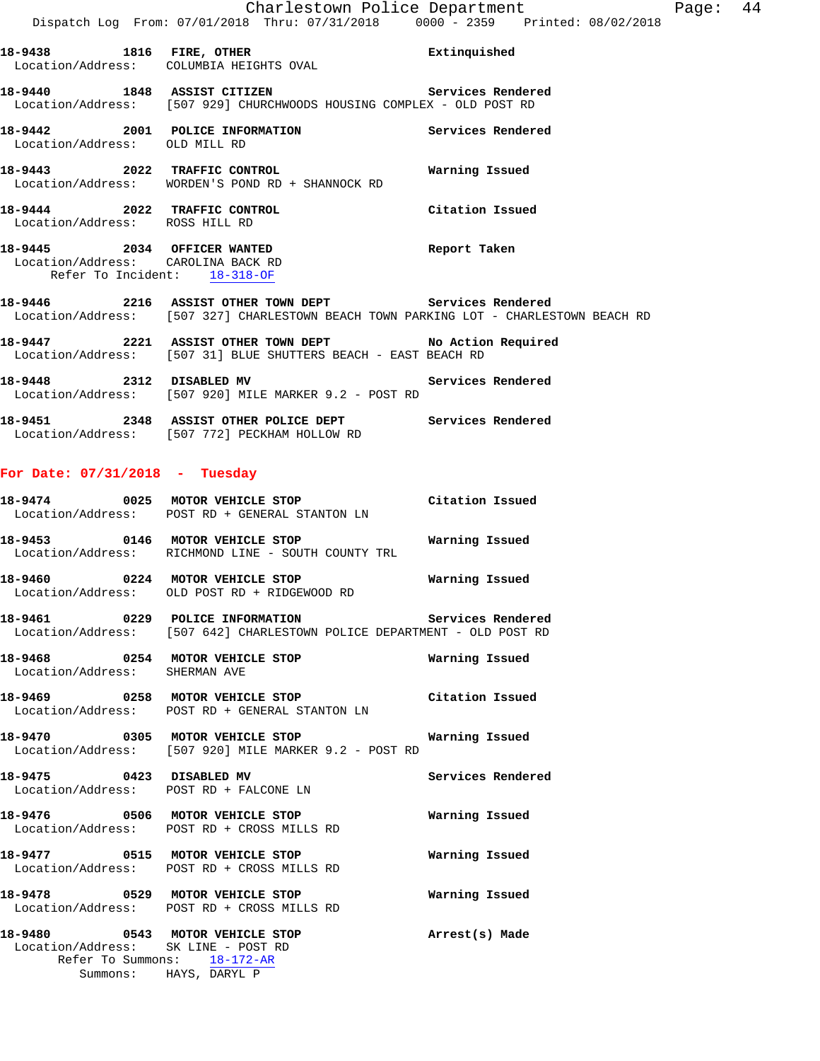**18-9438** **1816** **FIRE, OTHER** **Extinguished**
Location/Address: COLUMBIA HEIGHTS OVAL

**18-9440** **1848** **ASSIST CITIZEN** **Services Rendered**
Location/Address: [507 929] CHURCHWOODS HOUSING COMPLEX - OLD POST RD

**18-9442** **2001** **POLICE INFORMATION** **Services Rendered**
Location/Address: OLD MILL RD

**18-9443** **2022** **TRAFFIC CONTROL** **Warning Issued**
Location/Address: WORDEN'S POND RD + SHANNOCK RD

**18-9444** **2022** **TRAFFIC CONTROL** **Citation Issued**
Location/Address: ROSS HILL RD

**18-9445** **2034** **OFFICER WANTED** **Report Taken**
Location/Address: CAROLINA BACK RD
Refer To Incident: 18-318-OF

**18-9446** **2216** **ASSIST OTHER TOWN DEPT** **Services Rendered**
Location/Address: [507 327] CHARLESTOWN BEACH TOWN PARKING LOT - CHARLESTOWN BEACH RD

**18-9447** **2221** **ASSIST OTHER TOWN DEPT** **No Action Required**
Location/Address: [507 31] BLUE SHUTTERS BEACH - EAST BEACH RD

**18-9448** **2312** **DISABLED MV** **Services Rendered**
Location/Address: [507 920] MILE MARKER 9.2 - POST RD

**18-9451** **2348** **ASSIST OTHER POLICE DEPT** **Services Rendered**
Location/Address: [507 772] PECKHAM HOLLOW RD

## For Date: 07/31/2018 - Tuesday

**18-9474** **0025** **MOTOR VEHICLE STOP** **Citation Issued**
Location/Address: POST RD + GENERAL STANTON LN

**18-9453** **0146** **MOTOR VEHICLE STOP** **Warning Issued**
Location/Address: RICHMOND LINE - SOUTH COUNTY TRL

**18-9460** **0224** **MOTOR VEHICLE STOP** **Warning Issued**
Location/Address: OLD POST RD + RIDGEWOOD RD

**18-9461** **0229** **POLICE INFORMATION** **Services Rendered**
Location/Address: [507 642] CHARLESTOWN POLICE DEPARTMENT - OLD POST RD

**18-9468** **0254** **MOTOR VEHICLE STOP** **Warning Issued**
Location/Address: SHERMAN AVE

**18-9469** **0258** **MOTOR VEHICLE STOP** **Citation Issued**
Location/Address: POST RD + GENERAL STANTON LN

**18-9470** **0305** **MOTOR VEHICLE STOP** **Warning Issued**
Location/Address: [507 920] MILE MARKER 9.2 - POST RD

**18-9475** **0423** **DISABLED MV** **Services Rendered**
Location/Address: POST RD + FALCONE LN

**18-9476** **0506** **MOTOR VEHICLE STOP** **Warning Issued**
Location/Address: POST RD + CROSS MILLS RD

**18-9477** **0515** **MOTOR VEHICLE STOP** **Warning Issued**
Location/Address: POST RD + CROSS MILLS RD

**18-9478** **0529** **MOTOR VEHICLE STOP** **Warning Issued**
Location/Address: POST RD + CROSS MILLS RD

**18-9480** **0543** **MOTOR VEHICLE STOP** **Arrest(s) Made**
Location/Address: SK LINE - POST RD
Refer To Summons: 18-172-AR
Summons: HAYS, DARYL P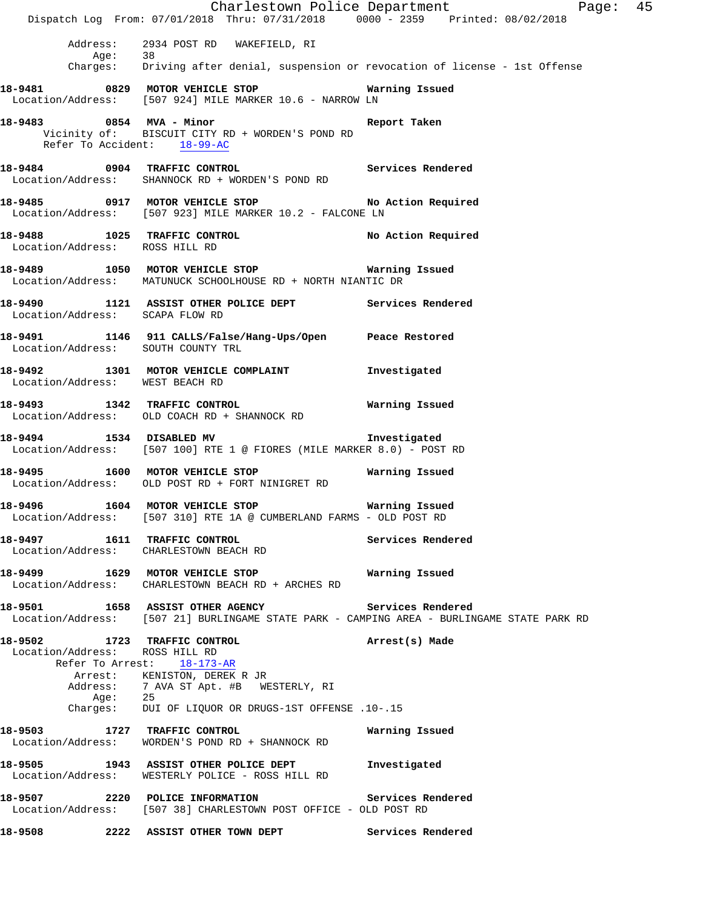Address: 2934 POST RD WAKEFIELD, RI
Age: 38
Charges: Driving after denial, suspension or revocation of license - 1st Offense

**18-9481 0829 MOTOR VEHICLE STOP** **Warning Issued**
Location/Address: [507 924] MILE MARKER 10.6 - NARROW LN

**18-9483 0854 MVA - Minor** **Report Taken**
Vicinity of: BISCUIT CITY RD + WORDEN'S POND RD
Refer To Accident: 18-99-AC

**18-9484 0904 TRAFFIC CONTROL** **Services Rendered**
Location/Address: SHANNOCK RD + WORDEN'S POND RD

**18-9485 0917 MOTOR VEHICLE STOP** **No Action Required**
Location/Address: [507 923] MILE MARKER 10.2 - FALCONE LN

**18-9488 1025 TRAFFIC CONTROL** **No Action Required**
Location/Address: ROSS HILL RD

**18-9489 1050 MOTOR VEHICLE STOP** **Warning Issued**
Location/Address: MATUNUCK SCHOOLHOUSE RD + NORTH NIANTIC DR

**18-9490 1121 ASSIST OTHER POLICE DEPT** **Services Rendered**
Location/Address: SCAPA FLOW RD

**18-9491 1146 911 CALLS/False/Hang-Ups/Open** **Peace Restored**
Location/Address: SOUTH COUNTY TRL

**18-9492 1301 MOTOR VEHICLE COMPLAINT** **Investigated**
Location/Address: WEST BEACH RD

**18-9493 1342 TRAFFIC CONTROL** **Warning Issued**
Location/Address: OLD COACH RD + SHANNOCK RD

**18-9494 1534 DISABLED MV** **Investigated**
Location/Address: [507 100] RTE 1 @ FIORES (MILE MARKER 8.0) - POST RD

**18-9495 1600 MOTOR VEHICLE STOP** **Warning Issued**
Location/Address: OLD POST RD + FORT NINIGRET RD

**18-9496 1604 MOTOR VEHICLE STOP** **Warning Issued**
Location/Address: [507 310] RTE 1A @ CUMBERLAND FARMS - OLD POST RD

**18-9497 1611 TRAFFIC CONTROL** **Services Rendered**
Location/Address: CHARLESTOWN BEACH RD

**18-9499 1629 MOTOR VEHICLE STOP** **Warning Issued**
Location/Address: CHARLESTOWN BEACH RD + ARCHES RD

**18-9501 1658 ASSIST OTHER AGENCY** **Services Rendered**
Location/Address: [507 21] BURLINGAME STATE PARK - CAMPING AREA - BURLINGAME STATE PARK RD

**18-9502 1723 TRAFFIC CONTROL** **Arrest(s) Made**
Location/Address: ROSS HILL RD
Refer To Arrest: 18-173-AR
Arrest: KENISTON, DEREK R JR
Address: 7 AVA ST Apt. #B WESTERLY, RI
Age: 25
Charges: DUI OF LIQUOR OR DRUGS-1ST OFFENSE .10-.15

**18-9503 1727 TRAFFIC CONTROL** **Warning Issued**
Location/Address: WORDEN'S POND RD + SHANNOCK RD

**18-9505 1943 ASSIST OTHER POLICE DEPT** **Investigated**
Location/Address: WESTERLY POLICE - ROSS HILL RD

**18-9507 2220 POLICE INFORMATION** **Services Rendered**
Location/Address: [507 38] CHARLESTOWN POST OFFICE - OLD POST RD

**18-9508 2222 ASSIST OTHER TOWN DEPT** **Services Rendered**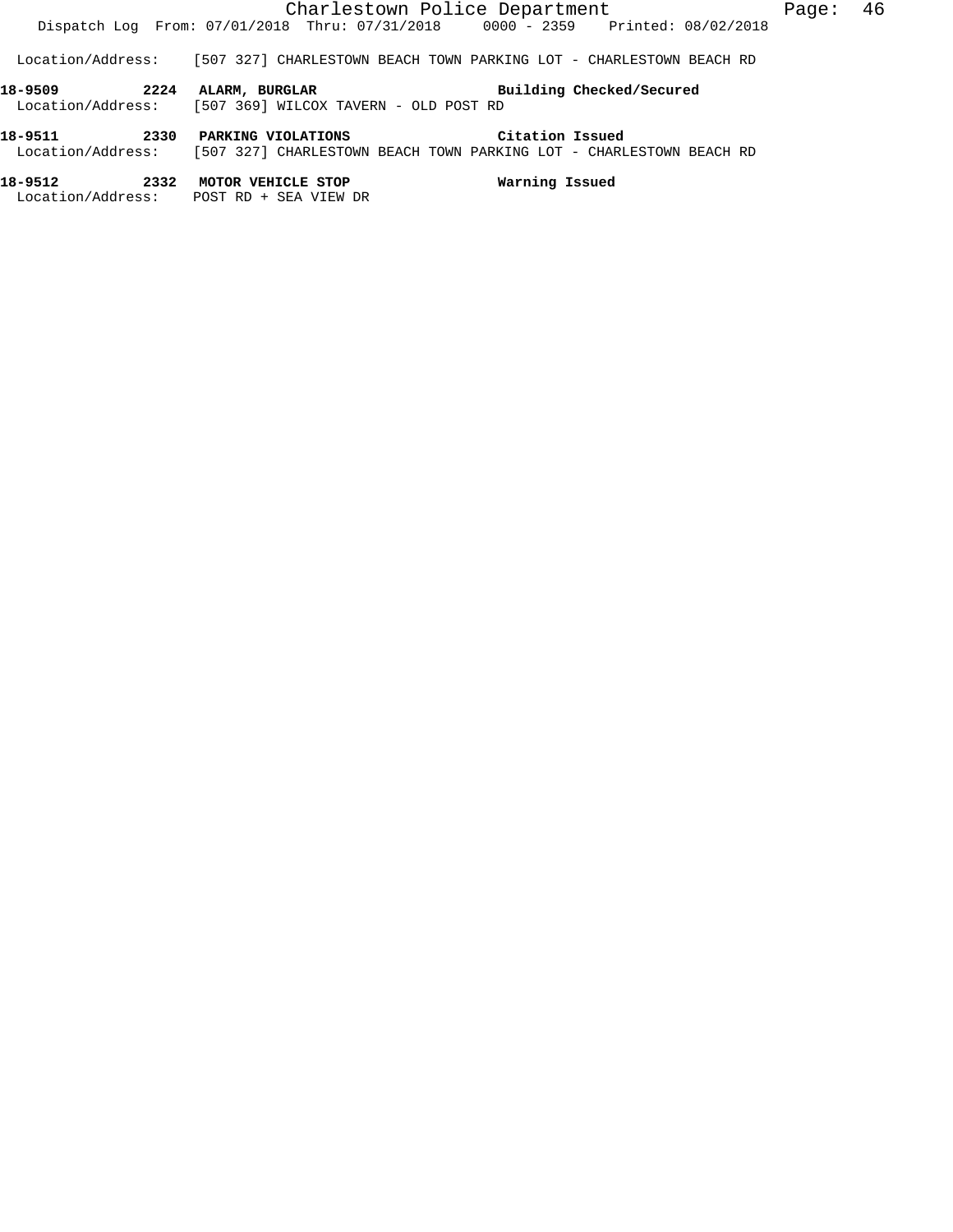Location/Address: [507 327] CHARLESTOWN BEACH TOWN PARKING LOT - CHARLESTOWN BEACH RD

**18-9509 2224 ALARM, BURGLAR Building Checked/Secured**
Location/Address: [507 369] WILCOX TAVERN - OLD POST RD

**18-9511 2330 PARKING VIOLATIONS Citation Issued**
Location/Address: [507 327] CHARLESTOWN BEACH TOWN PARKING LOT - CHARLESTOWN BEACH RD

**18-9512 2332 MOTOR VEHICLE STOP Warning Issued**
Location/Address: POST RD + SEA VIEW DR